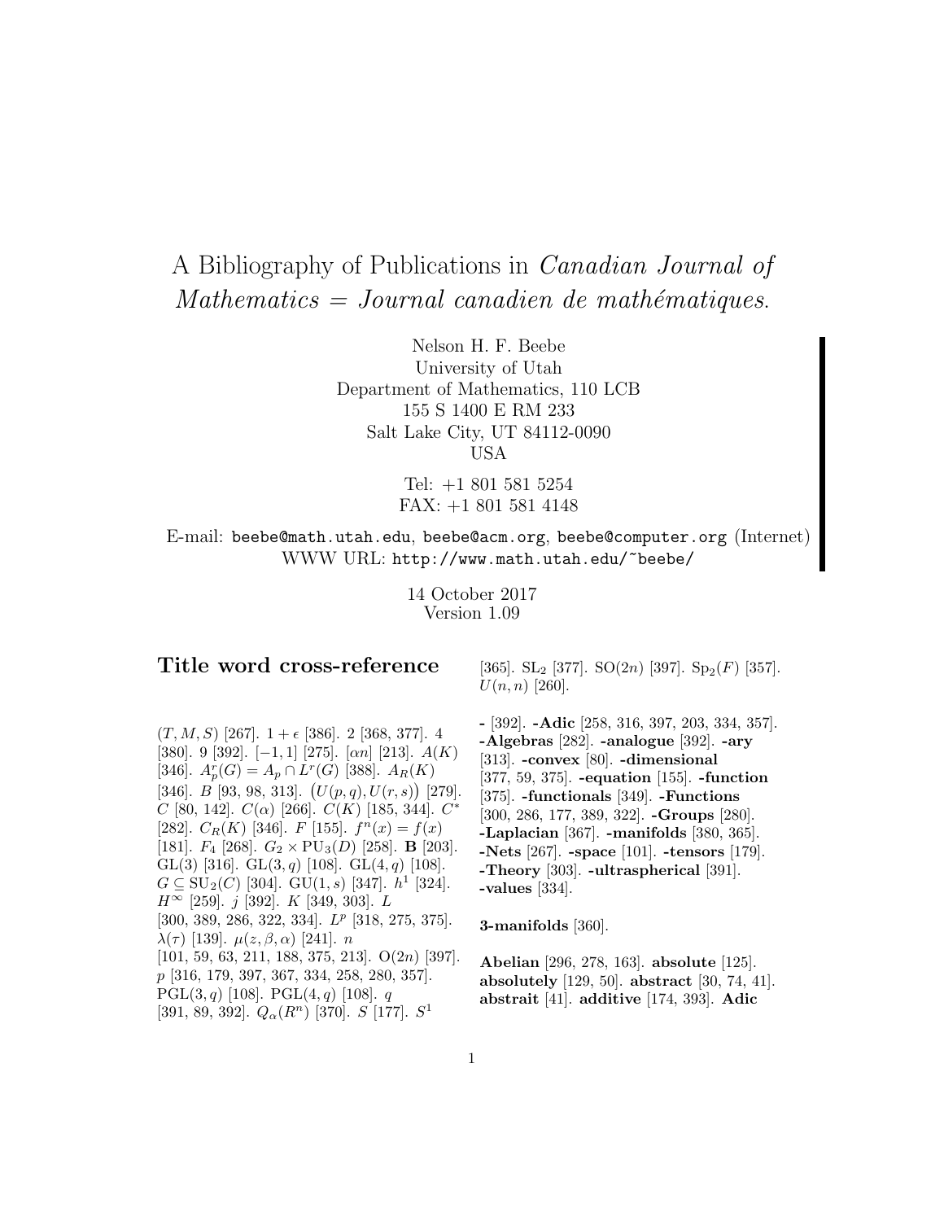# A Bibliography of Publications in *Canadian Journal of Mathematics = Journal canadien de mathématiques*.

Nelson H. F. Beebe
University of Utah
Department of Mathematics, 110 LCB
155 S 1400 E RM 233
Salt Lake City, UT 84112-0090
USA

Tel: +1 801 581 5254
FAX: +1 801 581 4148

E-mail: beebe@math.utah.edu, beebe@acm.org, beebe@computer.org (Internet)
WWW URL: http://www.math.utah.edu/~beebe/

14 October 2017
Version 1.09

## Title word cross-reference

$(T, M, S)$ [267]. $1 + \epsilon$ [386]. 2 [368, 377]. 4 [380]. 9 [392]. $[-1, 1]$ [275]. $[\alpha n]$ [213]. $A(K)$ [346]. $A_p^r(G) = A_p \cap L^r(G)$ [388]. $A_R(K)$ [346]. $B$ [93, 98, 313]. $\big(U(p,q), U(r,s)\big)$ [279]. $C$ [80, 142]. $C(\alpha)$ [266]. $C(K)$ [185, 344]. $C^*$ [282]. $C_R(K)$ [346]. $F$ [155]. $f^n(x) = f(x)$ [181]. $F_4$ [268]. $G_2 \times \mathrm{PU}_3(D)$ [258]. $\mathbf{B}$ [203]. $\mathrm{GL}(3)$ [316]. $\mathrm{GL}(3,q)$ [108]. $\mathrm{GL}(4,q)$ [108]. $G \subseteq \mathrm{SU}_2(C)$ [304]. $\mathrm{GU}(1,s)$ [347]. $h^1$ [324]. $H^\infty$ [259]. $j$ [392]. $K$ [349, 303]. $L$ [300, 389, 286, 322, 334]. $L^p$ [318, 275, 375]. $\lambda(\tau)$ [139]. $\mu(z, \beta, \alpha)$ [241]. $n$ [101, 59, 63, 211, 188, 375, 213]. $\mathrm{O}(2n)$ [397]. $p$ [316, 179, 397, 367, 334, 258, 280, 357]. $\mathrm{PGL}(3,q)$ [108]. $\mathrm{PGL}(4,q)$ [108]. $q$ [391, 89, 392]. $Q_\alpha(R^n)$ [370]. $S$ [177]. $S^1$ [365]. $\mathrm{SL}_2$ [377]. $\mathrm{SO}(2n)$ [397]. $\mathrm{Sp}_2(F)$ [357]. $U(n,n)$ [260].

**-** [392]. **-Adic** [258, 316, 397, 203, 334, 357]. **-Algebras** [282]. **-analogue** [392]. **-ary** [313]. **-convex** [80]. **-dimensional** [377, 59, 375]. **-equation** [155]. **-function** [375]. **-functionals** [349]. **-Functions** [300, 286, 177, 389, 322]. **-Groups** [280]. **-Laplacian** [367]. **-manifolds** [380, 365]. **-Nets** [267]. **-space** [101]. **-tensors** [179]. **-Theory** [303]. **-ultraspherical** [391]. **-values** [334].

**3-manifolds** [360].

**Abelian** [296, 278, 163]. **absolute** [125]. **absolutely** [129, 50]. **abstract** [30, 74, 41]. **abstrait** [41]. **additive** [174, 393]. **Adic**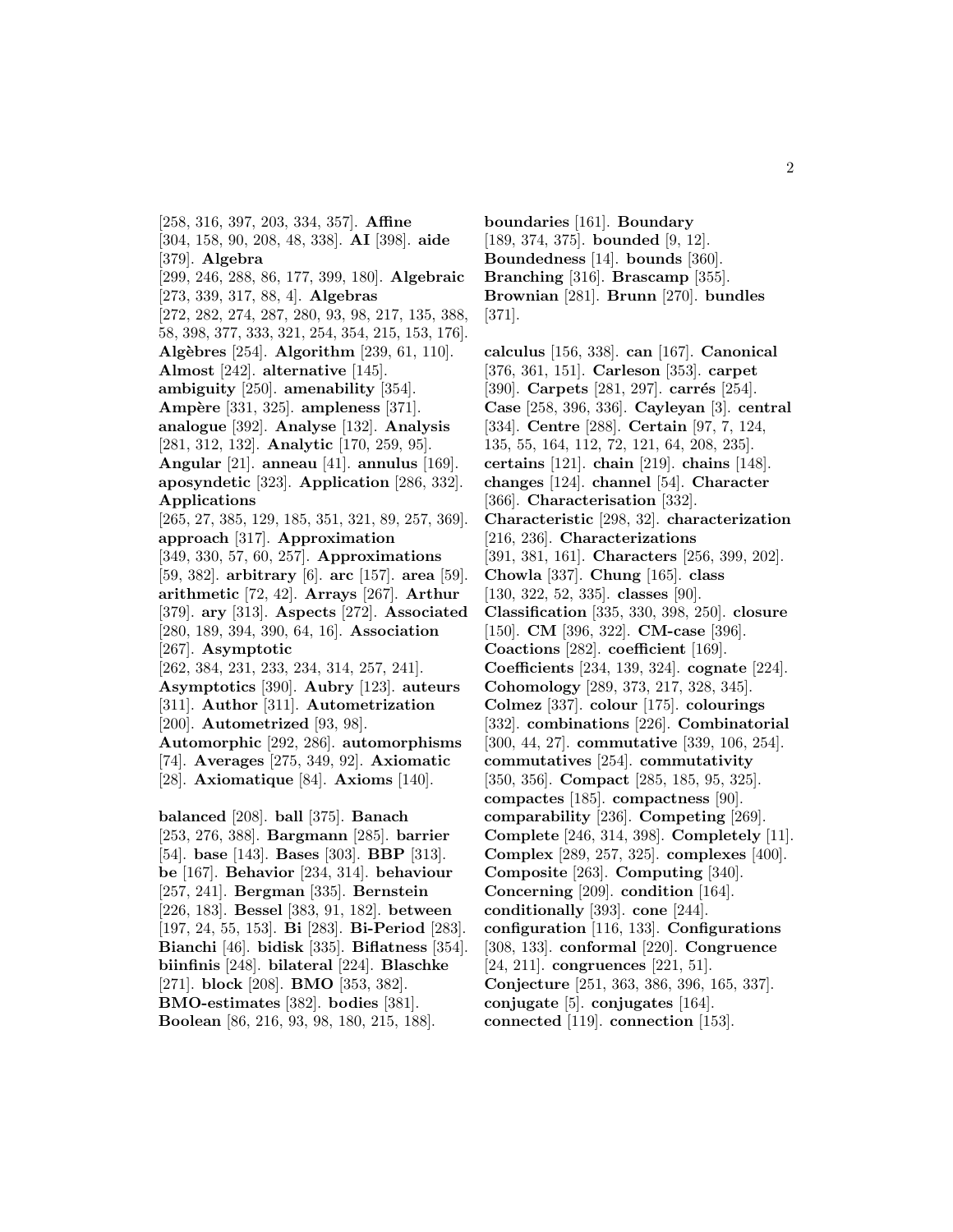[258, 316, 397, 203, 334, 357]. **Affine** [304, 158, 90, 208, 48, 338]. **AI** [398]. **aide** [379]. **Algebra** [299, 246, 288, 86, 177, 399, 180]. **Algebraic** [273, 339, 317, 88, 4]. **Algebras** [272, 282, 274, 287, 280, 93, 98, 217, 135, 388, 58, 398, 377, 333, 321, 254, 354, 215, 153, 176]. **Algèbres** [254]. **Algorithm** [239, 61, 110]. **Almost** [242]. **alternative** [145]. **ambiguity** [250]. **amenability** [354]. **Ampère** [331, 325]. **ampleness** [371]. **analogue** [392]. **Analyse** [132]. **Analysis** [281, 312, 132]. **Analytic** [170, 259, 95]. **Angular** [21]. **anneau** [41]. **annulus** [169]. **aposyndetic** [323]. **Application** [286, 332]. **Applications** [265, 27, 385, 129, 185, 351, 321, 89, 257, 369]. **approach** [317]. **Approximation** [349, 330, 57, 60, 257]. **Approximations** [59, 382]. **arbitrary** [6]. **arc** [157]. **area** [59]. **arithmetic** [72, 42]. **Arrays** [267]. **Arthur** [379]. **ary** [313]. **Aspects** [272]. **Associated** [280, 189, 394, 390, 64, 16]. **Association** [267]. **Asymptotic** [262, 384, 231, 233, 234, 314, 257, 241]. **Asymptotics** [390]. **Aubry** [123]. **auteurs** [311]. **Author** [311]. **Autometrization** [200]. **Autometrized** [93, 98]. **Automorphic** [292, 286]. **automorphisms** [74]. **Averages** [275, 349, 92]. **Axiomatic** [28]. **Axiomatique** [84]. **Axioms** [140].

**balanced** [208]. **ball** [375]. **Banach** [253, 276, 388]. **Bargmann** [285]. **barrier** [54]. **base** [143]. **Bases** [303]. **BBP** [313]. **be** [167]. **Behavior** [234, 314]. **behaviour** [257, 241]. **Bergman** [335]. **Bernstein** [226, 183]. **Bessel** [383, 91, 182]. **between** [197, 24, 55, 153]. **Bi** [283]. **Bi-Period** [283]. **Bianchi** [46]. **bidisk** [335]. **Biflatness** [354]. **biinfinis** [248]. **bilateral** [224]. **Blaschke** [271]. **block** [208]. **BMO** [353, 382]. **BMO-estimates** [382]. **bodies** [381]. **Boolean** [86, 216, 93, 98, 180, 215, 188].

**boundaries** [161]. **Boundary** [189, 374, 375]. **bounded** [9, 12]. **Boundedness** [14]. **bounds** [360]. **Branching** [316]. **Brascamp** [355]. **Brownian** [281]. **Brunn** [270]. **bundles** [371].

**calculus** [156, 338]. **can** [167]. **Canonical** [376, 361, 151]. **Carleson** [353]. **carpet** [390]. **Carpets** [281, 297]. **carrés** [254]. **Case** [258, 396, 336]. **Cayleyan** [3]. **central** [334]. **Centre** [288]. **Certain** [97, 7, 124, 135, 55, 164, 112, 72, 121, 64, 208, 235]. **certains** [121]. **chain** [219]. **chains** [148]. **changes** [124]. **channel** [54]. **Character** [366]. **Characterisation** [332]. **Characteristic** [298, 32]. **characterization** [216, 236]. **Characterizations** [391, 381, 161]. **Characters** [256, 399, 202]. **Chowla** [337]. **Chung** [165]. **class** [130, 322, 52, 335]. **classes** [90]. **Classification** [335, 330, 398, 250]. **closure** [150]. **CM** [396, 322]. **CM-case** [396]. **Coactions** [282]. **coefficient** [169]. **Coefficients** [234, 139, 324]. **cognate** [224]. **Cohomology** [289, 373, 217, 328, 345]. **Colmez** [337]. **colour** [175]. **colourings** [332]. **combinations** [226]. **Combinatorial** [300, 44, 27]. **commutative** [339, 106, 254]. **commutatives** [254]. **commutativity** [350, 356]. **Compact** [285, 185, 95, 325]. **compactes** [185]. **compactness** [90]. **comparability** [236]. **Competing** [269]. **Complete** [246, 314, 398]. **Completely** [11]. **Complex** [289, 257, 325]. **complexes** [400]. **Composite** [263]. **Computing** [340]. **Concerning** [209]. **condition** [164]. **conditionally** [393]. **cone** [244]. **configuration** [116, 133]. **Configurations** [308, 133]. **conformal** [220]. **Congruence** [24, 211]. **congruences** [221, 51]. **Conjecture** [251, 363, 386, 396, 165, 337]. **conjugate** [5]. **conjugates** [164]. **connected** [119]. **connection** [153].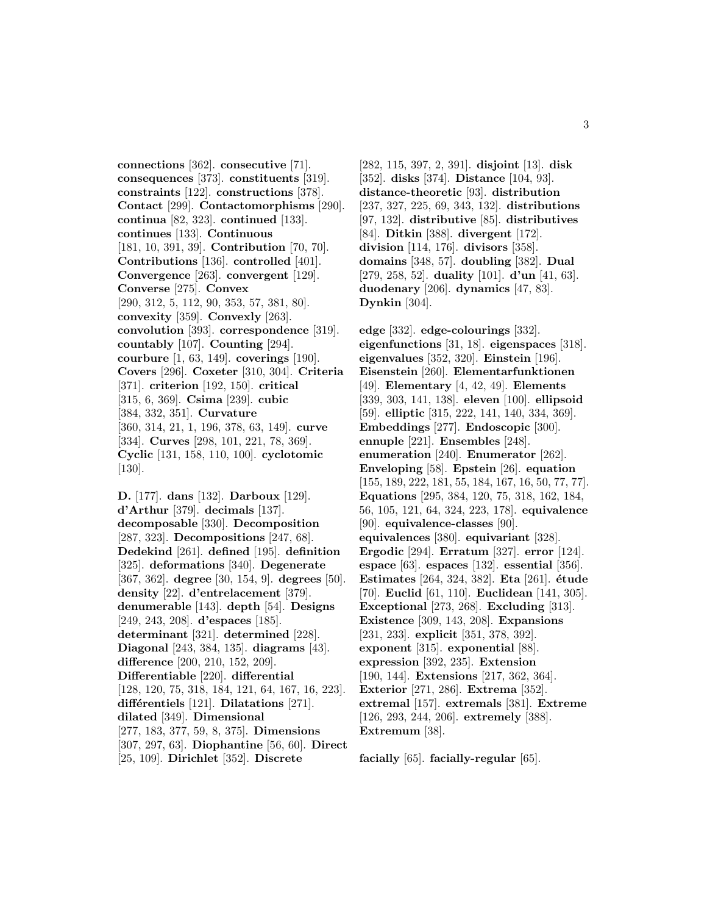**connections** [362]. **consecutive** [71]. **consequences** [373]. **constituents** [319]. **constraints** [122]. **constructions** [378]. **Contact** [299]. **Contactomorphisms** [290]. **continua** [82, 323]. **continued** [133]. **continues** [133]. **Continuous** [181, 10, 391, 39]. **Contribution** [70, 70]. **Contributions** [136]. **controlled** [401]. **Convergence** [263]. **convergent** [129]. **Converse** [275]. **Convex** [290, 312, 5, 112, 90, 353, 57, 381, 80]. **convexity** [359]. **Convexly** [263]. **convolution** [393]. **correspondence** [319]. **countably** [107]. **Counting** [294]. **courbure** [1, 63, 149]. **coverings** [190]. **Covers** [296]. **Coxeter** [310, 304]. **Criteria** [371]. **criterion** [192, 150]. **critical** [315, 6, 369]. **Csima** [239]. **cubic** [384, 332, 351]. **Curvature** [360, 314, 21, 1, 196, 378, 63, 149]. **curve** [334]. **Curves** [298, 101, 221, 78, 369]. **Cyclic** [131, 158, 110, 100]. **cyclotomic** [130].

**D.** [177]. **dans** [132]. **Darboux** [129]. **d'Arthur** [379]. **decimals** [137]. **decomposable** [330]. **Decomposition** [287, 323]. **Decompositions** [247, 68]. **Dedekind** [261]. **defined** [195]. **definition** [325]. **deformations** [340]. **Degenerate** [367, 362]. **degree** [30, 154, 9]. **degrees** [50]. **density** [22]. **d'entrelacement** [379]. **denumerable** [143]. **depth** [54]. **Designs** [249, 243, 208]. **d'espaces** [185]. **determinant** [321]. **determined** [228]. **Diagonal** [243, 384, 135]. **diagrams** [43]. **difference** [200, 210, 152, 209]. **Differentiable** [220]. **differential** [128, 120, 75, 318, 184, 121, 64, 167, 16, 223]. **différentiels** [121]. **Dilatations** [271]. **dilated** [349]. **Dimensional** [277, 183, 377, 59, 8, 375]. **Dimensions** [307, 297, 63]. **Diophantine** [56, 60]. **Direct** [25, 109]. **Dirichlet** [352]. **Discrete** [282, 115, 397, 2, 391]. **disjoint** [13]. **disk** [352]. **disks** [374]. **Distance** [104, 93]. **distance-theoretic** [93]. **distribution** [237, 327, 225, 69, 343, 132]. **distributions** [97, 132]. **distributive** [85]. **distributives** [84]. **Ditkin** [388]. **divergent** [172]. **division** [114, 176]. **divisors** [358]. **domains** [348, 57]. **doubling** [382]. **Dual** [279, 258, 52]. **duality** [101]. **d'un** [41, 63]. **duodenary** [206]. **dynamics** [47, 83]. **Dynkin** [304].

**edge** [332]. **edge-colourings** [332]. **eigenfunctions** [31, 18]. **eigenspaces** [318]. **eigenvalues** [352, 320]. **Einstein** [196]. **Eisenstein** [260]. **Elementarfunktionen** [49]. **Elementary** [4, 42, 49]. **Elements** [339, 303, 141, 138]. **eleven** [100]. **ellipsoid** [59]. **elliptic** [315, 222, 141, 140, 334, 369]. **Embeddings** [277]. **Endoscopic** [300]. **ennuple** [221]. **Ensembles** [248]. **enumeration** [240]. **Enumerator** [262]. **Enveloping** [58]. **Epstein** [26]. **equation** [155, 189, 222, 181, 55, 184, 167, 16, 50, 77, 77]. **Equations** [295, 384, 120, 75, 318, 162, 184, 56, 105, 121, 64, 324, 223, 178]. **equivalence** [90]. **equivalence-classes** [90]. **equivalences** [380]. **equivariant** [328]. **Ergodic** [294]. **Erratum** [327]. **error** [124]. **espace** [63]. **espaces** [132]. **essential** [356]. **Estimates** [264, 324, 382]. **Eta** [261]. **étude** [70]. **Euclid** [61, 110]. **Euclidean** [141, 305]. **Exceptional** [273, 268]. **Excluding** [313]. **Existence** [309, 143, 208]. **Expansions** [231, 233]. **explicit** [351, 378, 392]. **exponent** [315]. **exponential** [88]. **expression** [392, 235]. **Extension** [190, 144]. **Extensions** [217, 362, 364]. **Exterior** [271, 286]. **Extrema** [352]. **extremal** [157]. **extremals** [381]. **Extreme** [126, 293, 244, 206]. **extremely** [388]. **Extremum** [38].

**facially** [65]. **facially-regular** [65].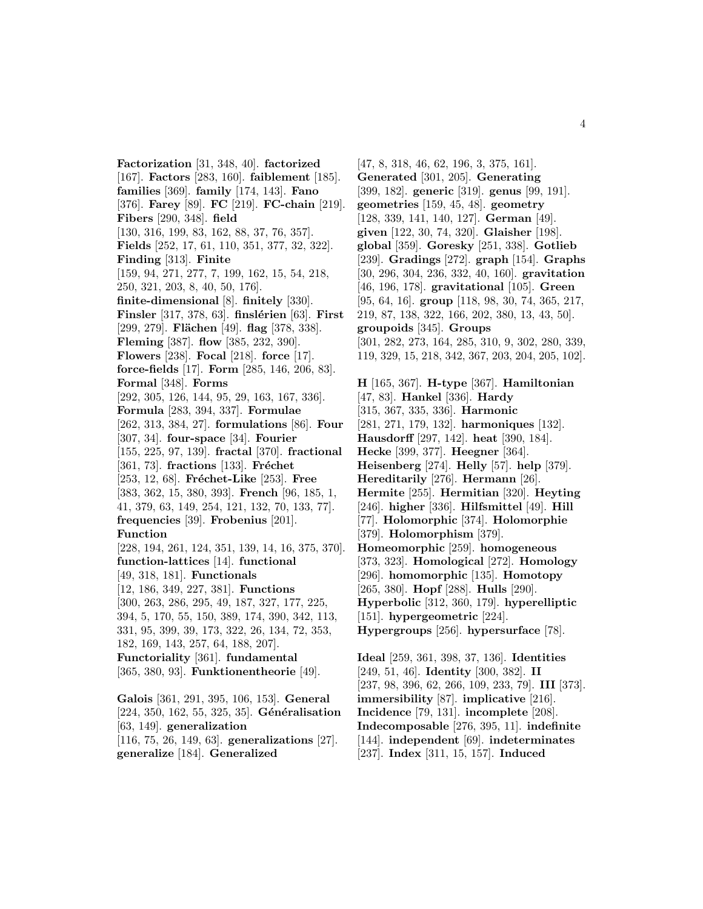**Factorization** [31, 348, 40]. **factorized** [167]. **Factors** [283, 160]. **faiblement** [185]. **families** [369]. **family** [174, 143]. **Fano** [376]. **Farey** [89]. **FC** [219]. **FC-chain** [219]. **Fibers** [290, 348]. **field** [130, 316, 199, 83, 162, 88, 37, 76, 357]. **Fields** [252, 17, 61, 110, 351, 377, 32, 322]. **Finding** [313]. **Finite** [159, 94, 271, 277, 7, 199, 162, 15, 54, 218, 250, 321, 203, 8, 40, 50, 176]. **finite-dimensional** [8]. **finitely** [330]. **Finsler** [317, 378, 63]. **finslérien** [63]. **First** [299, 279]. **Flächen** [49]. **flag** [378, 338]. **Fleming** [387]. **flow** [385, 232, 390]. **Flowers** [238]. **Focal** [218]. **force** [17]. **force-fields** [17]. **Form** [285, 146, 206, 83]. **Formal** [348]. **Forms** [292, 305, 126, 144, 95, 29, 163, 167, 336]. **Formula** [283, 394, 337]. **Formulae** [262, 313, 384, 27]. **formulations** [86]. **Four** [307, 34]. **four-space** [34]. **Fourier** [155, 225, 97, 139]. **fractal** [370]. **fractional** [361, 73]. **fractions** [133]. **Fréchet** [253, 12, 68]. **Fréchet-Like** [253]. **Free** [383, 362, 15, 380, 393]. **French** [96, 185, 1, 41, 379, 63, 149, 254, 121, 132, 70, 133, 77]. **frequencies** [39]. **Frobenius** [201]. **Function** [228, 194, 261, 124, 351, 139, 14, 16, 375, 370]. **function-lattices** [14]. **functional** [49, 318, 181]. **Functionals** [12, 186, 349, 227, 381]. **Functions** [300, 263, 286, 295, 49, 187, 327, 177, 225, 394, 5, 170, 55, 150, 389, 174, 390, 342, 113, 331, 95, 399, 39, 173, 322, 26, 134, 72, 353, 182, 169, 143, 257, 64, 188, 207]. **Functoriality** [361]. **fundamental** [365, 380, 93]. **Funktionentheorie** [49].

**Galois** [361, 291, 395, 106, 153]. **General** [224, 350, 162, 55, 325, 35]. **Généralisation** [63, 149]. **generalization** [116, 75, 26, 149, 63]. **generalizations** [27]. **generalize** [184]. **Generalized** [47, 8, 318, 46, 62, 196, 3, 375, 161]. **Generated** [301, 205]. **Generating** [399, 182]. **generic** [319]. **genus** [99, 191]. **geometries** [159, 45, 48]. **geometry** [128, 339, 141, 140, 127]. **German** [49]. **given** [122, 30, 74, 320]. **Glaisher** [198]. **global** [359]. **Goresky** [251, 338]. **Gotlieb** [239]. **Gradings** [272]. **graph** [154]. **Graphs** [30, 296, 304, 236, 332, 40, 160]. **gravitation** [46, 196, 178]. **gravitational** [105]. **Green** [95, 64, 16]. **group** [118, 98, 30, 74, 365, 217, 219, 87, 138, 322, 166, 202, 380, 13, 43, 50]. **groupoids** [345]. **Groups** [301, 282, 273, 164, 285, 310, 9, 302, 280, 339, 119, 329, 15, 218, 342, 367, 203, 204, 205, 102].

**H** [165, 367]. **H-type** [367]. **Hamiltonian** [47, 83]. **Hankel** [336]. **Hardy** [315, 367, 335, 336]. **Harmonic** [281, 271, 179, 132]. **harmoniques** [132]. **Hausdorff** [297, 142]. **heat** [390, 184]. **Hecke** [399, 377]. **Heegner** [364]. **Heisenberg** [274]. **Helly** [57]. **help** [379]. **Hereditarily** [276]. **Hermann** [26]. **Hermite** [255]. **Hermitian** [320]. **Heyting** [246]. **higher** [336]. **Hilfsmittel** [49]. **Hill** [77]. **Holomorphic** [374]. **Holomorphie** [379]. **Holomorphism** [379]. **Homeomorphic** [259]. **homogeneous** [373, 323]. **Homological** [272]. **Homology** [296]. **homomorphic** [135]. **Homotopy** [265, 380]. **Hopf** [288]. **Hulls** [290]. **Hyperbolic** [312, 360, 179]. **hyperelliptic** [151]. **hypergeometric** [224]. **Hypergroups** [256]. **hypersurface** [78].

**Ideal** [259, 361, 398, 37, 136]. **Identities** [249, 51, 46]. **Identity** [300, 382]. **II** [237, 98, 396, 62, 266, 109, 233, 79]. **III** [373]. **immersibility** [87]. **implicative** [216]. **Incidence** [79, 131]. **incomplete** [208]. **Indecomposable** [276, 395, 11]. **indefinite** [144]. **independent** [69]. **indeterminates** [237]. **Index** [311, 15, 157]. **Induced**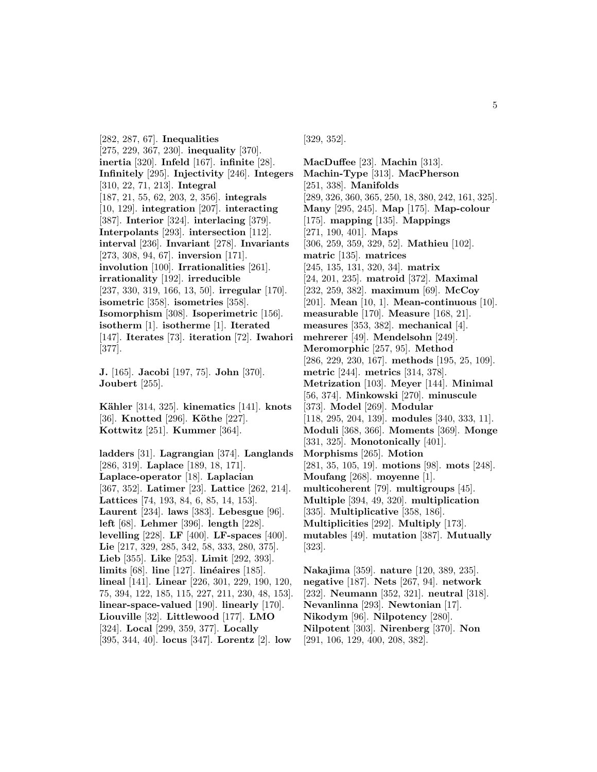[282, 287, 67]. **Inequalities** [275, 229, 367, 230]. **inequality** [370]. **inertia** [320]. **Infeld** [167]. **infinite** [28]. **Infinitely** [295]. **Injectivity** [246]. **Integers** [310, 22, 71, 213]. **Integral** [187, 21, 55, 62, 203, 2, 356]. **integrals** [10, 129]. **integration** [207]. **interacting** [387]. **Interior** [324]. **interlacing** [379]. **Interpolants** [293]. **intersection** [112]. **interval** [236]. **Invariant** [278]. **Invariants** [273, 308, 94, 67]. **inversion** [171]. **involution** [100]. **Irrationalities** [261]. **irrationality** [192]. **irreducible** [237, 330, 319, 166, 13, 50]. **irregular** [170]. **isometric** [358]. **isometries** [358]. **Isomorphism** [308]. **Isoperimetric** [156]. **isotherm** [1]. **isotherme** [1]. **Iterated** [147]. **Iterates** [73]. **iteration** [72]. **Iwahori** [377].

**J.** [165]. **Jacobi** [197, 75]. **John** [370]. **Joubert** [255].

**Kähler** [314, 325]. **kinematics** [141]. **knots** [36]. **Knotted** [296]. **Köthe** [227]. **Kottwitz** [251]. **Kummer** [364].

**ladders** [31]. **Lagrangian** [374]. **Langlands** [286, 319]. **Laplace** [189, 18, 171]. **Laplace-operator** [18]. **Laplacian** [367, 352]. **Latimer** [23]. **Lattice** [262, 214]. **Lattices** [74, 193, 84, 6, 85, 14, 153]. **Laurent** [234]. **laws** [383]. **Lebesgue** [96]. **left** [68]. **Lehmer** [396]. **length** [228]. **levelling** [228]. **LF** [400]. **LF-spaces** [400]. **Lie** [217, 329, 285, 342, 58, 333, 280, 375]. **Lieb** [355]. **Like** [253]. **Limit** [292, 393]. **limits** [68]. **line** [127]. **linéaires** [185]. **lineal** [141]. **Linear** [226, 301, 229, 190, 120, 75, 394, 122, 185, 115, 227, 211, 230, 48, 153]. **linear-space-valued** [190]. **linearly** [170]. **Liouville** [32]. **Littlewood** [177]. **LMO** [324]. **Local** [299, 359, 377]. **Locally** [395, 344, 40]. **locus** [347]. **Lorentz** [2]. **low** [329, 352].

**MacDuffee** [23]. **Machin** [313]. **Machin-Type** [313]. **MacPherson** [251, 338]. **Manifolds** [289, 326, 360, 365, 250, 18, 380, 242, 161, 325]. **Many** [295, 245]. **Map** [175]. **Map-colour** [175]. **mapping** [135]. **Mappings** [271, 190, 401]. **Maps** [306, 259, 359, 329, 52]. **Mathieu** [102]. **matric** [135]. **matrices** [245, 135, 131, 320, 34]. **matrix** [24, 201, 235]. **matroid** [372]. **Maximal** [232, 259, 382]. **maximum** [69]. **McCoy** [201]. **Mean** [10, 1]. **Mean-continuous** [10]. **measurable** [170]. **Measure** [168, 21]. **measures** [353, 382]. **mechanical** [4]. **mehrerer** [49]. **Mendelsohn** [249]. **Meromorphic** [257, 95]. **Method** [286, 229, 230, 167]. **methods** [195, 25, 109]. **metric** [244]. **metrics** [314, 378]. **Metrization** [103]. **Meyer** [144]. **Minimal** [56, 374]. **Minkowski** [270]. **minuscule** [373]. **Model** [269]. **Modular** [118, 295, 204, 139]. **modules** [340, 333, 11]. **Moduli** [368, 366]. **Moments** [369]. **Monge** [331, 325]. **Monotonically** [401]. **Morphisms** [265]. **Motion** [281, 35, 105, 19]. **motions** [98]. **mots** [248]. **Moufang** [268]. **moyenne** [1]. **multicoherent** [79]. **multigroups** [45]. **Multiple** [394, 49, 320]. **multiplication** [335]. **Multiplicative** [358, 186]. **Multiplicities** [292]. **Multiply** [173]. **mutables** [49]. **mutation** [387]. **Mutually** [323].

**Nakajima** [359]. **nature** [120, 389, 235]. **negative** [187]. **Nets** [267, 94]. **network** [232]. **Neumann** [352, 321]. **neutral** [318]. **Nevanlinna** [293]. **Newtonian** [17]. **Nikodym** [96]. **Nilpotency** [280]. **Nilpotent** [303]. **Nirenberg** [370]. **Non** [291, 106, 129, 400, 208, 382].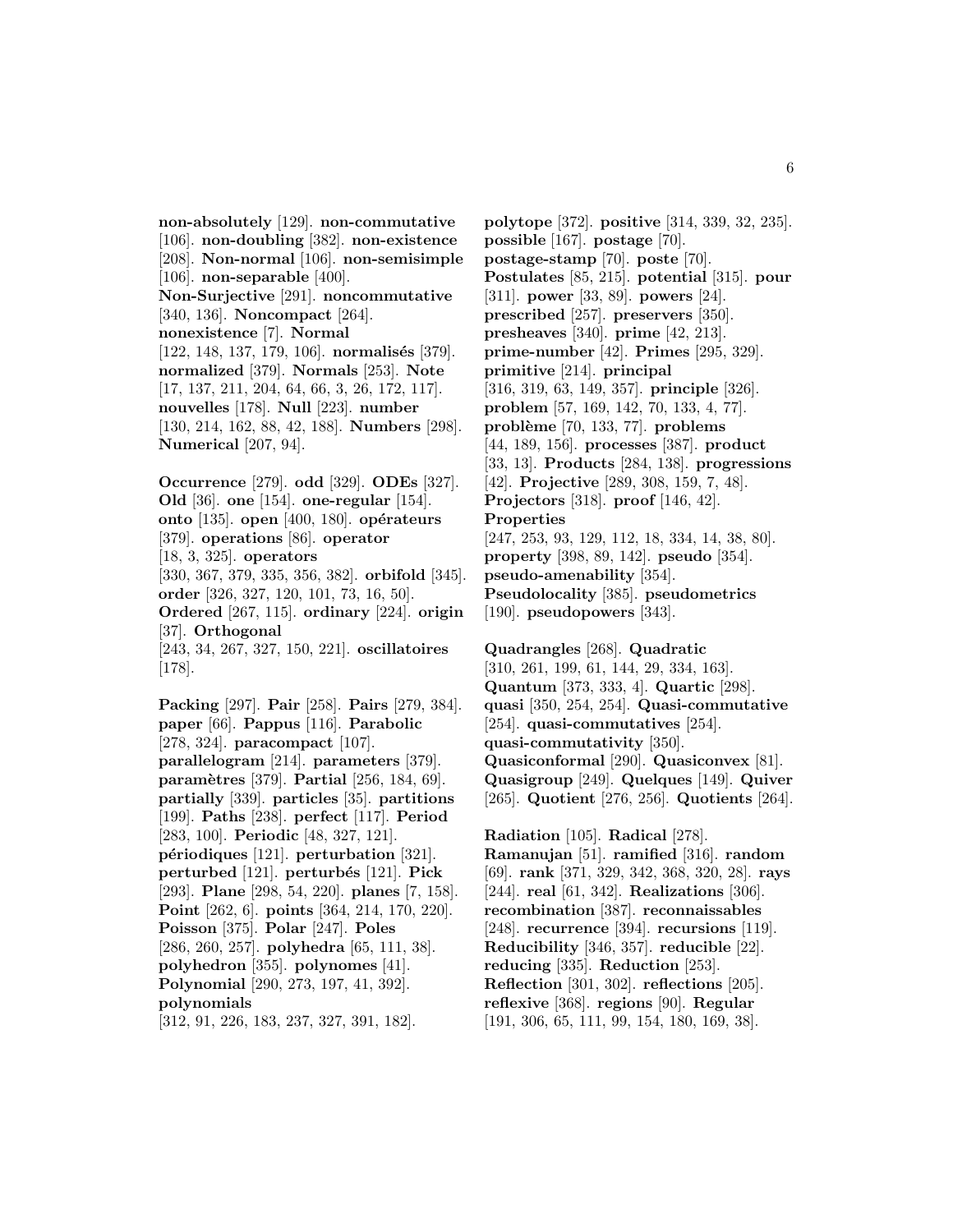**non-absolutely** [129]. **non-commutative** [106]. **non-doubling** [382]. **non-existence** [208]. **Non-normal** [106]. **non-semisimple** [106]. **non-separable** [400]. **Non-Surjective** [291]. **noncommutative** [340, 136]. **Noncompact** [264]. **nonexistence** [7]. **Normal** [122, 148, 137, 179, 106]. **normalisés** [379]. **normalized** [379]. **Normals** [253]. **Note** [17, 137, 211, 204, 64, 66, 3, 26, 172, 117]. **nouvelles** [178]. **Null** [223]. **number** [130, 214, 162, 88, 42, 188]. **Numbers** [298]. **Numerical** [207, 94].

**Occurrence** [279]. **odd** [329]. **ODEs** [327]. **Old** [36]. **one** [154]. **one-regular** [154]. **onto** [135]. **open** [400, 180]. **opérateurs** [379]. **operations** [86]. **operator** [18, 3, 325]. **operators** [330, 367, 379, 335, 356, 382]. **orbifold** [345]. **order** [326, 327, 120, 101, 73, 16, 50]. **Ordered** [267, 115]. **ordinary** [224]. **origin** [37]. **Orthogonal** [243, 34, 267, 327, 150, 221]. **oscillatoires** [178].

**Packing** [297]. **Pair** [258]. **Pairs** [279, 384]. **paper** [66]. **Pappus** [116]. **Parabolic** [278, 324]. **paracompact** [107]. **parallelogram** [214]. **parameters** [379]. **paramètres** [379]. **Partial** [256, 184, 69]. **partially** [339]. **particles** [35]. **partitions** [199]. **Paths** [238]. **perfect** [117]. **Period** [283, 100]. **Periodic** [48, 327, 121]. **périodiques** [121]. **perturbation** [321]. **perturbed** [121]. **perturbés** [121]. **Pick** [293]. **Plane** [298, 54, 220]. **planes** [7, 158]. **Point** [262, 6]. **points** [364, 214, 170, 220]. **Poisson** [375]. **Polar** [247]. **Poles** [286, 260, 257]. **polyhedra** [65, 111, 38]. **polyhedron** [355]. **polynomes** [41]. **Polynomial** [290, 273, 197, 41, 392]. **polynomials** [312, 91, 226, 183, 237, 327, 391, 182].

**polytope** [372]. **positive** [314, 339, 32, 235]. **possible** [167]. **postage** [70]. **postage-stamp** [70]. **poste** [70]. **Postulates** [85, 215]. **potential** [315]. **pour** [311]. **power** [33, 89]. **powers** [24]. **prescribed** [257]. **preservers** [350]. **presheaves** [340]. **prime** [42, 213]. **prime-number** [42]. **Primes** [295, 329]. **primitive** [214]. **principal** [316, 319, 63, 149, 357]. **principle** [326]. **problem** [57, 169, 142, 70, 133, 4, 77]. **problème** [70, 133, 77]. **problems** [44, 189, 156]. **processes** [387]. **product** [33, 13]. **Products** [284, 138]. **progressions** [42]. **Projective** [289, 308, 159, 7, 48]. **Projectors** [318]. **proof** [146, 42]. **Properties** [247, 253, 93, 129, 112, 18, 334, 14, 38, 80]. **property** [398, 89, 142]. **pseudo** [354]. **pseudo-amenability** [354]. **Pseudolocality** [385]. **pseudometrics** [190]. **pseudopowers** [343].

**Quadrangles** [268]. **Quadratic** [310, 261, 199, 61, 144, 29, 334, 163]. **Quantum** [373, 333, 4]. **Quartic** [298]. **quasi** [350, 254, 254]. **Quasi-commutative** [254]. **quasi-commutatives** [254]. **quasi-commutativity** [350]. **Quasiconformal** [290]. **Quasiconvex** [81]. **Quasigroup** [249]. **Quelques** [149]. **Quiver** [265]. **Quotient** [276, 256]. **Quotients** [264].

**Radiation** [105]. **Radical** [278]. **Ramanujan** [51]. **ramified** [316]. **random** [69]. **rank** [371, 329, 342, 368, 320, 28]. **rays** [244]. **real** [61, 342]. **Realizations** [306]. **recombination** [387]. **reconnaissables** [248]. **recurrence** [394]. **recursions** [119]. **Reducibility** [346, 357]. **reducible** [22]. **reducing** [335]. **Reduction** [253]. **Reflection** [301, 302]. **reflections** [205]. **reflexive** [368]. **regions** [90]. **Regular** [191, 306, 65, 111, 99, 154, 180, 169, 38].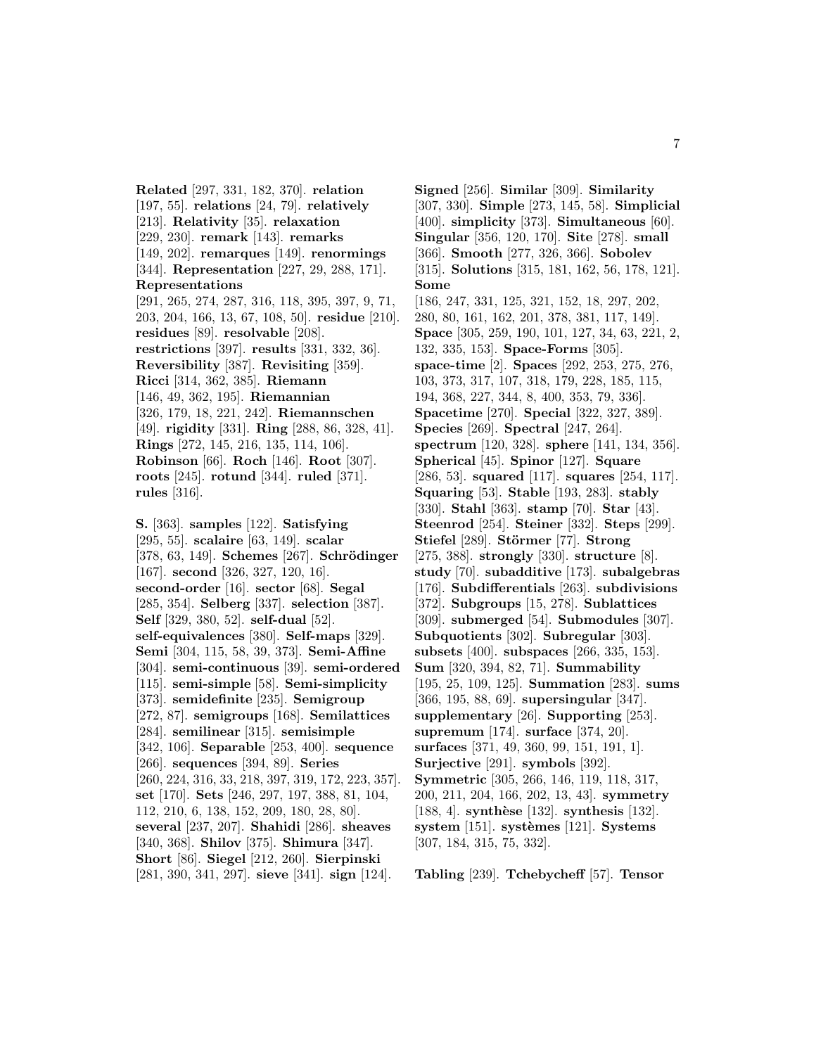**Related** [297, 331, 182, 370]. **relation** [197, 55]. **relations** [24, 79]. **relatively** [213]. **Relativity** [35]. **relaxation** [229, 230]. **remark** [143]. **remarks** [149, 202]. **remarques** [149]. **renormings** [344]. **Representation** [227, 29, 288, 171]. **Representations** [291, 265, 274, 287, 316, 118, 395, 397, 9, 71, 203, 204, 166, 13, 67, 108, 50]. **residue** [210]. **residues** [89]. **resolvable** [208]. **restrictions** [397]. **results** [331, 332, 36]. **Reversibility** [387]. **Revisiting** [359]. **Ricci** [314, 362, 385]. **Riemann** [146, 49, 362, 195]. **Riemannian** [326, 179, 18, 221, 242]. **Riemannschen** [49]. **rigidity** [331]. **Ring** [288, 86, 328, 41]. **Rings** [272, 145, 216, 135, 114, 106]. **Robinson** [66]. **Roch** [146]. **Root** [307]. **roots** [245]. **rotund** [344]. **ruled** [371]. **rules** [316].

**S.** [363]. **samples** [122]. **Satisfying** [295, 55]. **scalaire** [63, 149]. **scalar** [378, 63, 149]. **Schemes** [267]. **Schrödinger** [167]. **second** [326, 327, 120, 16]. **second-order** [16]. **sector** [68]. **Segal** [285, 354]. **Selberg** [337]. **selection** [387]. **Self** [329, 380, 52]. **self-dual** [52]. **self-equivalences** [380]. **Self-maps** [329]. **Semi** [304, 115, 58, 39, 373]. **Semi-Affine** [304]. **semi-continuous** [39]. **semi-ordered** [115]. **semi-simple** [58]. **Semi-simplicity** [373]. **semidefinite** [235]. **Semigroup** [272, 87]. **semigroups** [168]. **Semilattices** [284]. **semilinear** [315]. **semisimple** [342, 106]. **Separable** [253, 400]. **sequence** [266]. **sequences** [394, 89]. **Series** [260, 224, 316, 33, 218, 397, 319, 172, 223, 357]. **set** [170]. **Sets** [246, 297, 197, 388, 81, 104, 112, 210, 6, 138, 152, 209, 180, 28, 80]. **several** [237, 207]. **Shahidi** [286]. **sheaves** [340, 368]. **Shilov** [375]. **Shimura** [347]. **Short** [86]. **Siegel** [212, 260]. **Sierpinski** [281, 390, 341, 297]. **sieve** [341]. **sign** [124].

**Signed** [256]. **Similar** [309]. **Similarity** [307, 330]. **Simple** [273, 145, 58]. **Simplicial** [400]. **simplicity** [373]. **Simultaneous** [60]. **Singular** [356, 120, 170]. **Site** [278]. **small** [366]. **Smooth** [277, 326, 366]. **Sobolev** [315]. **Solutions** [315, 181, 162, 56, 178, 121]. **Some** [186, 247, 331, 125, 321, 152, 18, 297, 202, 280, 80, 161, 162, 201, 378, 381, 117, 149]. **Space** [305, 259, 190, 101, 127, 34, 63, 221, 2, 132, 335, 153]. **Space-Forms** [305]. **space-time** [2]. **Spaces** [292, 253, 275, 276, 103, 373, 317, 107, 318, 179, 228, 185, 115, 194, 368, 227, 344, 8, 400, 353, 79, 336]. **Spacetime** [270]. **Special** [322, 327, 389]. **Species** [269]. **Spectral** [247, 264]. **spectrum** [120, 328]. **sphere** [141, 134, 356]. **Spherical** [45]. **Spinor** [127]. **Square** [286, 53]. **squared** [117]. **squares** [254, 117]. **Squaring** [53]. **Stable** [193, 283]. **stably** [330]. **Stahl** [363]. **stamp** [70]. **Star** [43]. **Steenrod** [254]. **Steiner** [332]. **Steps** [299]. **Stiefel** [289]. **Störmer** [77]. **Strong** [275, 388]. **strongly** [330]. **structure** [8]. **study** [70]. **subadditive** [173]. **subalgebras** [176]. **Subdifferentials** [263]. **subdivisions** [372]. **Subgroups** [15, 278]. **Sublattices** [309]. **submerged** [54]. **Submodules** [307]. **Subquotients** [302]. **Subregular** [303]. **subsets** [400]. **subspaces** [266, 335, 153]. **Sum** [320, 394, 82, 71]. **Summability** [195, 25, 109, 125]. **Summation** [283]. **sums** [366, 195, 88, 69]. **supersingular** [347]. **supplementary** [26]. **Supporting** [253]. **supremum** [174]. **surface** [374, 20]. **surfaces** [371, 49, 360, 99, 151, 191, 1]. **Surjective** [291]. **symbols** [392]. **Symmetric** [305, 266, 146, 119, 118, 317, 200, 211, 204, 166, 202, 13, 43]. **symmetry** [188, 4]. **synthèse** [132]. **synthesis** [132]. **system** [151]. **systèmes** [121]. **Systems** [307, 184, 315, 75, 332].

**Tabling** [239]. **Tchebycheff** [57]. **Tensor**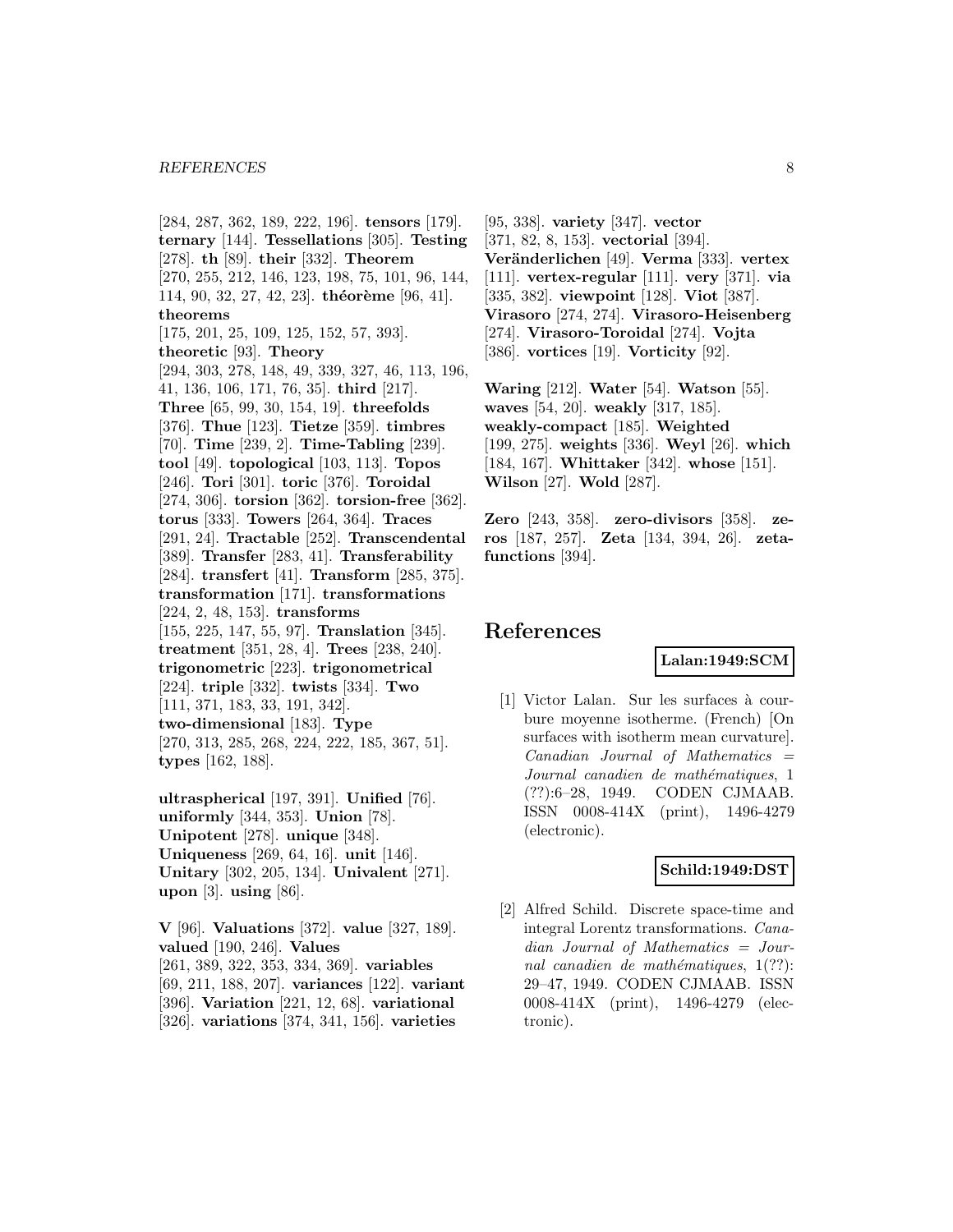[284, 287, 362, 189, 222, 196]. **tensors** [179]. **ternary** [144]. **Tessellations** [305]. **Testing** [278]. **th** [89]. **their** [332]. **Theorem** [270, 255, 212, 146, 123, 198, 75, 101, 96, 144, 114, 90, 32, 27, 42, 23]. **théorème** [96, 41]. **theorems** [175, 201, 25, 109, 125, 152, 57, 393]. **theoretic** [93]. **Theory** [294, 303, 278, 148, 49, 339, 327, 46, 113, 196, 41, 136, 106, 171, 76, 35]. **third** [217]. **Three** [65, 99, 30, 154, 19]. **threefolds** [376]. **Thue** [123]. **Tietze** [359]. **timbres** [70]. **Time** [239, 2]. **Time-Tabling** [239]. **tool** [49]. **topological** [103, 113]. **Topos** [246]. **Tori** [301]. **toric** [376]. **Toroidal** [274, 306]. **torsion** [362]. **torsion-free** [362]. **torus** [333]. **Towers** [264, 364]. **Traces** [291, 24]. **Tractable** [252]. **Transcendental** [389]. **Transfer** [283, 41]. **Transferability** [284]. **transfert** [41]. **Transform** [285, 375]. **transformation** [171]. **transformations** [224, 2, 48, 153]. **transforms** [155, 225, 147, 55, 97]. **Translation** [345]. **treatment** [351, 28, 4]. **Trees** [238, 240]. **trigonometric** [223]. **trigonometrical** [224]. **triple** [332]. **twists** [334]. **Two** [111, 371, 183, 33, 191, 342]. **two-dimensional** [183]. **Type** [270, 313, 285, 268, 224, 222, 185, 367, 51]. **types** [162, 188].

**ultraspherical** [197, 391]. **Unified** [76]. **uniformly** [344, 353]. **Union** [78]. **Unipotent** [278]. **unique** [348]. **Uniqueness** [269, 64, 16]. **unit** [146]. **Unitary** [302, 205, 134]. **Univalent** [271]. **upon** [3]. **using** [86].

**V** [96]. **Valuations** [372]. **value** [327, 189]. **valued** [190, 246]. **Values** [261, 389, 322, 353, 334, 369]. **variables** [69, 211, 188, 207]. **variances** [122]. **variant** [396]. **Variation** [221, 12, 68]. **variational** [326]. **variations** [374, 341, 156]. **varieties** [95, 338]. **variety** [347]. **vector** [371, 82, 8, 153]. **vectorial** [394]. **Veränderlichen** [49]. **Verma** [333]. **vertex** [111]. **vertex-regular** [111]. **very** [371]. **via** [335, 382]. **viewpoint** [128]. **Viot** [387]. **Virasoro** [274, 274]. **Virasoro-Heisenberg** [274]. **Virasoro-Toroidal** [274]. **Vojta** [386]. **vortices** [19]. **Vorticity** [92].

**Waring** [212]. **Water** [54]. **Watson** [55]. **waves** [54, 20]. **weakly** [317, 185]. **weakly-compact** [185]. **Weighted** [199, 275]. **weights** [336]. **Weyl** [26]. **which** [184, 167]. **Whittaker** [342]. **whose** [151]. **Wilson** [27]. **Wold** [287].

**Zero** [243, 358]. **zero-divisors** [358]. **zeros** [187, 257]. **Zeta** [134, 394, 26]. **zeta-functions** [394].

# References

**Lalan:1949:SCM**

[1] Victor Lalan. Sur les surfaces à courbure moyenne isotherme. (French) [On surfaces with isotherm mean curvature]. *Canadian Journal of Mathematics = Journal canadien de mathématiques*, 1 (??):6–28, 1949. CODEN CJMAAB. ISSN 0008-414X (print), 1496-4279 (electronic).

**Schild:1949:DST**

[2] Alfred Schild. Discrete space-time and integral Lorentz transformations. *Canadian Journal of Mathematics = Journal canadien de mathématiques*, 1(??): 29–47, 1949. CODEN CJMAAB. ISSN 0008-414X (print), 1496-4279 (electronic).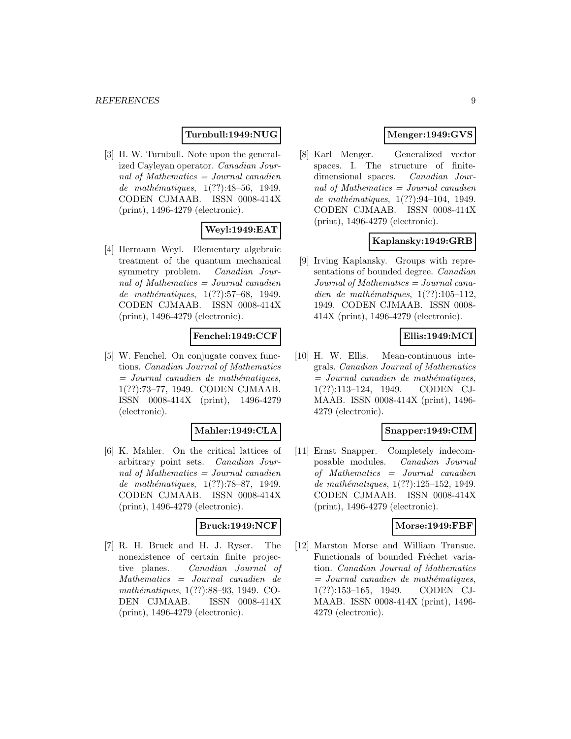**Turnbull:1949:NUG**

[3] H. W. Turnbull. Note upon the generalized Cayleyan operator. *Canadian Journal of Mathematics = Journal canadien de mathématiques*, 1(??):48–56, 1949. CODEN CJMAAB. ISSN 0008-414X (print), 1496-4279 (electronic).

**Weyl:1949:EAT**

[4] Hermann Weyl. Elementary algebraic treatment of the quantum mechanical symmetry problem. *Canadian Journal of Mathematics = Journal canadien de mathématiques*, 1(??):57–68, 1949. CODEN CJMAAB. ISSN 0008-414X (print), 1496-4279 (electronic).

**Fenchel:1949:CCF**

[5] W. Fenchel. On conjugate convex functions. *Canadian Journal of Mathematics = Journal canadien de mathématiques*, 1(??):73–77, 1949. CODEN CJMAAB. ISSN 0008-414X (print), 1496-4279 (electronic).

**Mahler:1949:CLA**

[6] K. Mahler. On the critical lattices of arbitrary point sets. *Canadian Journal of Mathematics = Journal canadien de mathématiques*, 1(??):78–87, 1949. CODEN CJMAAB. ISSN 0008-414X (print), 1496-4279 (electronic).

**Bruck:1949:NCF**

[7] R. H. Bruck and H. J. Ryser. The nonexistence of certain finite projective planes. *Canadian Journal of Mathematics = Journal canadien de mathématiques*, 1(??):88–93, 1949. CODEN CJMAAB. ISSN 0008-414X (print), 1496-4279 (electronic).

**Menger:1949:GVS**

[8] Karl Menger. Generalized vector spaces. I. The structure of finite-dimensional spaces. *Canadian Journal of Mathematics = Journal canadien de mathématiques*, 1(??):94–104, 1949. CODEN CJMAAB. ISSN 0008-414X (print), 1496-4279 (electronic).

**Kaplansky:1949:GRB**

[9] Irving Kaplansky. Groups with representations of bounded degree. *Canadian Journal of Mathematics = Journal canadien de mathématiques*, 1(??):105–112, 1949. CODEN CJMAAB. ISSN 0008-414X (print), 1496-4279 (electronic).

**Ellis:1949:MCI**

[10] H. W. Ellis. Mean-continuous integrals. *Canadian Journal of Mathematics = Journal canadien de mathématiques*, 1(??):113–124, 1949. CODEN CJMAAB. ISSN 0008-414X (print), 1496-4279 (electronic).

**Snapper:1949:CIM**

[11] Ernst Snapper. Completely indecomposable modules. *Canadian Journal of Mathematics = Journal canadien de mathématiques*, 1(??):125–152, 1949. CODEN CJMAAB. ISSN 0008-414X (print), 1496-4279 (electronic).

**Morse:1949:FBF**

[12] Marston Morse and William Transue. Functionals of bounded Fréchet variation. *Canadian Journal of Mathematics = Journal canadien de mathématiques*, 1(??):153–165, 1949. CODEN CJMAAB. ISSN 0008-414X (print), 1496-4279 (electronic).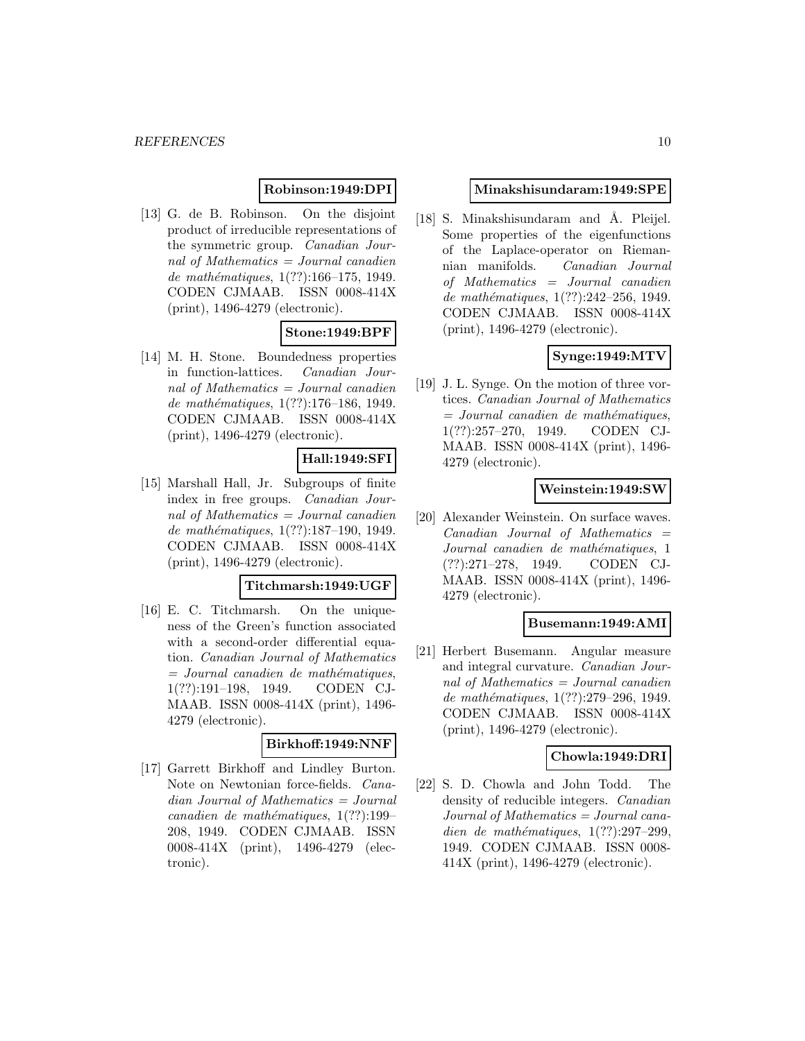**Robinson:1949:DPI**

[13] G. de B. Robinson. On the disjoint product of irreducible representations of the symmetric group. *Canadian Journal of Mathematics = Journal canadien de mathématiques*, 1(??):166–175, 1949. CODEN CJMAAB. ISSN 0008-414X (print), 1496-4279 (electronic).

**Stone:1949:BPF**

[14] M. H. Stone. Boundedness properties in function-lattices. *Canadian Journal of Mathematics = Journal canadien de mathématiques*, 1(??):176–186, 1949. CODEN CJMAAB. ISSN 0008-414X (print), 1496-4279 (electronic).

**Hall:1949:SFI**

[15] Marshall Hall, Jr. Subgroups of finite index in free groups. *Canadian Journal of Mathematics = Journal canadien de mathématiques*, 1(??):187–190, 1949. CODEN CJMAAB. ISSN 0008-414X (print), 1496-4279 (electronic).

**Titchmarsh:1949:UGF**

[16] E. C. Titchmarsh. On the uniqueness of the Green's function associated with a second-order differential equation. *Canadian Journal of Mathematics = Journal canadien de mathématiques*, 1(??):191–198, 1949. CODEN CJMAAB. ISSN 0008-414X (print), 1496-4279 (electronic).

**Birkhoff:1949:NNF**

[17] Garrett Birkhoff and Lindley Burton. Note on Newtonian force-fields. *Canadian Journal of Mathematics = Journal canadien de mathématiques*, 1(??):199–208, 1949. CODEN CJMAAB. ISSN 0008-414X (print), 1496-4279 (electronic).

**Minakshisundaram:1949:SPE**

[18] S. Minakshisundaram and Å. Pleijel. Some properties of the eigenfunctions of the Laplace-operator on Riemannian manifolds. *Canadian Journal of Mathematics = Journal canadien de mathématiques*, 1(??):242–256, 1949. CODEN CJMAAB. ISSN 0008-414X (print), 1496-4279 (electronic).

**Synge:1949:MTV**

[19] J. L. Synge. On the motion of three vortices. *Canadian Journal of Mathematics = Journal canadien de mathématiques*, 1(??):257–270, 1949. CODEN CJMAAB. ISSN 0008-414X (print), 1496-4279 (electronic).

**Weinstein:1949:SW**

[20] Alexander Weinstein. On surface waves. *Canadian Journal of Mathematics = Journal canadien de mathématiques*, 1 (??):271–278, 1949. CODEN CJMAAB. ISSN 0008-414X (print), 1496-4279 (electronic).

**Busemann:1949:AMI**

[21] Herbert Busemann. Angular measure and integral curvature. *Canadian Journal of Mathematics = Journal canadien de mathématiques*, 1(??):279–296, 1949. CODEN CJMAAB. ISSN 0008-414X (print), 1496-4279 (electronic).

**Chowla:1949:DRI**

[22] S. D. Chowla and John Todd. The density of reducible integers. *Canadian Journal of Mathematics = Journal canadien de mathématiques*, 1(??):297–299, 1949. CODEN CJMAAB. ISSN 0008-414X (print), 1496-4279 (electronic).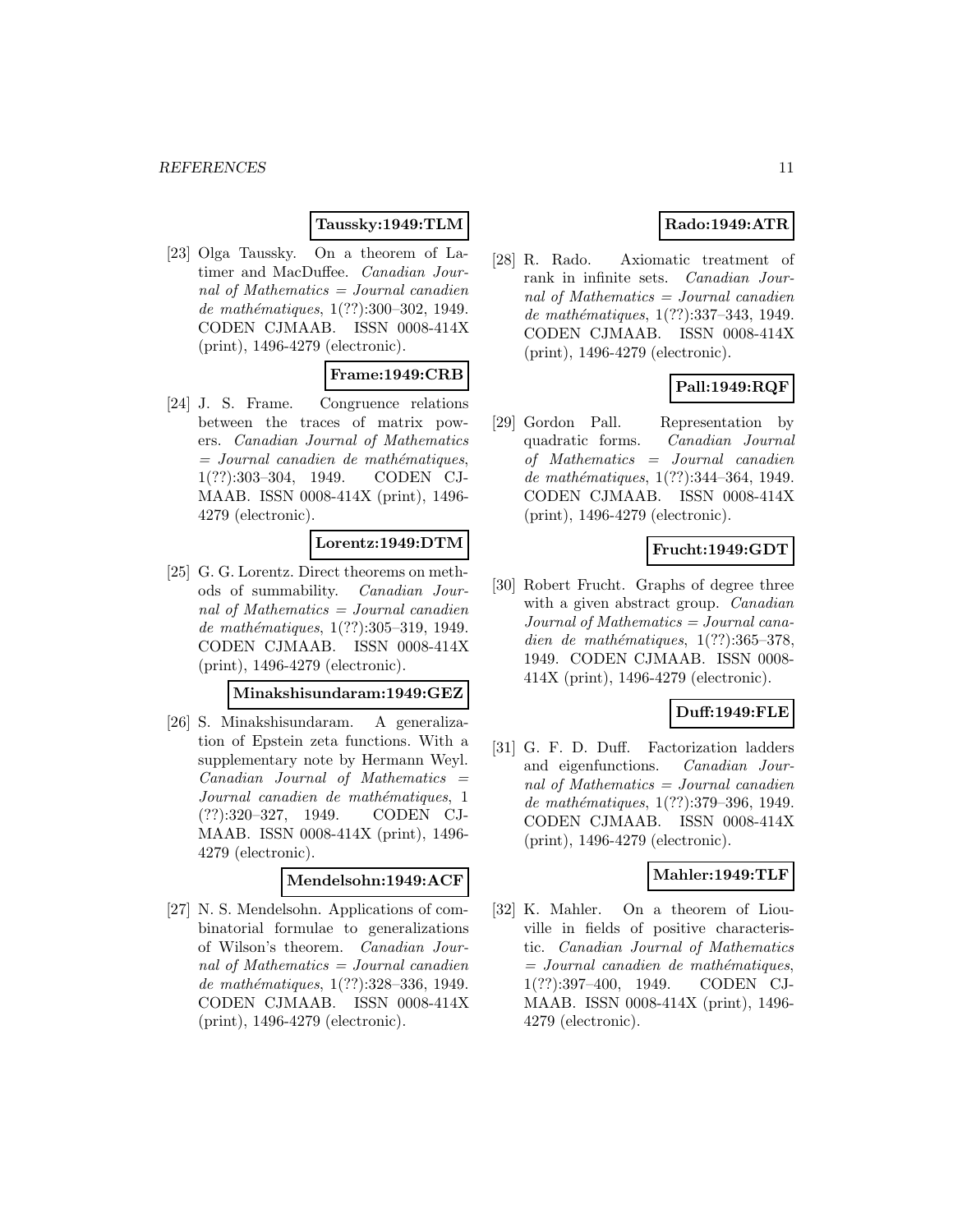**Taussky:1949:TLM**

[23] Olga Taussky. On a theorem of Latimer and MacDuffee. *Canadian Journal of Mathematics = Journal canadien de mathématiques*, 1(??):300–302, 1949. CODEN CJMAAB. ISSN 0008-414X (print), 1496-4279 (electronic).

**Frame:1949:CRB**

[24] J. S. Frame. Congruence relations between the traces of matrix powers. *Canadian Journal of Mathematics = Journal canadien de mathématiques*, 1(??):303–304, 1949. CODEN CJMAAB. ISSN 0008-414X (print), 1496-4279 (electronic).

**Lorentz:1949:DTM**

[25] G. G. Lorentz. Direct theorems on methods of summability. *Canadian Journal of Mathematics = Journal canadien de mathématiques*, 1(??):305–319, 1949. CODEN CJMAAB. ISSN 0008-414X (print), 1496-4279 (electronic).

**Minakshisundaram:1949:GEZ**

[26] S. Minakshisundaram. A generalization of Epstein zeta functions. With a supplementary note by Hermann Weyl. *Canadian Journal of Mathematics = Journal canadien de mathématiques*, 1(??):320–327, 1949. CODEN CJMAAB. ISSN 0008-414X (print), 1496-4279 (electronic).

**Mendelsohn:1949:ACF**

[27] N. S. Mendelsohn. Applications of combinatorial formulae to generalizations of Wilson's theorem. *Canadian Journal of Mathematics = Journal canadien de mathématiques*, 1(??):328–336, 1949. CODEN CJMAAB. ISSN 0008-414X (print), 1496-4279 (electronic).

**Rado:1949:ATR**

[28] R. Rado. Axiomatic treatment of rank in infinite sets. *Canadian Journal of Mathematics = Journal canadien de mathématiques*, 1(??):337–343, 1949. CODEN CJMAAB. ISSN 0008-414X (print), 1496-4279 (electronic).

**Pall:1949:RQF**

[29] Gordon Pall. Representation by quadratic forms. *Canadian Journal of Mathematics = Journal canadien de mathématiques*, 1(??):344–364, 1949. CODEN CJMAAB. ISSN 0008-414X (print), 1496-4279 (electronic).

**Frucht:1949:GDT**

[30] Robert Frucht. Graphs of degree three with a given abstract group. *Canadian Journal of Mathematics = Journal canadien de mathématiques*, 1(??):365–378, 1949. CODEN CJMAAB. ISSN 0008-414X (print), 1496-4279 (electronic).

**Duff:1949:FLE**

[31] G. F. D. Duff. Factorization ladders and eigenfunctions. *Canadian Journal of Mathematics = Journal canadien de mathématiques*, 1(??):379–396, 1949. CODEN CJMAAB. ISSN 0008-414X (print), 1496-4279 (electronic).

**Mahler:1949:TLF**

[32] K. Mahler. On a theorem of Liouville in fields of positive characteristic. *Canadian Journal of Mathematics = Journal canadien de mathématiques*, 1(??):397–400, 1949. CODEN CJMAAB. ISSN 0008-414X (print), 1496-4279 (electronic).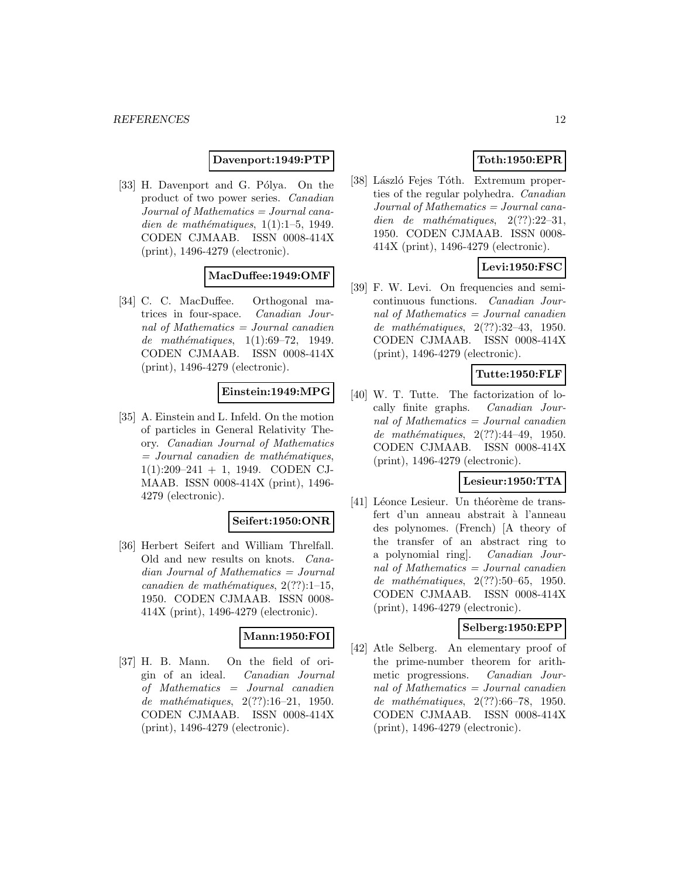**Davenport:1949:PTP**

[33] H. Davenport and G. Pólya. On the product of two power series. *Canadian Journal of Mathematics = Journal canadien de mathématiques*, 1(1):1–5, 1949. CODEN CJMAAB. ISSN 0008-414X (print), 1496-4279 (electronic).

**MacDuffee:1949:OMF**

[34] C. C. MacDuffee. Orthogonal matrices in four-space. *Canadian Journal of Mathematics = Journal canadien de mathématiques*, 1(1):69–72, 1949. CODEN CJMAAB. ISSN 0008-414X (print), 1496-4279 (electronic).

**Einstein:1949:MPG**

[35] A. Einstein and L. Infeld. On the motion of particles in General Relativity Theory. *Canadian Journal of Mathematics = Journal canadien de mathématiques*, 1(1):209–241 + 1, 1949. CODEN CJMAAB. ISSN 0008-414X (print), 1496-4279 (electronic).

**Seifert:1950:ONR**

[36] Herbert Seifert and William Threlfall. Old and new results on knots. *Canadian Journal of Mathematics = Journal canadien de mathématiques*, 2(??):1–15, 1950. CODEN CJMAAB. ISSN 0008-414X (print), 1496-4279 (electronic).

**Mann:1950:FOI**

[37] H. B. Mann. On the field of origin of an ideal. *Canadian Journal of Mathematics = Journal canadien de mathématiques*, 2(??):16–21, 1950. CODEN CJMAAB. ISSN 0008-414X (print), 1496-4279 (electronic).

**Toth:1950:EPR**

[38] László Fejes Tóth. Extremum properties of the regular polyhedra. *Canadian Journal of Mathematics = Journal canadien de mathématiques*, 2(??):22–31, 1950. CODEN CJMAAB. ISSN 0008-414X (print), 1496-4279 (electronic).

**Levi:1950:FSC**

[39] F. W. Levi. On frequencies and semicontinuous functions. *Canadian Journal of Mathematics = Journal canadien de mathématiques*, 2(??):32–43, 1950. CODEN CJMAAB. ISSN 0008-414X (print), 1496-4279 (electronic).

**Tutte:1950:FLF**

[40] W. T. Tutte. The factorization of locally finite graphs. *Canadian Journal of Mathematics = Journal canadien de mathématiques*, 2(??):44–49, 1950. CODEN CJMAAB. ISSN 0008-414X (print), 1496-4279 (electronic).

**Lesieur:1950:TTA**

[41] Léonce Lesieur. Un théorème de transfert d'un anneau abstrait à l'anneau des polynomes. (French) [A theory of the transfer of an abstract ring to a polynomial ring]. *Canadian Journal of Mathematics = Journal canadien de mathématiques*, 2(??):50–65, 1950. CODEN CJMAAB. ISSN 0008-414X (print), 1496-4279 (electronic).

**Selberg:1950:EPP**

[42] Atle Selberg. An elementary proof of the prime-number theorem for arithmetic progressions. *Canadian Journal of Mathematics = Journal canadien de mathématiques*, 2(??):66–78, 1950. CODEN CJMAAB. ISSN 0008-414X (print), 1496-4279 (electronic).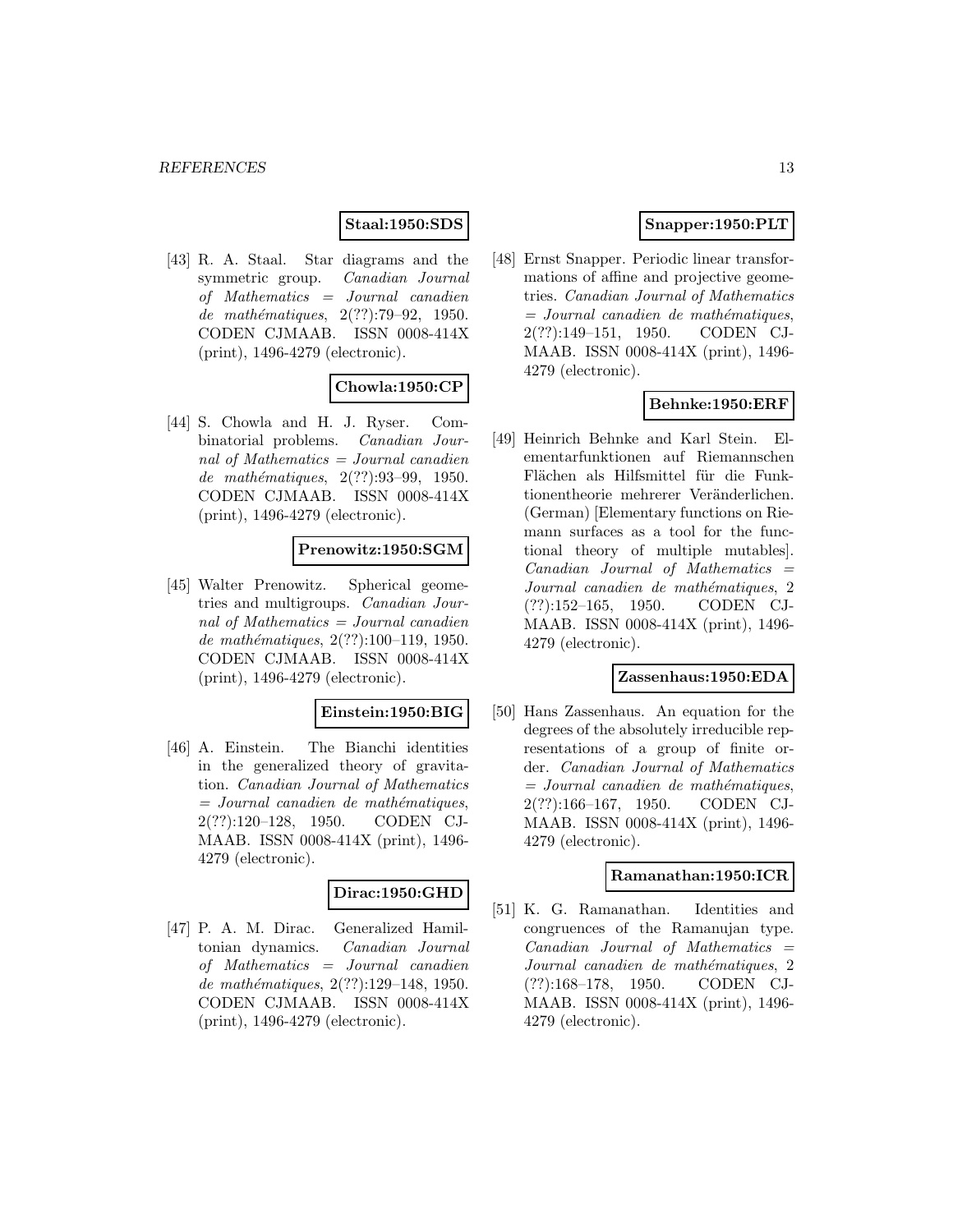**Staal:1950:SDS**

[43] R. A. Staal. Star diagrams and the symmetric group. *Canadian Journal of Mathematics = Journal canadien de mathématiques*, 2(??):79–92, 1950. CODEN CJMAAB. ISSN 0008-414X (print), 1496-4279 (electronic).

**Chowla:1950:CP**

[44] S. Chowla and H. J. Ryser. Combinatorial problems. *Canadian Journal of Mathematics = Journal canadien de mathématiques*, 2(??):93–99, 1950. CODEN CJMAAB. ISSN 0008-414X (print), 1496-4279 (electronic).

**Prenowitz:1950:SGM**

[45] Walter Prenowitz. Spherical geometries and multigroups. *Canadian Journal of Mathematics = Journal canadien de mathématiques*, 2(??):100–119, 1950. CODEN CJMAAB. ISSN 0008-414X (print), 1496-4279 (electronic).

**Einstein:1950:BIG**

[46] A. Einstein. The Bianchi identities in the generalized theory of gravitation. *Canadian Journal of Mathematics = Journal canadien de mathématiques*, 2(??):120–128, 1950. CODEN CJMAAB. ISSN 0008-414X (print), 1496-4279 (electronic).

**Dirac:1950:GHD**

[47] P. A. M. Dirac. Generalized Hamiltonian dynamics. *Canadian Journal of Mathematics = Journal canadien de mathématiques*, 2(??):129–148, 1950. CODEN CJMAAB. ISSN 0008-414X (print), 1496-4279 (electronic).

**Snapper:1950:PLT**

[48] Ernst Snapper. Periodic linear transformations of affine and projective geometries. *Canadian Journal of Mathematics = Journal canadien de mathématiques*, 2(??):149–151, 1950. CODEN CJMAAB. ISSN 0008-414X (print), 1496-4279 (electronic).

**Behnke:1950:ERF**

[49] Heinrich Behnke and Karl Stein. Elementarfunktionen auf Riemannschen Flächen als Hilfsmittel für die Funktionentheorie mehrerer Veränderlichen. (German) [Elementary functions on Riemann surfaces as a tool for the functional theory of multiple mutables]. *Canadian Journal of Mathematics = Journal canadien de mathématiques*, 2 (??):152–165, 1950. CODEN CJMAAB. ISSN 0008-414X (print), 1496-4279 (electronic).

**Zassenhaus:1950:EDA**

[50] Hans Zassenhaus. An equation for the degrees of the absolutely irreducible representations of a group of finite order. *Canadian Journal of Mathematics = Journal canadien de mathématiques*, 2(??):166–167, 1950. CODEN CJMAAB. ISSN 0008-414X (print), 1496-4279 (electronic).

**Ramanathan:1950:ICR**

[51] K. G. Ramanathan. Identities and congruences of the Ramanujan type. *Canadian Journal of Mathematics = Journal canadien de mathématiques*, 2 (??):168–178, 1950. CODEN CJMAAB. ISSN 0008-414X (print), 1496-4279 (electronic).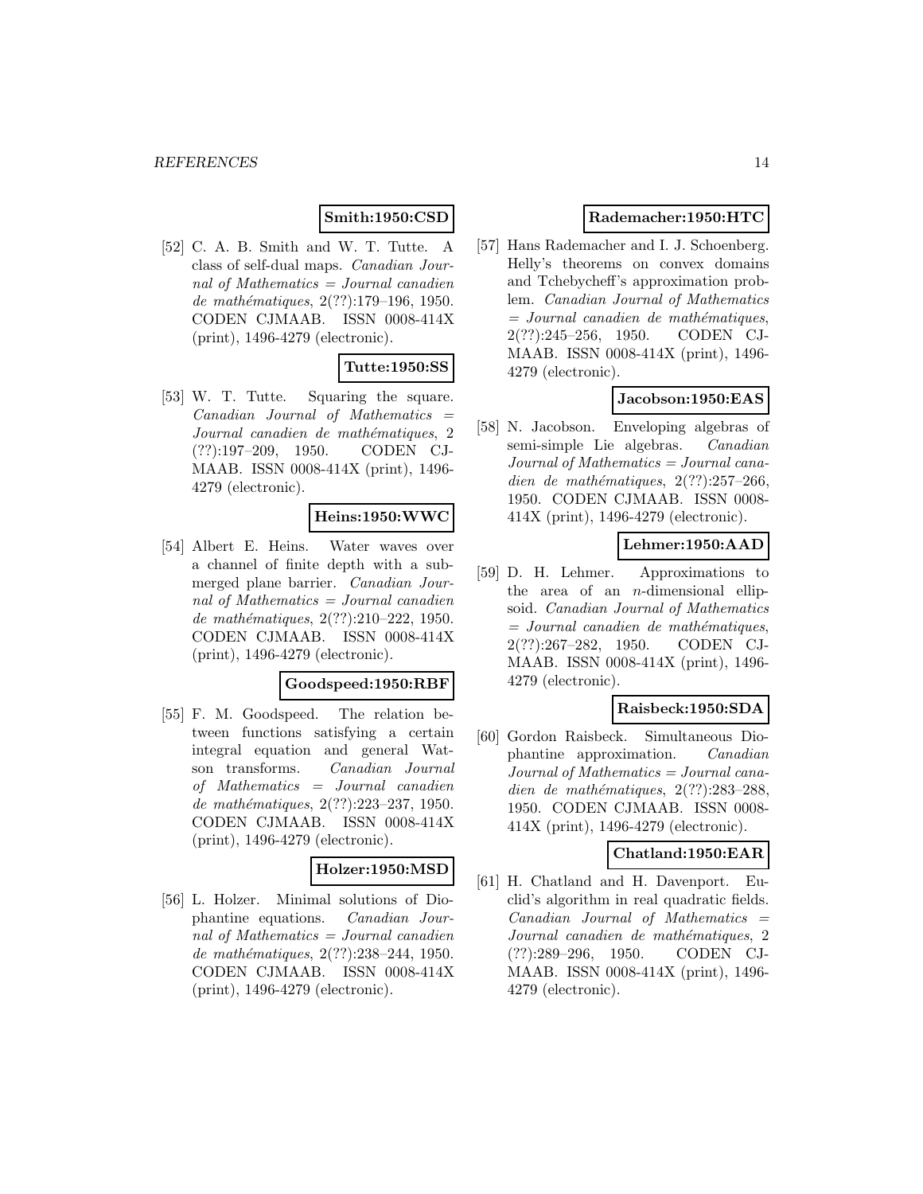**Smith:1950:CSD**

[52] C. A. B. Smith and W. T. Tutte. A class of self-dual maps. *Canadian Journal of Mathematics = Journal canadien de mathématiques*, 2(??):179–196, 1950. CODEN CJMAAB. ISSN 0008-414X (print), 1496-4279 (electronic).

**Tutte:1950:SS**

[53] W. T. Tutte. Squaring the square. *Canadian Journal of Mathematics = Journal canadien de mathématiques*, 2 (??):197–209, 1950. CODEN CJMAAB. ISSN 0008-414X (print), 1496-4279 (electronic).

**Heins:1950:WWC**

[54] Albert E. Heins. Water waves over a channel of finite depth with a submerged plane barrier. *Canadian Journal of Mathematics = Journal canadien de mathématiques*, 2(??):210–222, 1950. CODEN CJMAAB. ISSN 0008-414X (print), 1496-4279 (electronic).

**Goodspeed:1950:RBF**

[55] F. M. Goodspeed. The relation between functions satisfying a certain integral equation and general Watson transforms. *Canadian Journal of Mathematics = Journal canadien de mathématiques*, 2(??):223–237, 1950. CODEN CJMAAB. ISSN 0008-414X (print), 1496-4279 (electronic).

**Holzer:1950:MSD**

[56] L. Holzer. Minimal solutions of Diophantine equations. *Canadian Journal of Mathematics = Journal canadien de mathématiques*, 2(??):238–244, 1950. CODEN CJMAAB. ISSN 0008-414X (print), 1496-4279 (electronic).

**Rademacher:1950:HTC**

[57] Hans Rademacher and I. J. Schoenberg. Helly's theorems on convex domains and Tchebycheff's approximation problem. *Canadian Journal of Mathematics = Journal canadien de mathématiques*, 2(??):245–256, 1950. CODEN CJMAAB. ISSN 0008-414X (print), 1496-4279 (electronic).

**Jacobson:1950:EAS**

[58] N. Jacobson. Enveloping algebras of semi-simple Lie algebras. *Canadian Journal of Mathematics = Journal canadien de mathématiques*, 2(??):257–266, 1950. CODEN CJMAAB. ISSN 0008-414X (print), 1496-4279 (electronic).

**Lehmer:1950:AAD**

[59] D. H. Lehmer. Approximations to the area of an $n$-dimensional ellipsoid. *Canadian Journal of Mathematics = Journal canadien de mathématiques*, 2(??):267–282, 1950. CODEN CJMAAB. ISSN 0008-414X (print), 1496-4279 (electronic).

**Raisbeck:1950:SDA**

[60] Gordon Raisbeck. Simultaneous Diophantine approximation. *Canadian Journal of Mathematics = Journal canadien de mathématiques*, 2(??):283–288, 1950. CODEN CJMAAB. ISSN 0008-414X (print), 1496-4279 (electronic).

**Chatland:1950:EAR**

[61] H. Chatland and H. Davenport. Euclid's algorithm in real quadratic fields. *Canadian Journal of Mathematics = Journal canadien de mathématiques*, 2 (??):289–296, 1950. CODEN CJMAAB. ISSN 0008-414X (print), 1496-4279 (electronic).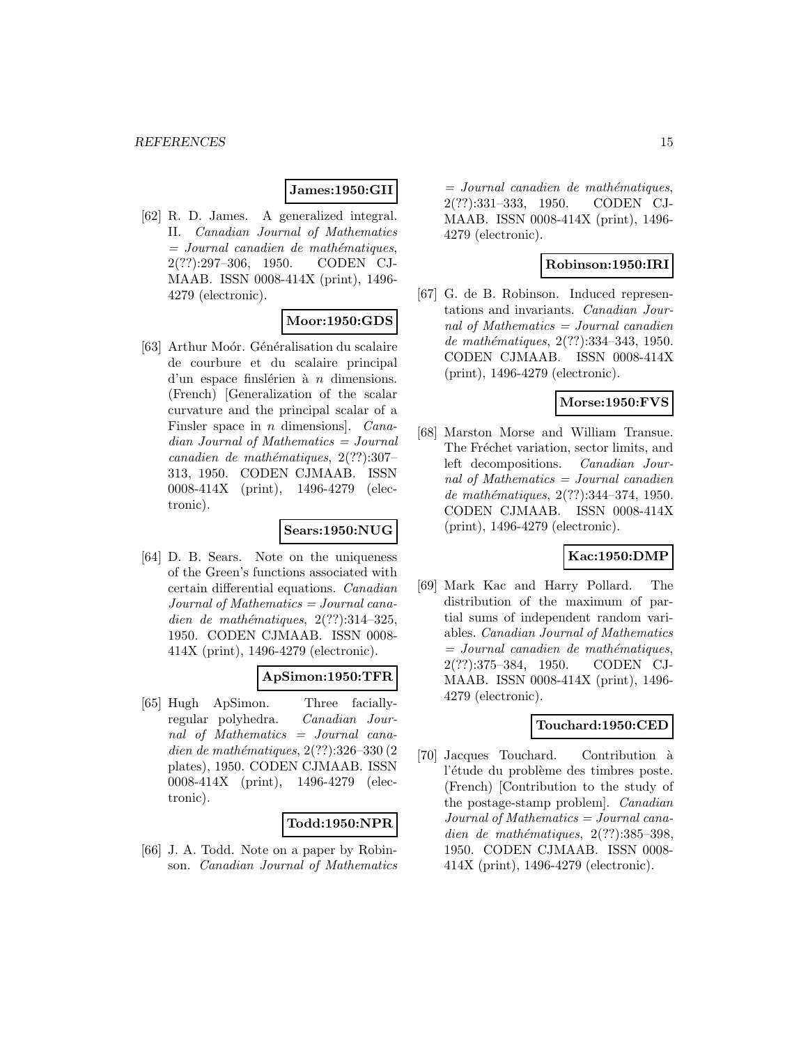**James:1950:GII**

[62] R. D. James. A generalized integral. II. *Canadian Journal of Mathematics = Journal canadien de mathématiques*, 2(??):297–306, 1950. CODEN CJMAAB. ISSN 0008-414X (print), 1496-4279 (electronic).

**Moor:1950:GDS**

[63] Arthur Moór. Généralisation du scalaire de courbure et du scalaire principal d'un espace finslérien à $n$ dimensions. (French) [Generalization of the scalar curvature and the principal scalar of a Finsler space in $n$ dimensions]. *Canadian Journal of Mathematics = Journal canadien de mathématiques*, 2(??):307–313, 1950. CODEN CJMAAB. ISSN 0008-414X (print), 1496-4279 (electronic).

**Sears:1950:NUG**

[64] D. B. Sears. Note on the uniqueness of the Green's functions associated with certain differential equations. *Canadian Journal of Mathematics = Journal canadien de mathématiques*, 2(??):314–325, 1950. CODEN CJMAAB. ISSN 0008-414X (print), 1496-4279 (electronic).

**ApSimon:1950:TFR**

[65] Hugh ApSimon. Three facially-regular polyhedra. *Canadian Journal of Mathematics = Journal canadien de mathématiques*, 2(??):326–330 (2 plates), 1950. CODEN CJMAAB. ISSN 0008-414X (print), 1496-4279 (electronic).

**Todd:1950:NPR**

[66] J. A. Todd. Note on a paper by Robinson. *Canadian Journal of Mathematics = Journal canadien de mathématiques*, 2(??):331–333, 1950. CODEN CJMAAB. ISSN 0008-414X (print), 1496-4279 (electronic).

**Robinson:1950:IRI**

[67] G. de B. Robinson. Induced representations and invariants. *Canadian Journal of Mathematics = Journal canadien de mathématiques*, 2(??):334–343, 1950. CODEN CJMAAB. ISSN 0008-414X (print), 1496-4279 (electronic).

**Morse:1950:FVS**

[68] Marston Morse and William Transue. The Fréchet variation, sector limits, and left decompositions. *Canadian Journal of Mathematics = Journal canadien de mathématiques*, 2(??):344–374, 1950. CODEN CJMAAB. ISSN 0008-414X (print), 1496-4279 (electronic).

**Kac:1950:DMP**

[69] Mark Kac and Harry Pollard. The distribution of the maximum of partial sums of independent random variables. *Canadian Journal of Mathematics = Journal canadien de mathématiques*, 2(??):375–384, 1950. CODEN CJMAAB. ISSN 0008-414X (print), 1496-4279 (electronic).

**Touchard:1950:CED**

[70] Jacques Touchard. Contribution à l'étude du problème des timbres poste. (French) [Contribution to the study of the postage-stamp problem]. *Canadian Journal of Mathematics = Journal canadien de mathématiques*, 2(??):385–398, 1950. CODEN CJMAAB. ISSN 0008-414X (print), 1496-4279 (electronic).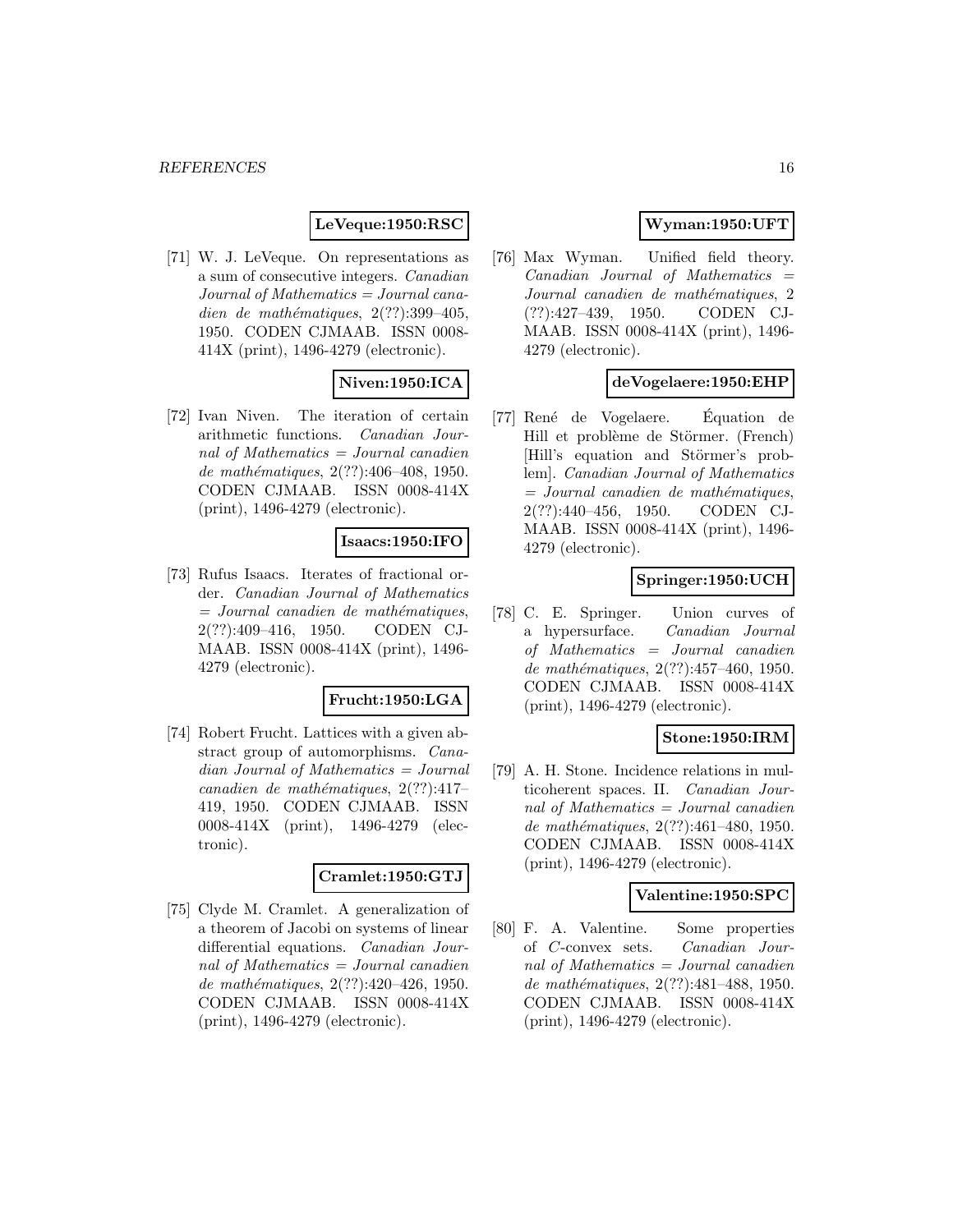**LeVeque:1950:RSC**

[71] W. J. LeVeque. On representations as a sum of consecutive integers. *Canadian Journal of Mathematics = Journal canadien de mathématiques*, 2(??):399–405, 1950. CODEN CJMAAB. ISSN 0008-414X (print), 1496-4279 (electronic).

**Niven:1950:ICA**

[72] Ivan Niven. The iteration of certain arithmetic functions. *Canadian Journal of Mathematics = Journal canadien de mathématiques*, 2(??):406–408, 1950. CODEN CJMAAB. ISSN 0008-414X (print), 1496-4279 (electronic).

**Isaacs:1950:IFO**

[73] Rufus Isaacs. Iterates of fractional order. *Canadian Journal of Mathematics = Journal canadien de mathématiques*, 2(??):409–416, 1950. CODEN CJMAAB. ISSN 0008-414X (print), 1496-4279 (electronic).

**Frucht:1950:LGA**

[74] Robert Frucht. Lattices with a given abstract group of automorphisms. *Canadian Journal of Mathematics = Journal canadien de mathématiques*, 2(??):417–419, 1950. CODEN CJMAAB. ISSN 0008-414X (print), 1496-4279 (electronic).

**Cramlet:1950:GTJ**

[75] Clyde M. Cramlet. A generalization of a theorem of Jacobi on systems of linear differential equations. *Canadian Journal of Mathematics = Journal canadien de mathématiques*, 2(??):420–426, 1950. CODEN CJMAAB. ISSN 0008-414X (print), 1496-4279 (electronic).

**Wyman:1950:UFT**

[76] Max Wyman. Unified field theory. *Canadian Journal of Mathematics = Journal canadien de mathématiques*, 2 (??):427–439, 1950. CODEN CJMAAB. ISSN 0008-414X (print), 1496-4279 (electronic).

**deVogelaere:1950:EHP**

[77] René de Vogelaere. Équation de Hill et problème de Störmer. (French) [Hill's equation and Störmer's problem]. *Canadian Journal of Mathematics = Journal canadien de mathématiques*, 2(??):440–456, 1950. CODEN CJMAAB. ISSN 0008-414X (print), 1496-4279 (electronic).

**Springer:1950:UCH**

[78] C. E. Springer. Union curves of a hypersurface. *Canadian Journal of Mathematics = Journal canadien de mathématiques*, 2(??):457–460, 1950. CODEN CJMAAB. ISSN 0008-414X (print), 1496-4279 (electronic).

**Stone:1950:IRM**

[79] A. H. Stone. Incidence relations in multicoherent spaces. II. *Canadian Journal of Mathematics = Journal canadien de mathématiques*, 2(??):461–480, 1950. CODEN CJMAAB. ISSN 0008-414X (print), 1496-4279 (electronic).

**Valentine:1950:SPC**

[80] F. A. Valentine. Some properties of $C$-convex sets. *Canadian Journal of Mathematics = Journal canadien de mathématiques*, 2(??):481–488, 1950. CODEN CJMAAB. ISSN 0008-414X (print), 1496-4279 (electronic).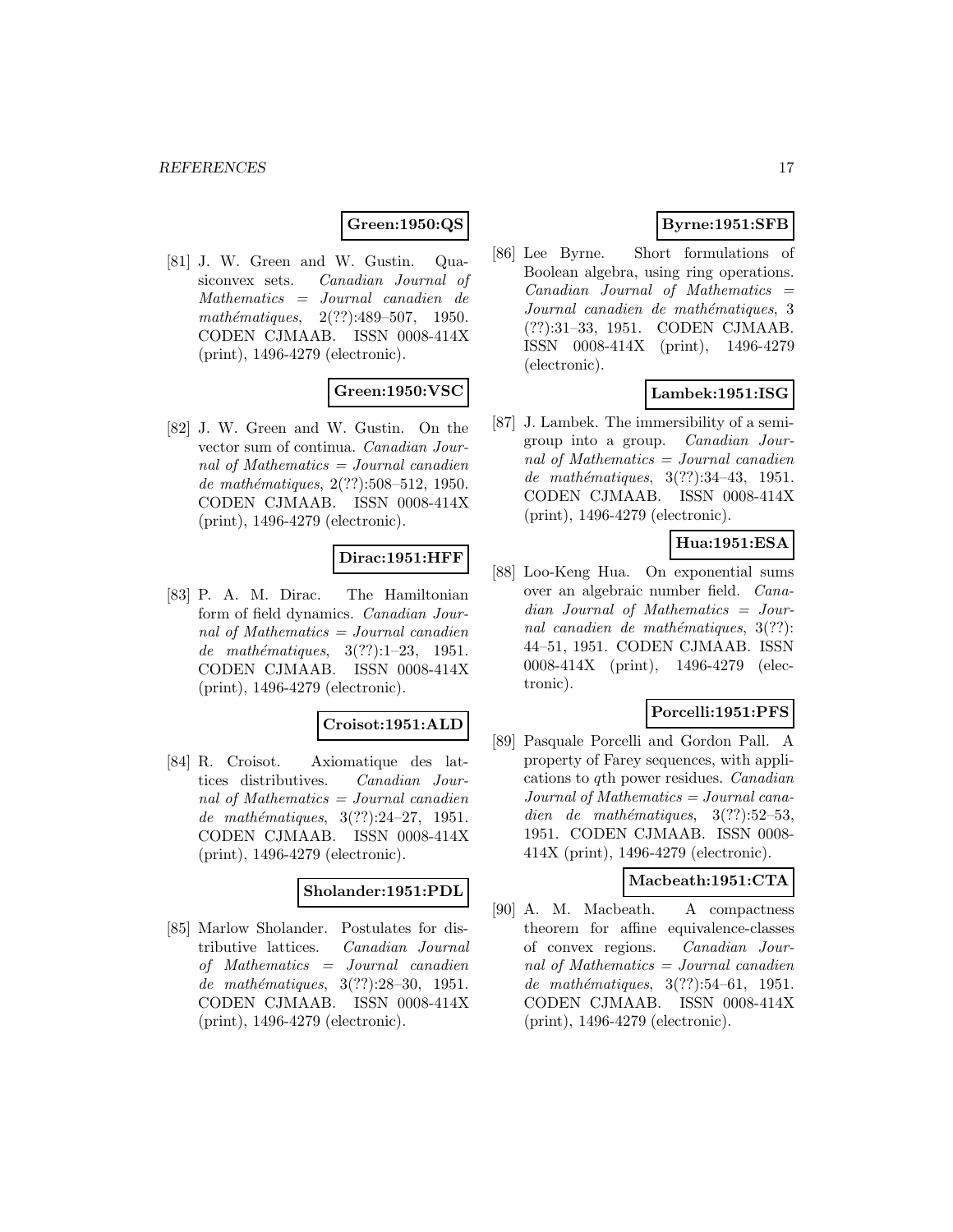**Green:1950:QS**

[81] J. W. Green and W. Gustin. Quasiconvex sets. *Canadian Journal of Mathematics = Journal canadien de mathématiques*, 2(??):489–507, 1950. CODEN CJMAAB. ISSN 0008-414X (print), 1496-4279 (electronic).

**Green:1950:VSC**

[82] J. W. Green and W. Gustin. On the vector sum of continua. *Canadian Journal of Mathematics = Journal canadien de mathématiques*, 2(??):508–512, 1950. CODEN CJMAAB. ISSN 0008-414X (print), 1496-4279 (electronic).

**Dirac:1951:HFF**

[83] P. A. M. Dirac. The Hamiltonian form of field dynamics. *Canadian Journal of Mathematics = Journal canadien de mathématiques*, 3(??):1–23, 1951. CODEN CJMAAB. ISSN 0008-414X (print), 1496-4279 (electronic).

**Croisot:1951:ALD**

[84] R. Croisot. Axiomatique des lattices distributives. *Canadian Journal of Mathematics = Journal canadien de mathématiques*, 3(??):24–27, 1951. CODEN CJMAAB. ISSN 0008-414X (print), 1496-4279 (electronic).

**Sholander:1951:PDL**

[85] Marlow Sholander. Postulates for distributive lattices. *Canadian Journal of Mathematics = Journal canadien de mathématiques*, 3(??):28–30, 1951. CODEN CJMAAB. ISSN 0008-414X (print), 1496-4279 (electronic).

**Byrne:1951:SFB**

[86] Lee Byrne. Short formulations of Boolean algebra, using ring operations. *Canadian Journal of Mathematics = Journal canadien de mathématiques*, 3 (??):31–33, 1951. CODEN CJMAAB. ISSN 0008-414X (print), 1496-4279 (electronic).

**Lambek:1951:ISG**

[87] J. Lambek. The immersibility of a semigroup into a group. *Canadian Journal of Mathematics = Journal canadien de mathématiques*, 3(??):34–43, 1951. CODEN CJMAAB. ISSN 0008-414X (print), 1496-4279 (electronic).

**Hua:1951:ESA**

[88] Loo-Keng Hua. On exponential sums over an algebraic number field. *Canadian Journal of Mathematics = Journal canadien de mathématiques*, 3(??): 44–51, 1951. CODEN CJMAAB. ISSN 0008-414X (print), 1496-4279 (electronic).

**Porcelli:1951:PFS**

[89] Pasquale Porcelli and Gordon Pall. A property of Farey sequences, with applications to $q$th power residues. *Canadian Journal of Mathematics = Journal canadien de mathématiques*, 3(??):52–53, 1951. CODEN CJMAAB. ISSN 0008-414X (print), 1496-4279 (electronic).

**Macbeath:1951:CTA**

[90] A. M. Macbeath. A compactness theorem for affine equivalence-classes of convex regions. *Canadian Journal of Mathematics = Journal canadien de mathématiques*, 3(??):54–61, 1951. CODEN CJMAAB. ISSN 0008-414X (print), 1496-4279 (electronic).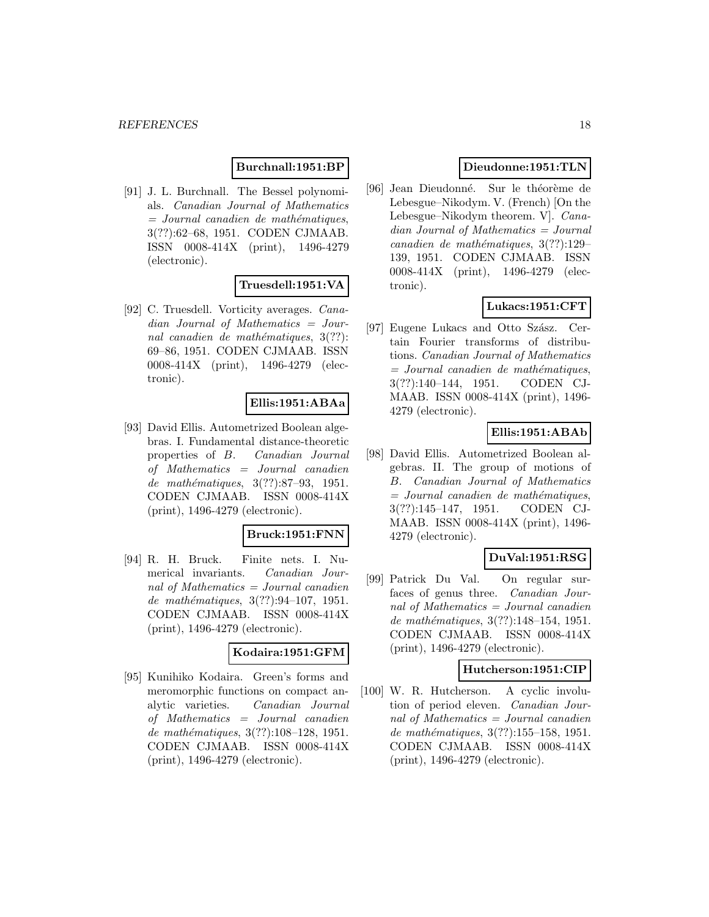**Burchnall:1951:BP**

[91] J. L. Burchnall. The Bessel polynomials. *Canadian Journal of Mathematics = Journal canadien de mathématiques*, 3(??):62–68, 1951. CODEN CJMAAB. ISSN 0008-414X (print), 1496-4279 (electronic).

**Truesdell:1951:VA**

[92] C. Truesdell. Vorticity averages. *Canadian Journal of Mathematics = Journal canadien de mathématiques*, 3(??): 69–86, 1951. CODEN CJMAAB. ISSN 0008-414X (print), 1496-4279 (electronic).

**Ellis:1951:ABAa**

[93] David Ellis. Autometrized Boolean algebras. I. Fundamental distance-theoretic properties of *B*. *Canadian Journal of Mathematics = Journal canadien de mathématiques*, 3(??):87–93, 1951. CODEN CJMAAB. ISSN 0008-414X (print), 1496-4279 (electronic).

**Bruck:1951:FNN**

[94] R. H. Bruck. Finite nets. I. Numerical invariants. *Canadian Journal of Mathematics = Journal canadien de mathématiques*, 3(??):94–107, 1951. CODEN CJMAAB. ISSN 0008-414X (print), 1496-4279 (electronic).

**Kodaira:1951:GFM**

[95] Kunihiko Kodaira. Green's forms and meromorphic functions on compact analytic varieties. *Canadian Journal of Mathematics = Journal canadien de mathématiques*, 3(??):108–128, 1951. CODEN CJMAAB. ISSN 0008-414X (print), 1496-4279 (electronic).

**Dieudonne:1951:TLN**

[96] Jean Dieudonné. Sur le théorème de Lebesgue–Nikodym. V. (French) [On the Lebesgue–Nikodym theorem. V]. *Canadian Journal of Mathematics = Journal canadien de mathématiques*, 3(??):129–139, 1951. CODEN CJMAAB. ISSN 0008-414X (print), 1496-4279 (electronic).

**Lukacs:1951:CFT**

[97] Eugene Lukacs and Otto Szász. Certain Fourier transforms of distributions. *Canadian Journal of Mathematics = Journal canadien de mathématiques*, 3(??):140–144, 1951. CODEN CJMAAB. ISSN 0008-414X (print), 1496-4279 (electronic).

**Ellis:1951:ABAb**

[98] David Ellis. Autometrized Boolean algebras. II. The group of motions of *B*. *Canadian Journal of Mathematics = Journal canadien de mathématiques*, 3(??):145–147, 1951. CODEN CJMAAB. ISSN 0008-414X (print), 1496-4279 (electronic).

**DuVal:1951:RSG**

[99] Patrick Du Val. On regular surfaces of genus three. *Canadian Journal of Mathematics = Journal canadien de mathématiques*, 3(??):148–154, 1951. CODEN CJMAAB. ISSN 0008-414X (print), 1496-4279 (electronic).

**Hutcherson:1951:CIP**

[100] W. R. Hutcherson. A cyclic involution of period eleven. *Canadian Journal of Mathematics = Journal canadien de mathématiques*, 3(??):155–158, 1951. CODEN CJMAAB. ISSN 0008-414X (print), 1496-4279 (electronic).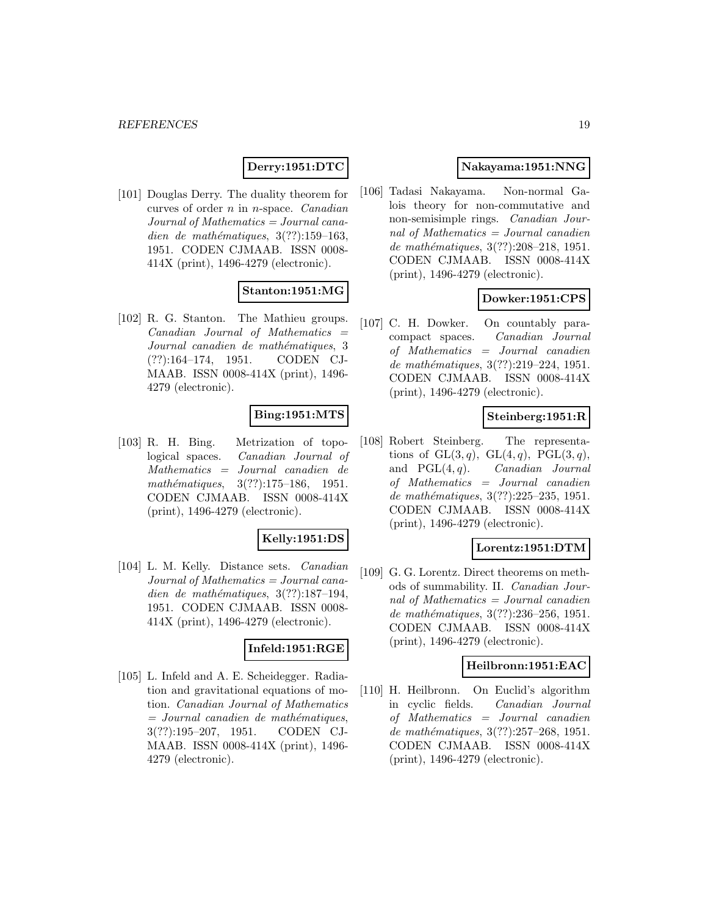**Derry:1951:DTC**

[101] Douglas Derry. The duality theorem for curves of order $n$ in $n$-space. *Canadian Journal of Mathematics = Journal canadien de mathématiques*, 3(??):159–163, 1951. CODEN CJMAAB. ISSN 0008-414X (print), 1496-4279 (electronic).

**Stanton:1951:MG**

[102] R. G. Stanton. The Mathieu groups. *Canadian Journal of Mathematics = Journal canadien de mathématiques*, 3 (??):164–174, 1951. CODEN CJMAAB. ISSN 0008-414X (print), 1496-4279 (electronic).

**Bing:1951:MTS**

[103] R. H. Bing. Metrization of topological spaces. *Canadian Journal of Mathematics = Journal canadien de mathématiques*, 3(??):175–186, 1951. CODEN CJMAAB. ISSN 0008-414X (print), 1496-4279 (electronic).

**Kelly:1951:DS**

[104] L. M. Kelly. Distance sets. *Canadian Journal of Mathematics = Journal canadien de mathématiques*, 3(??):187–194, 1951. CODEN CJMAAB. ISSN 0008-414X (print), 1496-4279 (electronic).

**Infeld:1951:RGE**

[105] L. Infeld and A. E. Scheidegger. Radiation and gravitational equations of motion. *Canadian Journal of Mathematics = Journal canadien de mathématiques*, 3(??):195–207, 1951. CODEN CJMAAB. ISSN 0008-414X (print), 1496-4279 (electronic).

**Nakayama:1951:NNG**

[106] Tadasi Nakayama. Non-normal Galois theory for non-commutative and non-semisimple rings. *Canadian Journal of Mathematics = Journal canadien de mathématiques*, 3(??):208–218, 1951. CODEN CJMAAB. ISSN 0008-414X (print), 1496-4279 (electronic).

**Dowker:1951:CPS**

[107] C. H. Dowker. On countably paracompact spaces. *Canadian Journal of Mathematics = Journal canadien de mathématiques*, 3(??):219–224, 1951. CODEN CJMAAB. ISSN 0008-414X (print), 1496-4279 (electronic).

**Steinberg:1951:R**

[108] Robert Steinberg. The representations of $\mathrm{GL}(3, q)$, $\mathrm{GL}(4, q)$, $\mathrm{PGL}(3, q)$, and $\mathrm{PGL}(4, q)$. *Canadian Journal of Mathematics = Journal canadien de mathématiques*, 3(??):225–235, 1951. CODEN CJMAAB. ISSN 0008-414X (print), 1496-4279 (electronic).

**Lorentz:1951:DTM**

[109] G. G. Lorentz. Direct theorems on methods of summability. II. *Canadian Journal of Mathematics = Journal canadien de mathématiques*, 3(??):236–256, 1951. CODEN CJMAAB. ISSN 0008-414X (print), 1496-4279 (electronic).

**Heilbronn:1951:EAC**

[110] H. Heilbronn. On Euclid's algorithm in cyclic fields. *Canadian Journal of Mathematics = Journal canadien de mathématiques*, 3(??):257–268, 1951. CODEN CJMAAB. ISSN 0008-414X (print), 1496-4279 (electronic).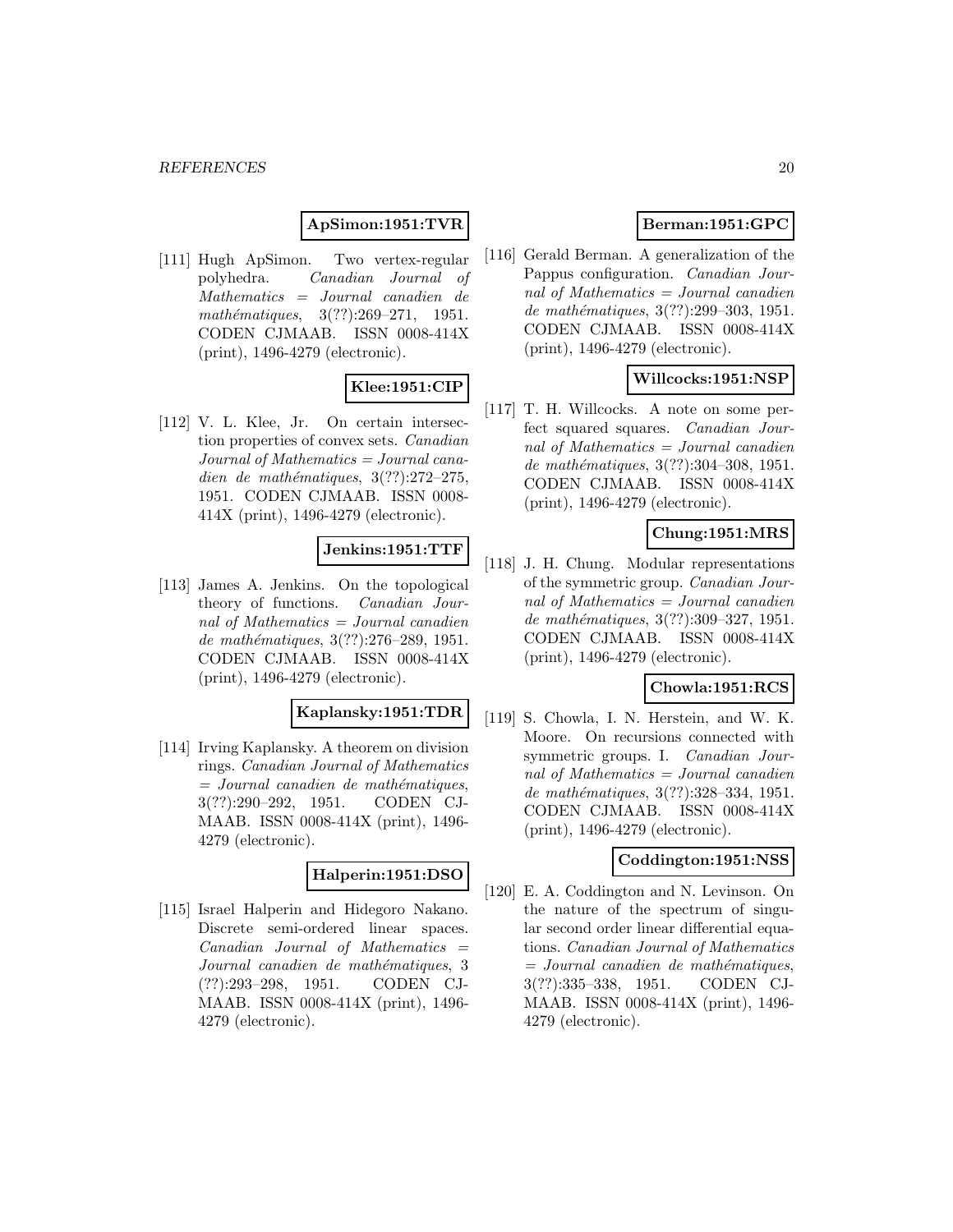**ApSimon:1951:TVR**

[111] Hugh ApSimon. Two vertex-regular polyhedra. *Canadian Journal of Mathematics = Journal canadien de mathématiques*, 3(??):269–271, 1951. CODEN CJMAAB. ISSN 0008-414X (print), 1496-4279 (electronic).

**Klee:1951:CIP**

[112] V. L. Klee, Jr. On certain intersection properties of convex sets. *Canadian Journal of Mathematics = Journal canadien de mathématiques*, 3(??):272–275, 1951. CODEN CJMAAB. ISSN 0008-414X (print), 1496-4279 (electronic).

**Jenkins:1951:TTF**

[113] James A. Jenkins. On the topological theory of functions. *Canadian Journal of Mathematics = Journal canadien de mathématiques*, 3(??):276–289, 1951. CODEN CJMAAB. ISSN 0008-414X (print), 1496-4279 (electronic).

**Kaplansky:1951:TDR**

[114] Irving Kaplansky. A theorem on division rings. *Canadian Journal of Mathematics = Journal canadien de mathématiques*, 3(??):290–292, 1951. CODEN CJMAAB. ISSN 0008-414X (print), 1496-4279 (electronic).

**Halperin:1951:DSO**

[115] Israel Halperin and Hidegoro Nakano. Discrete semi-ordered linear spaces. *Canadian Journal of Mathematics = Journal canadien de mathématiques*, 3 (??):293–298, 1951. CODEN CJMAAB. ISSN 0008-414X (print), 1496-4279 (electronic).

**Berman:1951:GPC**

[116] Gerald Berman. A generalization of the Pappus configuration. *Canadian Journal of Mathematics = Journal canadien de mathématiques*, 3(??):299–303, 1951. CODEN CJMAAB. ISSN 0008-414X (print), 1496-4279 (electronic).

**Willcocks:1951:NSP**

[117] T. H. Willcocks. A note on some perfect squared squares. *Canadian Journal of Mathematics = Journal canadien de mathématiques*, 3(??):304–308, 1951. CODEN CJMAAB. ISSN 0008-414X (print), 1496-4279 (electronic).

**Chung:1951:MRS**

[118] J. H. Chung. Modular representations of the symmetric group. *Canadian Journal of Mathematics = Journal canadien de mathématiques*, 3(??):309–327, 1951. CODEN CJMAAB. ISSN 0008-414X (print), 1496-4279 (electronic).

**Chowla:1951:RCS**

[119] S. Chowla, I. N. Herstein, and W. K. Moore. On recursions connected with symmetric groups. I. *Canadian Journal of Mathematics = Journal canadien de mathématiques*, 3(??):328–334, 1951. CODEN CJMAAB. ISSN 0008-414X (print), 1496-4279 (electronic).

**Coddington:1951:NSS**

[120] E. A. Coddington and N. Levinson. On the nature of the spectrum of singular second order linear differential equations. *Canadian Journal of Mathematics = Journal canadien de mathématiques*, 3(??):335–338, 1951. CODEN CJMAAB. ISSN 0008-414X (print), 1496-4279 (electronic).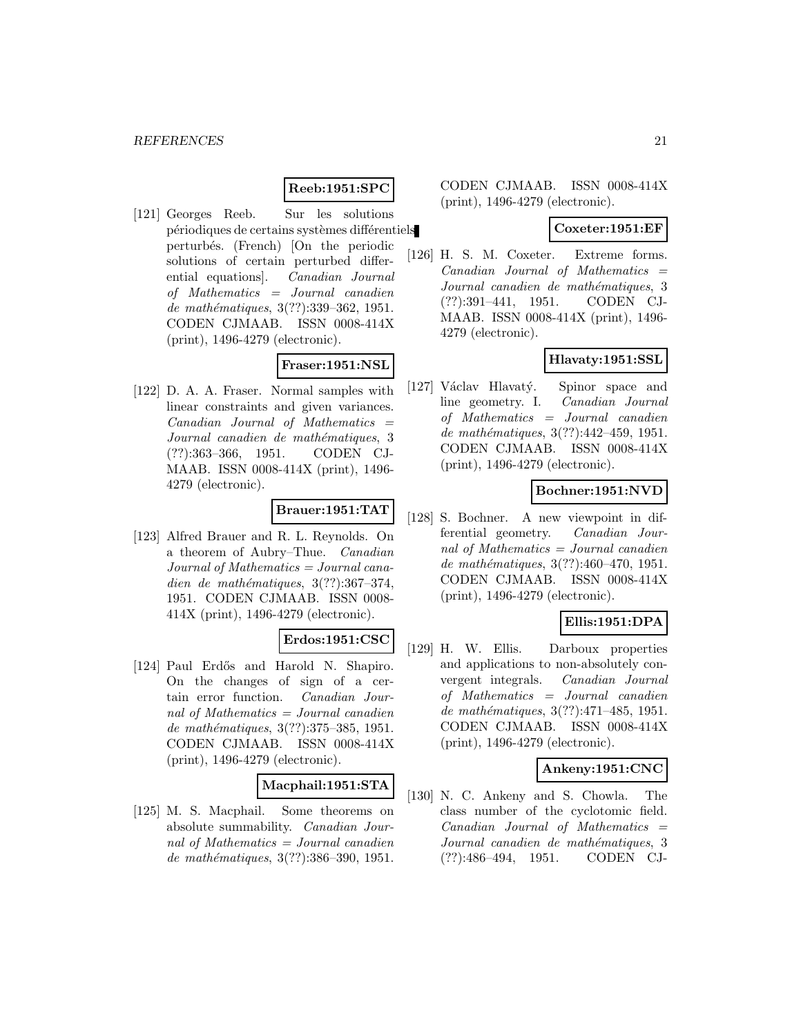**Reeb:1951:SPC**

[121] Georges Reeb. Sur les solutions périodiques de certains systèmes différentiels perturbés. (French) [On the periodic solutions of certain perturbed differential equations]. *Canadian Journal of Mathematics = Journal canadien de mathématiques*, 3(??):339–362, 1951. CODEN CJMAAB. ISSN 0008-414X (print), 1496-4279 (electronic).

**Fraser:1951:NSL**

[122] D. A. A. Fraser. Normal samples with linear constraints and given variances. *Canadian Journal of Mathematics = Journal canadien de mathématiques*, 3 (??):363–366, 1951. CODEN CJMAAB. ISSN 0008-414X (print), 1496-4279 (electronic).

**Brauer:1951:TAT**

[123] Alfred Brauer and R. L. Reynolds. On a theorem of Aubry–Thue. *Canadian Journal of Mathematics = Journal canadien de mathématiques*, 3(??):367–374, 1951. CODEN CJMAAB. ISSN 0008-414X (print), 1496-4279 (electronic).

**Erdos:1951:CSC**

[124] Paul Erdős and Harold N. Shapiro. On the changes of sign of a certain error function. *Canadian Journal of Mathematics = Journal canadien de mathématiques*, 3(??):375–385, 1951. CODEN CJMAAB. ISSN 0008-414X (print), 1496-4279 (electronic).

**Macphail:1951:STA**

[125] M. S. Macphail. Some theorems on absolute summability. *Canadian Journal of Mathematics = Journal canadien de mathématiques*, 3(??):386–390, 1951. CODEN CJMAAB. ISSN 0008-414X (print), 1496-4279 (electronic).

**Coxeter:1951:EF**

[126] H. S. M. Coxeter. Extreme forms. *Canadian Journal of Mathematics = Journal canadien de mathématiques*, 3 (??):391–441, 1951. CODEN CJMAAB. ISSN 0008-414X (print), 1496-4279 (electronic).

**Hlavaty:1951:SSL**

[127] Václav Hlavatý. Spinor space and line geometry. I. *Canadian Journal of Mathematics = Journal canadien de mathématiques*, 3(??):442–459, 1951. CODEN CJMAAB. ISSN 0008-414X (print), 1496-4279 (electronic).

**Bochner:1951:NVD**

[128] S. Bochner. A new viewpoint in differential geometry. *Canadian Journal of Mathematics = Journal canadien de mathématiques*, 3(??):460–470, 1951. CODEN CJMAAB. ISSN 0008-414X (print), 1496-4279 (electronic).

**Ellis:1951:DPA**

[129] H. W. Ellis. Darboux properties and applications to non-absolutely convergent integrals. *Canadian Journal of Mathematics = Journal canadien de mathématiques*, 3(??):471–485, 1951. CODEN CJMAAB. ISSN 0008-414X (print), 1496-4279 (electronic).

**Ankeny:1951:CNC**

[130] N. C. Ankeny and S. Chowla. The class number of the cyclotomic field. *Canadian Journal of Mathematics = Journal canadien de mathématiques*, 3 (??):486–494, 1951. CODEN CJ-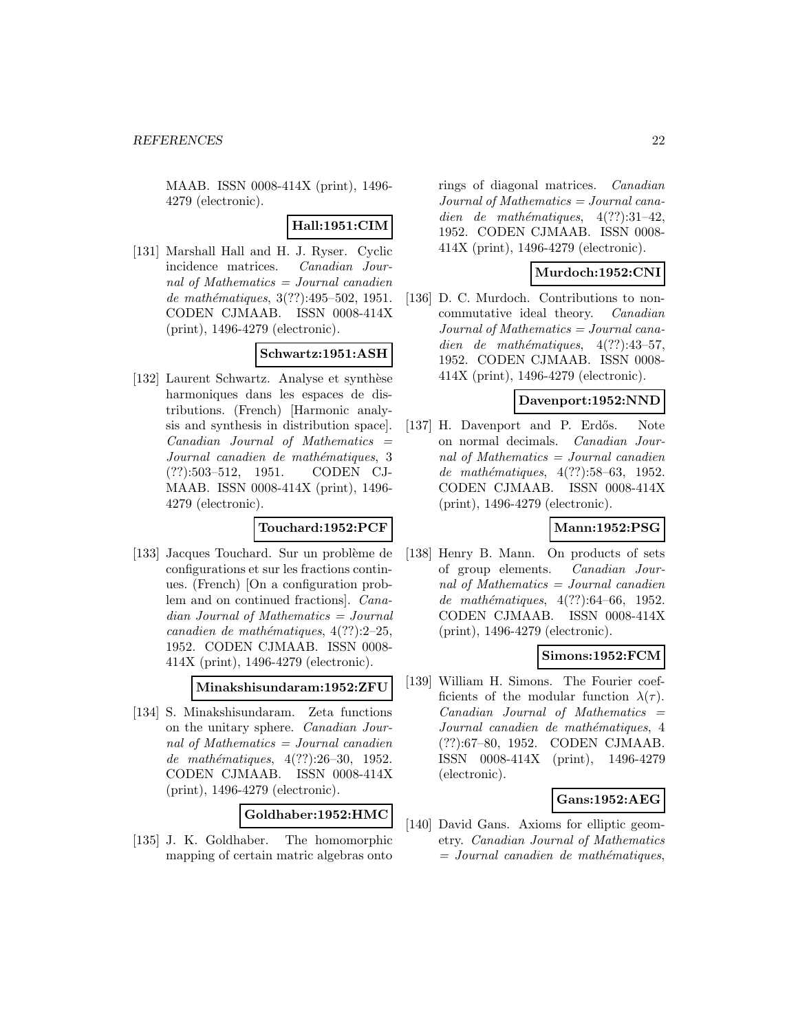MAAB. ISSN 0008-414X (print), 1496-4279 (electronic).

**Hall:1951:CIM**

[131] Marshall Hall and H. J. Ryser. Cyclic incidence matrices. *Canadian Journal of Mathematics = Journal canadien de mathématiques*, 3(??):495–502, 1951. CODEN CJMAAB. ISSN 0008-414X (print), 1496-4279 (electronic).

**Schwartz:1951:ASH**

[132] Laurent Schwartz. Analyse et synthèse harmoniques dans les espaces de distributions. (French) [Harmonic analysis and synthesis in distribution space]. *Canadian Journal of Mathematics = Journal canadien de mathématiques*, 3 (??):503–512, 1951. CODEN CJMAAB. ISSN 0008-414X (print), 1496-4279 (electronic).

**Touchard:1952:PCF**

[133] Jacques Touchard. Sur un problème de configurations et sur les fractions continues. (French) [On a configuration problem and on continued fractions]. *Canadian Journal of Mathematics = Journal canadien de mathématiques*, 4(??):2–25, 1952. CODEN CJMAAB. ISSN 0008-414X (print), 1496-4279 (electronic).

**Minakshisundaram:1952:ZFU**

[134] S. Minakshisundaram. Zeta functions on the unitary sphere. *Canadian Journal of Mathematics = Journal canadien de mathématiques*, 4(??):26–30, 1952. CODEN CJMAAB. ISSN 0008-414X (print), 1496-4279 (electronic).

**Goldhaber:1952:HMC**

[135] J. K. Goldhaber. The homomorphic mapping of certain matric algebras onto rings of diagonal matrices. *Canadian Journal of Mathematics = Journal canadien de mathématiques*, 4(??):31–42, 1952. CODEN CJMAAB. ISSN 0008-414X (print), 1496-4279 (electronic).

**Murdoch:1952:CNI**

[136] D. C. Murdoch. Contributions to noncommutative ideal theory. *Canadian Journal of Mathematics = Journal canadien de mathématiques*, 4(??):43–57, 1952. CODEN CJMAAB. ISSN 0008-414X (print), 1496-4279 (electronic).

**Davenport:1952:NND**

[137] H. Davenport and P. Erdős. Note on normal decimals. *Canadian Journal of Mathematics = Journal canadien de mathématiques*, 4(??):58–63, 1952. CODEN CJMAAB. ISSN 0008-414X (print), 1496-4279 (electronic).

**Mann:1952:PSG**

[138] Henry B. Mann. On products of sets of group elements. *Canadian Journal of Mathematics = Journal canadien de mathématiques*, 4(??):64–66, 1952. CODEN CJMAAB. ISSN 0008-414X (print), 1496-4279 (electronic).

**Simons:1952:FCM**

[139] William H. Simons. The Fourier coefficients of the modular function $\lambda(\tau)$. *Canadian Journal of Mathematics = Journal canadien de mathématiques*, 4 (??):67–80, 1952. CODEN CJMAAB. ISSN 0008-414X (print), 1496-4279 (electronic).

**Gans:1952:AEG**

[140] David Gans. Axioms for elliptic geometry. *Canadian Journal of Mathematics = Journal canadien de mathématiques*,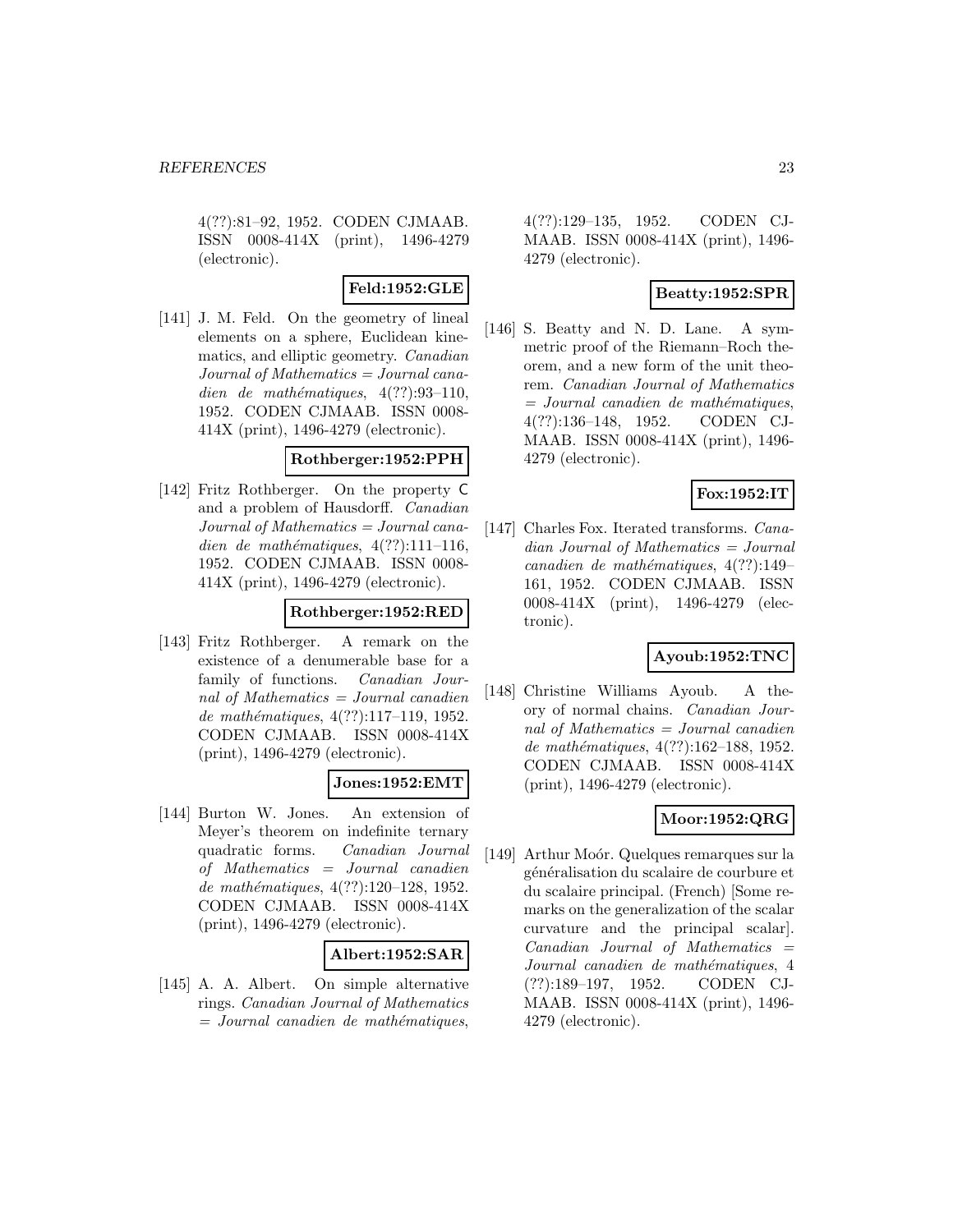4(??):81–92, 1952. CODEN CJMAAB. ISSN 0008-414X (print), 1496-4279 (electronic).

**Feld:1952:GLE**

[141] J. M. Feld. On the geometry of lineal elements on a sphere, Euclidean kinematics, and elliptic geometry. *Canadian Journal of Mathematics = Journal canadien de mathématiques*, 4(??):93–110, 1952. CODEN CJMAAB. ISSN 0008-414X (print), 1496-4279 (electronic).

**Rothberger:1952:PPH**

[142] Fritz Rothberger. On the property C and a problem of Hausdorff. *Canadian Journal of Mathematics = Journal canadien de mathématiques*, 4(??):111–116, 1952. CODEN CJMAAB. ISSN 0008-414X (print), 1496-4279 (electronic).

**Rothberger:1952:RED**

[143] Fritz Rothberger. A remark on the existence of a denumerable base for a family of functions. *Canadian Journal of Mathematics = Journal canadien de mathématiques*, 4(??):117–119, 1952. CODEN CJMAAB. ISSN 0008-414X (print), 1496-4279 (electronic).

**Jones:1952:EMT**

[144] Burton W. Jones. An extension of Meyer's theorem on indefinite ternary quadratic forms. *Canadian Journal of Mathematics = Journal canadien de mathématiques*, 4(??):120–128, 1952. CODEN CJMAAB. ISSN 0008-414X (print), 1496-4279 (electronic).

**Albert:1952:SAR**

[145] A. A. Albert. On simple alternative rings. *Canadian Journal of Mathematics = Journal canadien de mathématiques*, 4(??):129–135, 1952. CODEN CJMAAB. ISSN 0008-414X (print), 1496-4279 (electronic).

**Beatty:1952:SPR**

[146] S. Beatty and N. D. Lane. A symmetric proof of the Riemann–Roch theorem, and a new form of the unit theorem. *Canadian Journal of Mathematics = Journal canadien de mathématiques*, 4(??):136–148, 1952. CODEN CJMAAB. ISSN 0008-414X (print), 1496-4279 (electronic).

**Fox:1952:IT**

[147] Charles Fox. Iterated transforms. *Canadian Journal of Mathematics = Journal canadien de mathématiques*, 4(??):149–161, 1952. CODEN CJMAAB. ISSN 0008-414X (print), 1496-4279 (electronic).

**Ayoub:1952:TNC**

[148] Christine Williams Ayoub. A theory of normal chains. *Canadian Journal of Mathematics = Journal canadien de mathématiques*, 4(??):162–188, 1952. CODEN CJMAAB. ISSN 0008-414X (print), 1496-4279 (electronic).

**Moor:1952:QRG**

[149] Arthur Moór. Quelques remarques sur la généralisation du scalaire de courbure et du scalaire principal. (French) [Some remarks on the generalization of the scalar curvature and the principal scalar]. *Canadian Journal of Mathematics = Journal canadien de mathématiques*, 4 (??):189–197, 1952. CODEN CJMAAB. ISSN 0008-414X (print), 1496-4279 (electronic).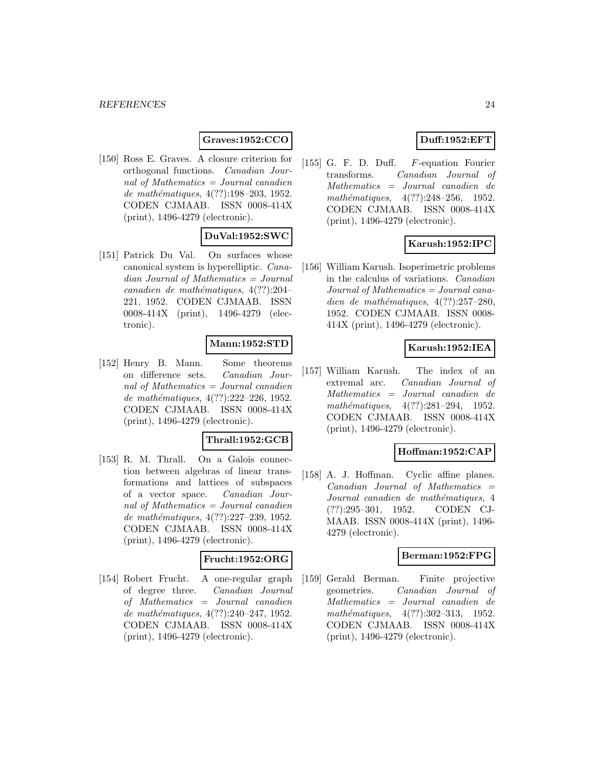**Graves:1952:CCO**

[150] Ross E. Graves. A closure criterion for orthogonal functions. *Canadian Journal of Mathematics = Journal canadien de mathématiques*, 4(??):198–203, 1952. CODEN CJMAAB. ISSN 0008-414X (print), 1496-4279 (electronic).

**DuVal:1952:SWC**

[151] Patrick Du Val. On surfaces whose canonical system is hyperelliptic. *Canadian Journal of Mathematics = Journal canadien de mathématiques*, 4(??):204–221, 1952. CODEN CJMAAB. ISSN 0008-414X (print), 1496-4279 (electronic).

**Mann:1952:STD**

[152] Henry B. Mann. Some theorems on difference sets. *Canadian Journal of Mathematics = Journal canadien de mathématiques*, 4(??):222–226, 1952. CODEN CJMAAB. ISSN 0008-414X (print), 1496-4279 (electronic).

**Thrall:1952:GCB**

[153] R. M. Thrall. On a Galois connection between algebras of linear transformations and lattices of subspaces of a vector space. *Canadian Journal of Mathematics = Journal canadien de mathématiques*, 4(??):227–239, 1952. CODEN CJMAAB. ISSN 0008-414X (print), 1496-4279 (electronic).

**Frucht:1952:ORG**

[154] Robert Frucht. A one-regular graph of degree three. *Canadian Journal of Mathematics = Journal canadien de mathématiques*, 4(??):240–247, 1952. CODEN CJMAAB. ISSN 0008-414X (print), 1496-4279 (electronic).

**Duff:1952:EFT**

[155] G. F. D. Duff. *F*-equation Fourier transforms. *Canadian Journal of Mathematics = Journal canadien de mathématiques*, 4(??):248–256, 1952. CODEN CJMAAB. ISSN 0008-414X (print), 1496-4279 (electronic).

**Karush:1952:IPC**

[156] William Karush. Isoperimetric problems in the calculus of variations. *Canadian Journal of Mathematics = Journal canadien de mathématiques*, 4(??):257–280, 1952. CODEN CJMAAB. ISSN 0008-414X (print), 1496-4279 (electronic).

**Karush:1952:IEA**

[157] William Karush. The index of an extremal arc. *Canadian Journal of Mathematics = Journal canadien de mathématiques*, 4(??):281–294, 1952. CODEN CJMAAB. ISSN 0008-414X (print), 1496-4279 (electronic).

**Hoffman:1952:CAP**

[158] A. J. Hoffman. Cyclic affine planes. *Canadian Journal of Mathematics = Journal canadien de mathématiques*, 4 (??):295–301, 1952. CODEN CJMAAB. ISSN 0008-414X (print), 1496-4279 (electronic).

**Berman:1952:FPG**

[159] Gerald Berman. Finite projective geometries. *Canadian Journal of Mathematics = Journal canadien de mathématiques*, 4(??):302–313, 1952. CODEN CJMAAB. ISSN 0008-414X (print), 1496-4279 (electronic).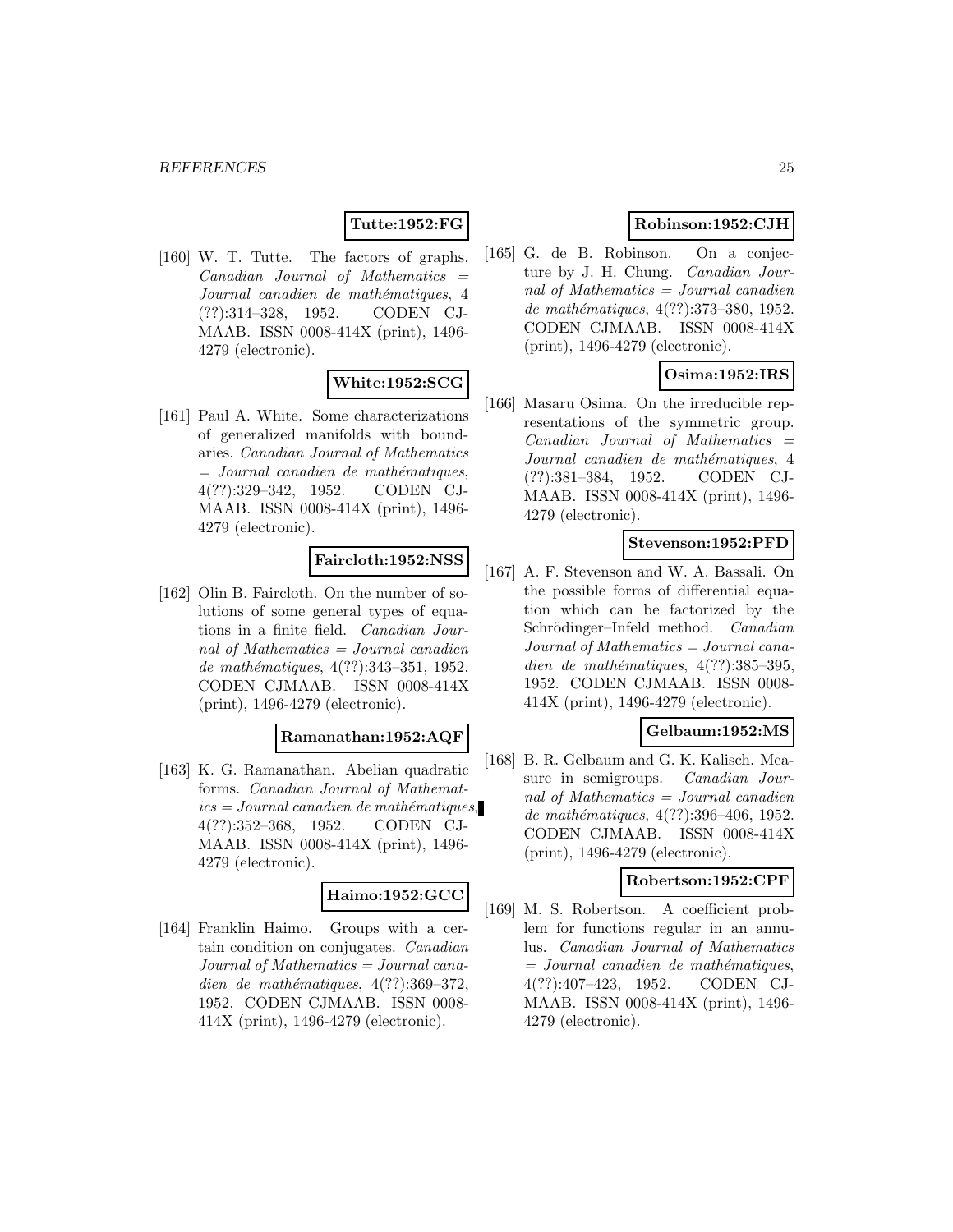**Tutte:1952:FG**

[160] W. T. Tutte. The factors of graphs. *Canadian Journal of Mathematics = Journal canadien de mathématiques*, 4 (??):314–328, 1952. CODEN CJMAAB. ISSN 0008-414X (print), 1496-4279 (electronic).

**White:1952:SCG**

[161] Paul A. White. Some characterizations of generalized manifolds with boundaries. *Canadian Journal of Mathematics = Journal canadien de mathématiques*, 4(??):329–342, 1952. CODEN CJMAAB. ISSN 0008-414X (print), 1496-4279 (electronic).

**Faircloth:1952:NSS**

[162] Olin B. Faircloth. On the number of solutions of some general types of equations in a finite field. *Canadian Journal of Mathematics = Journal canadien de mathématiques*, 4(??):343–351, 1952. CODEN CJMAAB. ISSN 0008-414X (print), 1496-4279 (electronic).

**Ramanathan:1952:AQF**

[163] K. G. Ramanathan. Abelian quadratic forms. *Canadian Journal of Mathematics = Journal canadien de mathématiques*, 4(??):352–368, 1952. CODEN CJMAAB. ISSN 0008-414X (print), 1496-4279 (electronic).

**Haimo:1952:GCC**

[164] Franklin Haimo. Groups with a certain condition on conjugates. *Canadian Journal of Mathematics = Journal canadien de mathématiques*, 4(??):369–372, 1952. CODEN CJMAAB. ISSN 0008-414X (print), 1496-4279 (electronic).

**Robinson:1952:CJH**

[165] G. de B. Robinson. On a conjecture by J. H. Chung. *Canadian Journal of Mathematics = Journal canadien de mathématiques*, 4(??):373–380, 1952. CODEN CJMAAB. ISSN 0008-414X (print), 1496-4279 (electronic).

**Osima:1952:IRS**

[166] Masaru Osima. On the irreducible representations of the symmetric group. *Canadian Journal of Mathematics = Journal canadien de mathématiques*, 4 (??):381–384, 1952. CODEN CJMAAB. ISSN 0008-414X (print), 1496-4279 (electronic).

**Stevenson:1952:PFD**

[167] A. F. Stevenson and W. A. Bassali. On the possible forms of differential equation which can be factorized by the Schrödinger–Infeld method. *Canadian Journal of Mathematics = Journal canadien de mathématiques*, 4(??):385–395, 1952. CODEN CJMAAB. ISSN 0008-414X (print), 1496-4279 (electronic).

**Gelbaum:1952:MS**

[168] B. R. Gelbaum and G. K. Kalisch. Measure in semigroups. *Canadian Journal of Mathematics = Journal canadien de mathématiques*, 4(??):396–406, 1952. CODEN CJMAAB. ISSN 0008-414X (print), 1496-4279 (electronic).

**Robertson:1952:CPF**

[169] M. S. Robertson. A coefficient problem for functions regular in an annulus. *Canadian Journal of Mathematics = Journal canadien de mathématiques*, 4(??):407–423, 1952. CODEN CJMAAB. ISSN 0008-414X (print), 1496-4279 (electronic).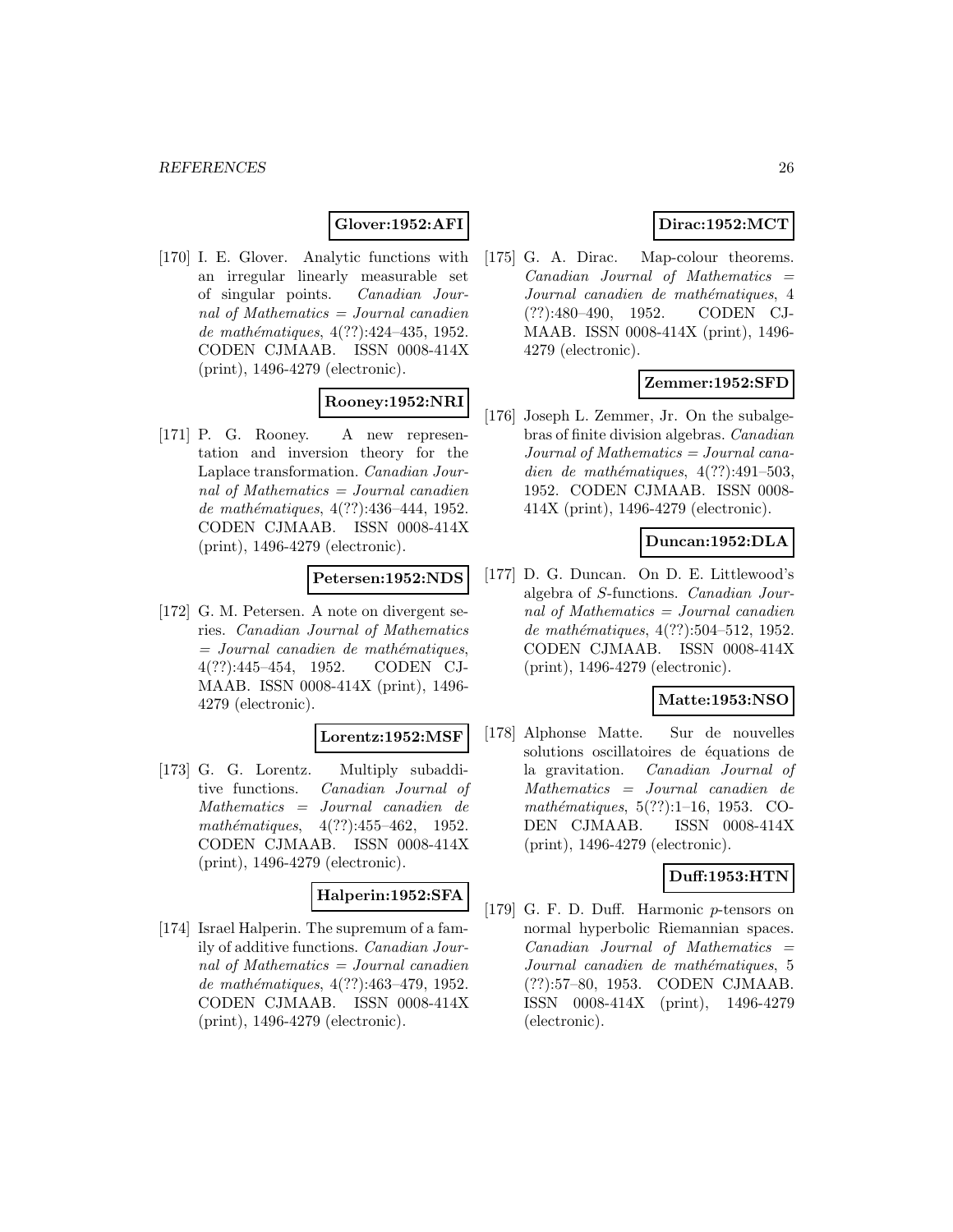**Glover:1952:AFI**

[170] I. E. Glover. Analytic functions with an irregular linearly measurable set of singular points. *Canadian Journal of Mathematics = Journal canadien de mathématiques*, 4(??):424–435, 1952. CODEN CJMAAB. ISSN 0008-414X (print), 1496-4279 (electronic).

**Rooney:1952:NRI**

[171] P. G. Rooney. A new representation and inversion theory for the Laplace transformation. *Canadian Journal of Mathematics = Journal canadien de mathématiques*, 4(??):436–444, 1952. CODEN CJMAAB. ISSN 0008-414X (print), 1496-4279 (electronic).

**Petersen:1952:NDS**

[172] G. M. Petersen. A note on divergent series. *Canadian Journal of Mathematics = Journal canadien de mathématiques*, 4(??):445–454, 1952. CODEN CJMAAB. ISSN 0008-414X (print), 1496-4279 (electronic).

**Lorentz:1952:MSF**

[173] G. G. Lorentz. Multiply subadditive functions. *Canadian Journal of Mathematics = Journal canadien de mathématiques*, 4(??):455–462, 1952. CODEN CJMAAB. ISSN 0008-414X (print), 1496-4279 (electronic).

**Halperin:1952:SFA**

[174] Israel Halperin. The supremum of a family of additive functions. *Canadian Journal of Mathematics = Journal canadien de mathématiques*, 4(??):463–479, 1952. CODEN CJMAAB. ISSN 0008-414X (print), 1496-4279 (electronic).

**Dirac:1952:MCT**

[175] G. A. Dirac. Map-colour theorems. *Canadian Journal of Mathematics = Journal canadien de mathématiques*, 4 (??):480–490, 1952. CODEN CJMAAB. ISSN 0008-414X (print), 1496-4279 (electronic).

**Zemmer:1952:SFD**

[176] Joseph L. Zemmer, Jr. On the subalgebras of finite division algebras. *Canadian Journal of Mathematics = Journal canadien de mathématiques*, 4(??):491–503, 1952. CODEN CJMAAB. ISSN 0008-414X (print), 1496-4279 (electronic).

**Duncan:1952:DLA**

[177] D. G. Duncan. On D. E. Littlewood's algebra of *S*-functions. *Canadian Journal of Mathematics = Journal canadien de mathématiques*, 4(??):504–512, 1952. CODEN CJMAAB. ISSN 0008-414X (print), 1496-4279 (electronic).

**Matte:1953:NSO**

[178] Alphonse Matte. Sur de nouvelles solutions oscillatoires de équations de la gravitation. *Canadian Journal of Mathematics = Journal canadien de mathématiques*, 5(??):1–16, 1953. CODEN CJMAAB. ISSN 0008-414X (print), 1496-4279 (electronic).

**Duff:1953:HTN**

[179] G. F. D. Duff. Harmonic $p$-tensors on normal hyperbolic Riemannian spaces. *Canadian Journal of Mathematics = Journal canadien de mathématiques*, 5 (??):57–80, 1953. CODEN CJMAAB. ISSN 0008-414X (print), 1496-4279 (electronic).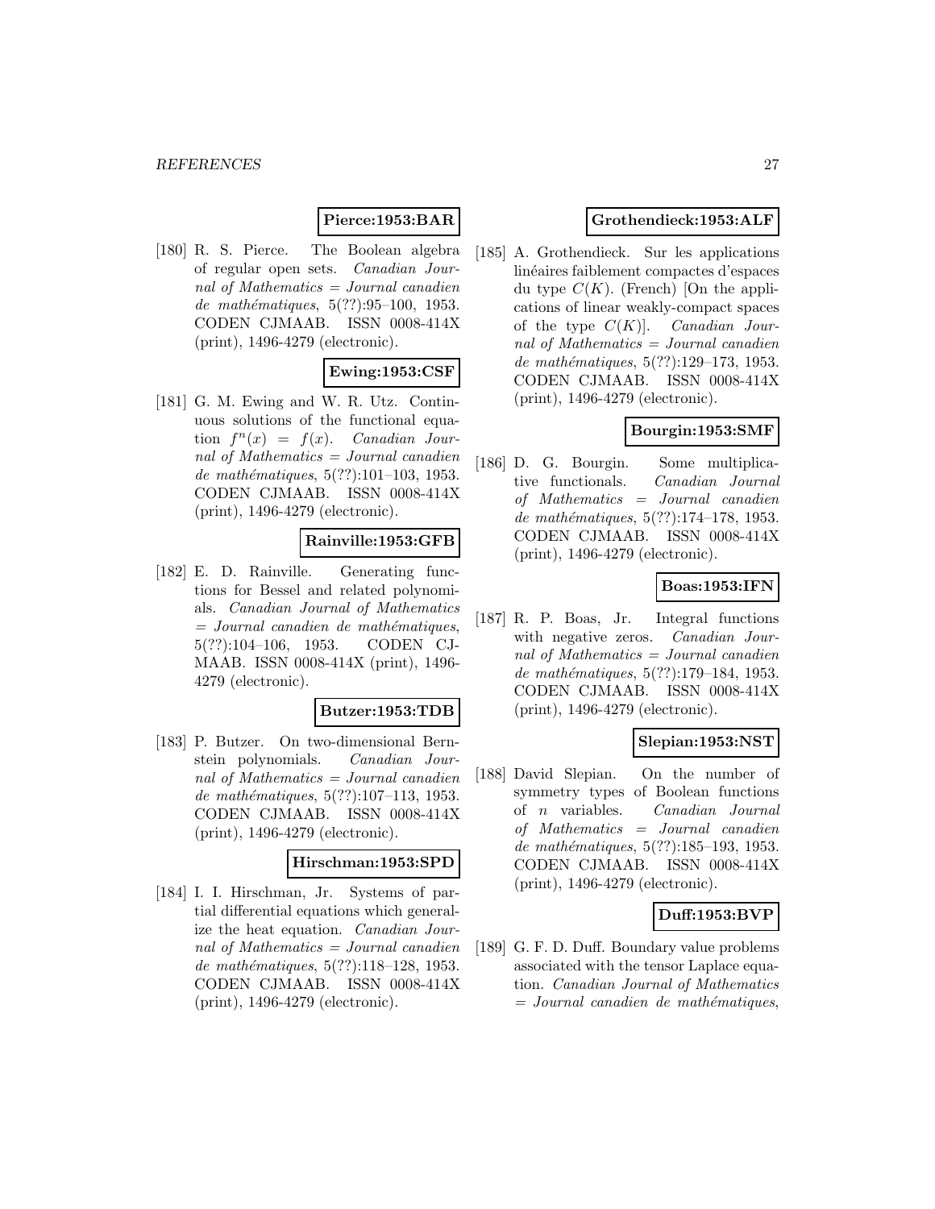**Pierce:1953:BAR**

[180] R. S. Pierce. The Boolean algebra of regular open sets. *Canadian Journal of Mathematics = Journal canadien de mathématiques*, 5(??):95–100, 1953. CODEN CJMAAB. ISSN 0008-414X (print), 1496-4279 (electronic).

**Ewing:1953:CSF**

[181] G. M. Ewing and W. R. Utz. Continuous solutions of the functional equation $f^n(x) = f(x)$. *Canadian Journal of Mathematics = Journal canadien de mathématiques*, 5(??):101–103, 1953. CODEN CJMAAB. ISSN 0008-414X (print), 1496-4279 (electronic).

**Rainville:1953:GFB**

[182] E. D. Rainville. Generating functions for Bessel and related polynomials. *Canadian Journal of Mathematics = Journal canadien de mathématiques*, 5(??):104–106, 1953. CODEN CJMAAB. ISSN 0008-414X (print), 1496-4279 (electronic).

**Butzer:1953:TDB**

[183] P. Butzer. On two-dimensional Bernstein polynomials. *Canadian Journal of Mathematics = Journal canadien de mathématiques*, 5(??):107–113, 1953. CODEN CJMAAB. ISSN 0008-414X (print), 1496-4279 (electronic).

**Hirschman:1953:SPD**

[184] I. I. Hirschman, Jr. Systems of partial differential equations which generalize the heat equation. *Canadian Journal of Mathematics = Journal canadien de mathématiques*, 5(??):118–128, 1953. CODEN CJMAAB. ISSN 0008-414X (print), 1496-4279 (electronic).

**Grothendieck:1953:ALF**

[185] A. Grothendieck. Sur les applications linéaires faiblement compactes d'espaces du type $C(K)$. (French) [On the applications of linear weakly-compact spaces of the type $C(K)$]. *Canadian Journal of Mathematics = Journal canadien de mathématiques*, 5(??):129–173, 1953. CODEN CJMAAB. ISSN 0008-414X (print), 1496-4279 (electronic).

**Bourgin:1953:SMF**

[186] D. G. Bourgin. Some multiplicative functionals. *Canadian Journal of Mathematics = Journal canadien de mathématiques*, 5(??):174–178, 1953. CODEN CJMAAB. ISSN 0008-414X (print), 1496-4279 (electronic).

**Boas:1953:IFN**

[187] R. P. Boas, Jr. Integral functions with negative zeros. *Canadian Journal of Mathematics = Journal canadien de mathématiques*, 5(??):179–184, 1953. CODEN CJMAAB. ISSN 0008-414X (print), 1496-4279 (electronic).

**Slepian:1953:NST**

[188] David Slepian. On the number of symmetry types of Boolean functions of $n$ variables. *Canadian Journal of Mathematics = Journal canadien de mathématiques*, 5(??):185–193, 1953. CODEN CJMAAB. ISSN 0008-414X (print), 1496-4279 (electronic).

**Duff:1953:BVP**

[189] G. F. D. Duff. Boundary value problems associated with the tensor Laplace equation. *Canadian Journal of Mathematics = Journal canadien de mathématiques*,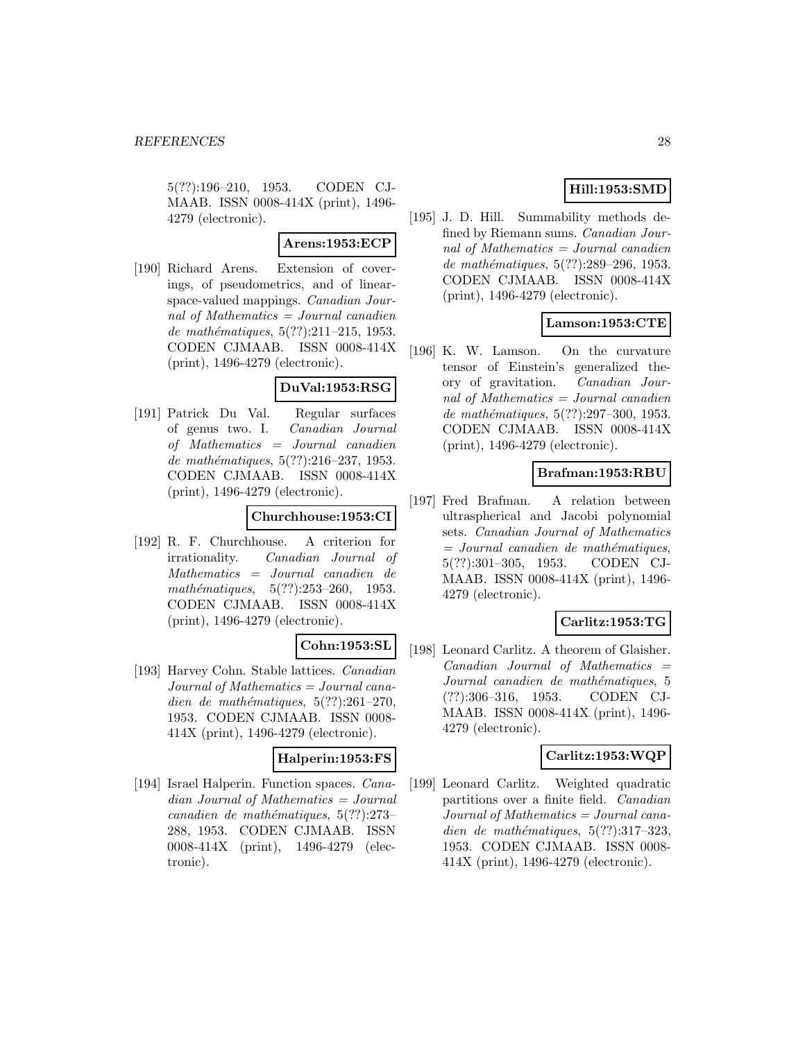5(??):196–210, 1953. CODEN CJMAAB. ISSN 0008-414X (print), 1496-4279 (electronic).

**Arens:1953:ECP**

[190] Richard Arens. Extension of coverings, of pseudometrics, and of linear-space-valued mappings. *Canadian Journal of Mathematics = Journal canadien de mathématiques*, 5(??):211–215, 1953. CODEN CJMAAB. ISSN 0008-414X (print), 1496-4279 (electronic).

**DuVal:1953:RSG**

[191] Patrick Du Val. Regular surfaces of genus two. I. *Canadian Journal of Mathematics = Journal canadien de mathématiques*, 5(??):216–237, 1953. CODEN CJMAAB. ISSN 0008-414X (print), 1496-4279 (electronic).

**Churchhouse:1953:CI**

[192] R. F. Churchhouse. A criterion for irrationality. *Canadian Journal of Mathematics = Journal canadien de mathématiques*, 5(??):253–260, 1953. CODEN CJMAAB. ISSN 0008-414X (print), 1496-4279 (electronic).

**Cohn:1953:SL**

[193] Harvey Cohn. Stable lattices. *Canadian Journal of Mathematics = Journal canadien de mathématiques*, 5(??):261–270, 1953. CODEN CJMAAB. ISSN 0008-414X (print), 1496-4279 (electronic).

**Halperin:1953:FS**

[194] Israel Halperin. Function spaces. *Canadian Journal of Mathematics = Journal canadien de mathématiques*, 5(??):273–288, 1953. CODEN CJMAAB. ISSN 0008-414X (print), 1496-4279 (electronic).

**Hill:1953:SMD**

[195] J. D. Hill. Summability methods defined by Riemann sums. *Canadian Journal of Mathematics = Journal canadien de mathématiques*, 5(??):289–296, 1953. CODEN CJMAAB. ISSN 0008-414X (print), 1496-4279 (electronic).

**Lamson:1953:CTE**

[196] K. W. Lamson. On the curvature tensor of Einstein's generalized theory of gravitation. *Canadian Journal of Mathematics = Journal canadien de mathématiques*, 5(??):297–300, 1953. CODEN CJMAAB. ISSN 0008-414X (print), 1496-4279 (electronic).

**Brafman:1953:RBU**

[197] Fred Brafman. A relation between ultraspherical and Jacobi polynomial sets. *Canadian Journal of Mathematics = Journal canadien de mathématiques*, 5(??):301–305, 1953. CODEN CJMAAB. ISSN 0008-414X (print), 1496-4279 (electronic).

**Carlitz:1953:TG**

[198] Leonard Carlitz. A theorem of Glaisher. *Canadian Journal of Mathematics = Journal canadien de mathématiques*, 5 (??):306–316, 1953. CODEN CJMAAB. ISSN 0008-414X (print), 1496-4279 (electronic).

**Carlitz:1953:WQP**

[199] Leonard Carlitz. Weighted quadratic partitions over a finite field. *Canadian Journal of Mathematics = Journal canadien de mathématiques*, 5(??):317–323, 1953. CODEN CJMAAB. ISSN 0008-414X (print), 1496-4279 (electronic).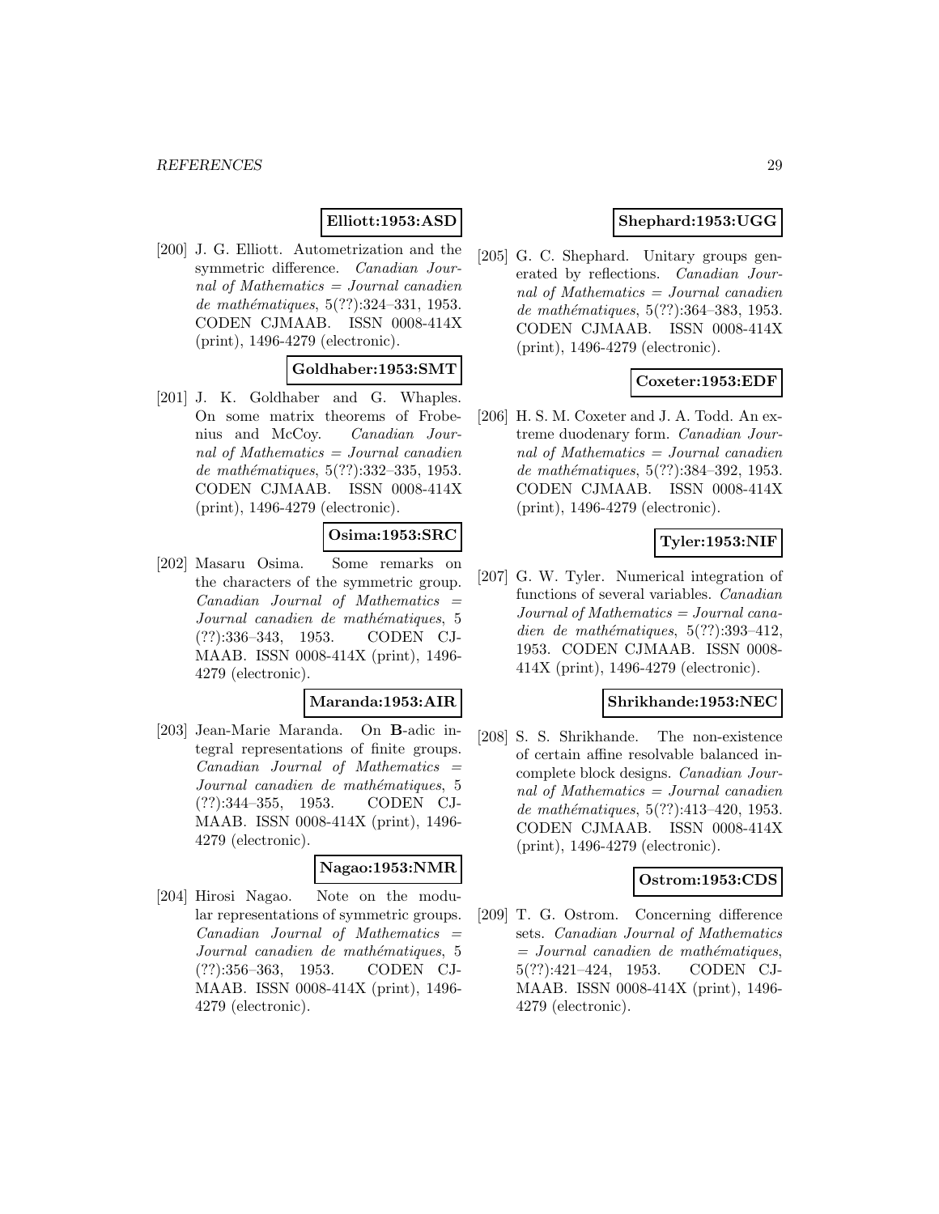**Elliott:1953:ASD**

[200] J. G. Elliott. Autometrization and the symmetric difference. *Canadian Journal of Mathematics = Journal canadien de mathématiques*, 5(??):324–331, 1953. CODEN CJMAAB. ISSN 0008-414X (print), 1496-4279 (electronic).

**Goldhaber:1953:SMT**

[201] J. K. Goldhaber and G. Whaples. On some matrix theorems of Frobenius and McCoy. *Canadian Journal of Mathematics = Journal canadien de mathématiques*, 5(??):332–335, 1953. CODEN CJMAAB. ISSN 0008-414X (print), 1496-4279 (electronic).

**Osima:1953:SRC**

[202] Masaru Osima. Some remarks on the characters of the symmetric group. *Canadian Journal of Mathematics = Journal canadien de mathématiques*, 5 (??):336–343, 1953. CODEN CJMAAB. ISSN 0008-414X (print), 1496-4279 (electronic).

**Maranda:1953:AIR**

[203] Jean-Marie Maranda. On **B**-adic integral representations of finite groups. *Canadian Journal of Mathematics = Journal canadien de mathématiques*, 5 (??):344–355, 1953. CODEN CJMAAB. ISSN 0008-414X (print), 1496-4279 (electronic).

**Nagao:1953:NMR**

[204] Hirosi Nagao. Note on the modular representations of symmetric groups. *Canadian Journal of Mathematics = Journal canadien de mathématiques*, 5 (??):356–363, 1953. CODEN CJMAAB. ISSN 0008-414X (print), 1496-4279 (electronic).

**Shephard:1953:UGG**

[205] G. C. Shephard. Unitary groups generated by reflections. *Canadian Journal of Mathematics = Journal canadien de mathématiques*, 5(??):364–383, 1953. CODEN CJMAAB. ISSN 0008-414X (print), 1496-4279 (electronic).

**Coxeter:1953:EDF**

[206] H. S. M. Coxeter and J. A. Todd. An extreme duodenary form. *Canadian Journal of Mathematics = Journal canadien de mathématiques*, 5(??):384–392, 1953. CODEN CJMAAB. ISSN 0008-414X (print), 1496-4279 (electronic).

**Tyler:1953:NIF**

[207] G. W. Tyler. Numerical integration of functions of several variables. *Canadian Journal of Mathematics = Journal canadien de mathématiques*, 5(??):393–412, 1953. CODEN CJMAAB. ISSN 0008-414X (print), 1496-4279 (electronic).

**Shrikhande:1953:NEC**

[208] S. S. Shrikhande. The non-existence of certain affine resolvable balanced incomplete block designs. *Canadian Journal of Mathematics = Journal canadien de mathématiques*, 5(??):413–420, 1953. CODEN CJMAAB. ISSN 0008-414X (print), 1496-4279 (electronic).

**Ostrom:1953:CDS**

[209] T. G. Ostrom. Concerning difference sets. *Canadian Journal of Mathematics = Journal canadien de mathématiques*, 5(??):421–424, 1953. CODEN CJMAAB. ISSN 0008-414X (print), 1496-4279 (electronic).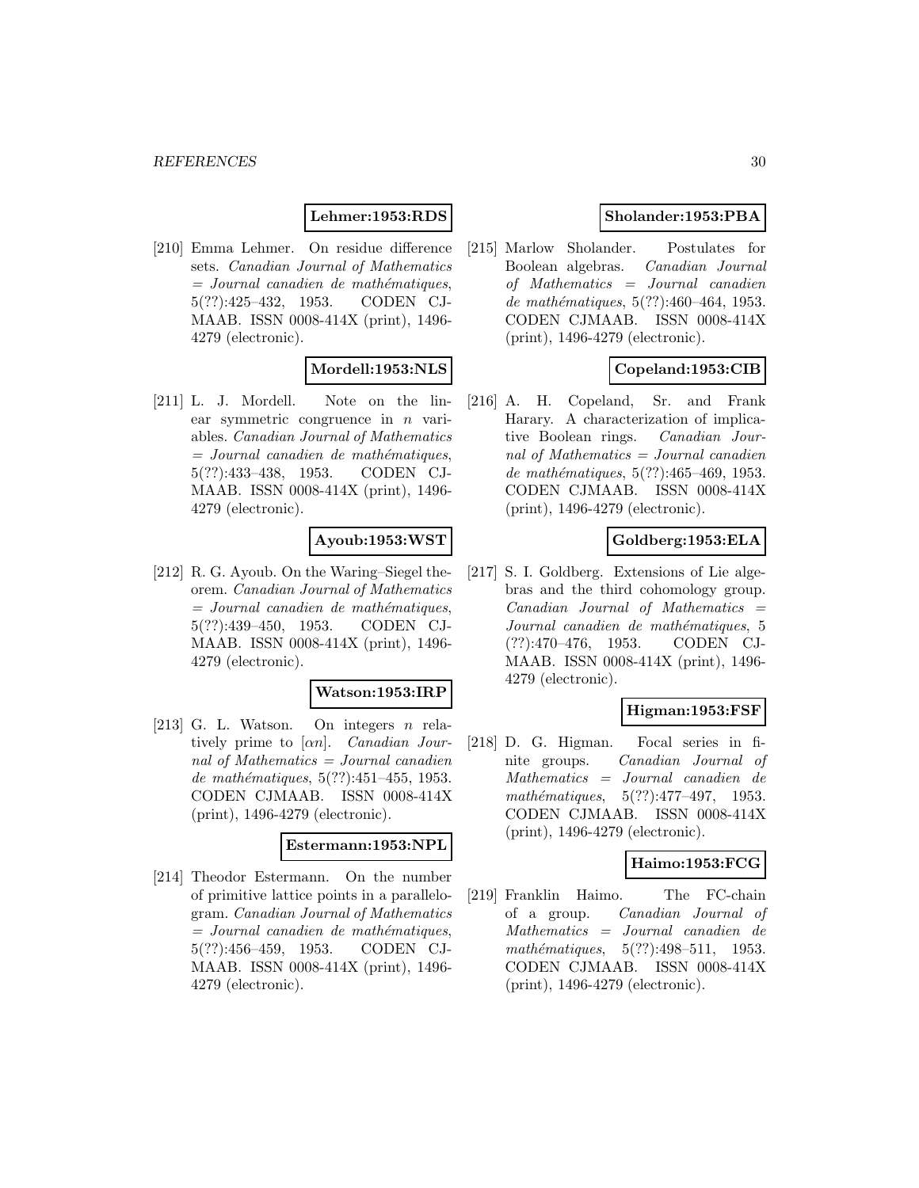**Lehmer:1953:RDS**

[210] Emma Lehmer. On residue difference sets. *Canadian Journal of Mathematics = Journal canadien de mathématiques*, 5(??):425–432, 1953. CODEN CJMAAB. ISSN 0008-414X (print), 1496-4279 (electronic).

**Mordell:1953:NLS**

[211] L. J. Mordell. Note on the linear symmetric congruence in $n$ variables. *Canadian Journal of Mathematics = Journal canadien de mathématiques*, 5(??):433–438, 1953. CODEN CJMAAB. ISSN 0008-414X (print), 1496-4279 (electronic).

**Ayoub:1953:WST**

[212] R. G. Ayoub. On the Waring–Siegel theorem. *Canadian Journal of Mathematics = Journal canadien de mathématiques*, 5(??):439–450, 1953. CODEN CJMAAB. ISSN 0008-414X (print), 1496-4279 (electronic).

**Watson:1953:IRP**

[213] G. L. Watson. On integers $n$ relatively prime to $[\alpha n]$. *Canadian Journal of Mathematics = Journal canadien de mathématiques*, 5(??):451–455, 1953. CODEN CJMAAB. ISSN 0008-414X (print), 1496-4279 (electronic).

**Estermann:1953:NPL**

[214] Theodor Estermann. On the number of primitive lattice points in a parallelogram. *Canadian Journal of Mathematics = Journal canadien de mathématiques*, 5(??):456–459, 1953. CODEN CJMAAB. ISSN 0008-414X (print), 1496-4279 (electronic).

**Sholander:1953:PBA**

[215] Marlow Sholander. Postulates for Boolean algebras. *Canadian Journal of Mathematics = Journal canadien de mathématiques*, 5(??):460–464, 1953. CODEN CJMAAB. ISSN 0008-414X (print), 1496-4279 (electronic).

**Copeland:1953:CIB**

[216] A. H. Copeland, Sr. and Frank Harary. A characterization of implicative Boolean rings. *Canadian Journal of Mathematics = Journal canadien de mathématiques*, 5(??):465–469, 1953. CODEN CJMAAB. ISSN 0008-414X (print), 1496-4279 (electronic).

**Goldberg:1953:ELA**

[217] S. I. Goldberg. Extensions of Lie algebras and the third cohomology group. *Canadian Journal of Mathematics = Journal canadien de mathématiques*, 5 (??):470–476, 1953. CODEN CJMAAB. ISSN 0008-414X (print), 1496-4279 (electronic).

**Higman:1953:FSF**

[218] D. G. Higman. Focal series in finite groups. *Canadian Journal of Mathematics = Journal canadien de mathématiques*, 5(??):477–497, 1953. CODEN CJMAAB. ISSN 0008-414X (print), 1496-4279 (electronic).

**Haimo:1953:FCG**

[219] Franklin Haimo. The FC-chain of a group. *Canadian Journal of Mathematics = Journal canadien de mathématiques*, 5(??):498–511, 1953. CODEN CJMAAB. ISSN 0008-414X (print), 1496-4279 (electronic).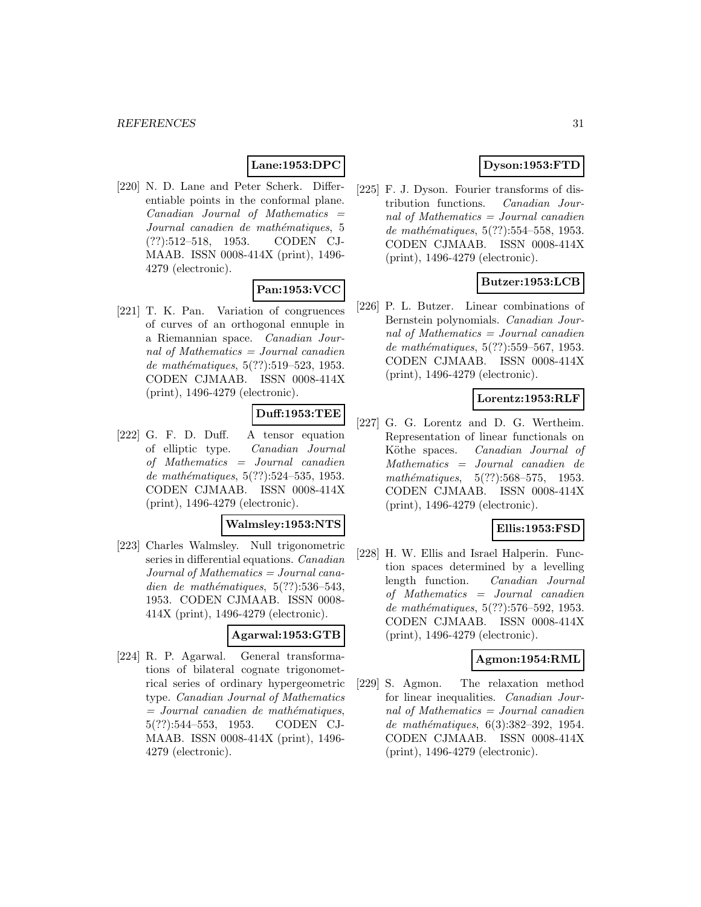**Lane:1953:DPC**

[220] N. D. Lane and Peter Scherk. Differentiable points in the conformal plane. *Canadian Journal of Mathematics = Journal canadien de mathématiques*, 5 (??):512–518, 1953. CODEN CJMAAB. ISSN 0008-414X (print), 1496-4279 (electronic).

**Pan:1953:VCC**

[221] T. K. Pan. Variation of congruences of curves of an orthogonal ennuple in a Riemannian space. *Canadian Journal of Mathematics = Journal canadien de mathématiques*, 5(??):519–523, 1953. CODEN CJMAAB. ISSN 0008-414X (print), 1496-4279 (electronic).

**Duff:1953:TEE**

[222] G. F. D. Duff. A tensor equation of elliptic type. *Canadian Journal of Mathematics = Journal canadien de mathématiques*, 5(??):524–535, 1953. CODEN CJMAAB. ISSN 0008-414X (print), 1496-4279 (electronic).

**Walmsley:1953:NTS**

[223] Charles Walmsley. Null trigonometric series in differential equations. *Canadian Journal of Mathematics = Journal canadien de mathématiques*, 5(??):536–543, 1953. CODEN CJMAAB. ISSN 0008-414X (print), 1496-4279 (electronic).

**Agarwal:1953:GTB**

[224] R. P. Agarwal. General transformations of bilateral cognate trigonometrical series of ordinary hypergeometric type. *Canadian Journal of Mathematics = Journal canadien de mathématiques*, 5(??):544–553, 1953. CODEN CJMAAB. ISSN 0008-414X (print), 1496-4279 (electronic).

**Dyson:1953:FTD**

[225] F. J. Dyson. Fourier transforms of distribution functions. *Canadian Journal of Mathematics = Journal canadien de mathématiques*, 5(??):554–558, 1953. CODEN CJMAAB. ISSN 0008-414X (print), 1496-4279 (electronic).

**Butzer:1953:LCB**

[226] P. L. Butzer. Linear combinations of Bernstein polynomials. *Canadian Journal of Mathematics = Journal canadien de mathématiques*, 5(??):559–567, 1953. CODEN CJMAAB. ISSN 0008-414X (print), 1496-4279 (electronic).

**Lorentz:1953:RLF**

[227] G. G. Lorentz and D. G. Wertheim. Representation of linear functionals on Köthe spaces. *Canadian Journal of Mathematics = Journal canadien de mathématiques*, 5(??):568–575, 1953. CODEN CJMAAB. ISSN 0008-414X (print), 1496-4279 (electronic).

**Ellis:1953:FSD**

[228] H. W. Ellis and Israel Halperin. Function spaces determined by a levelling length function. *Canadian Journal of Mathematics = Journal canadien de mathématiques*, 5(??):576–592, 1953. CODEN CJMAAB. ISSN 0008-414X (print), 1496-4279 (electronic).

**Agmon:1954:RML**

[229] S. Agmon. The relaxation method for linear inequalities. *Canadian Journal of Mathematics = Journal canadien de mathématiques*, 6(3):382–392, 1954. CODEN CJMAAB. ISSN 0008-414X (print), 1496-4279 (electronic).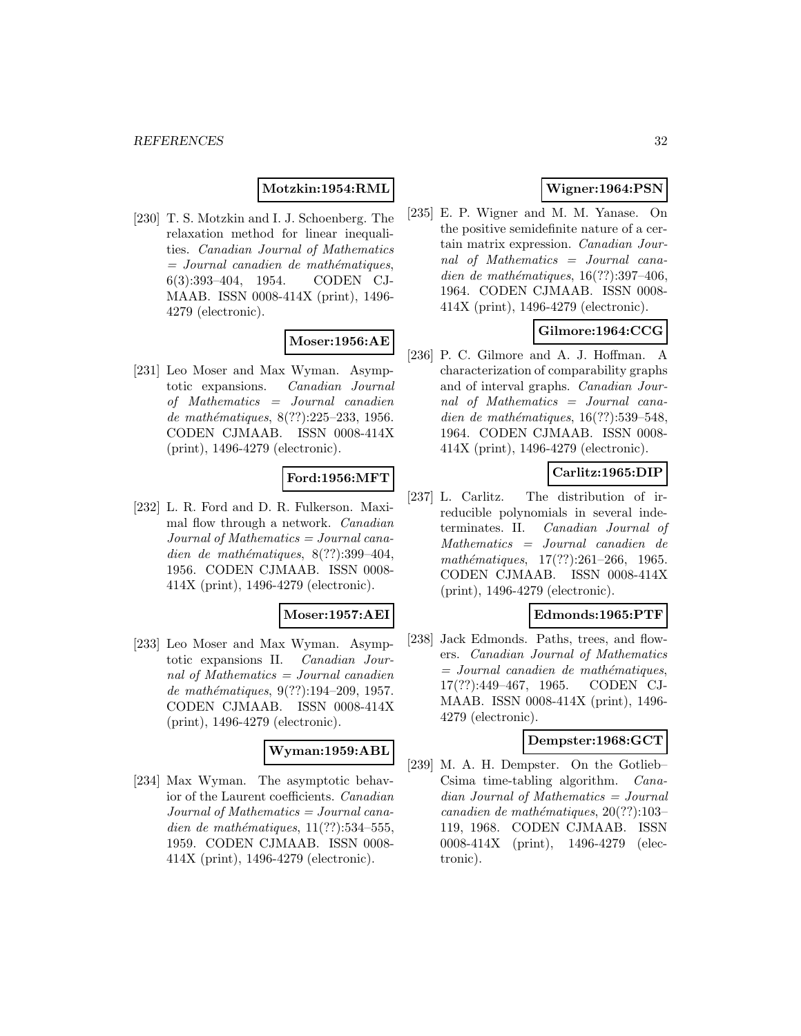**Motzkin:1954:RML**

[230] T. S. Motzkin and I. J. Schoenberg. The relaxation method for linear inequalities. *Canadian Journal of Mathematics = Journal canadien de mathématiques*, 6(3):393–404, 1954. CODEN CJMAAB. ISSN 0008-414X (print), 1496-4279 (electronic).

**Moser:1956:AE**

[231] Leo Moser and Max Wyman. Asymptotic expansions. *Canadian Journal of Mathematics = Journal canadien de mathématiques*, 8(??):225–233, 1956. CODEN CJMAAB. ISSN 0008-414X (print), 1496-4279 (electronic).

**Ford:1956:MFT**

[232] L. R. Ford and D. R. Fulkerson. Maximal flow through a network. *Canadian Journal of Mathematics = Journal canadien de mathématiques*, 8(??):399–404, 1956. CODEN CJMAAB. ISSN 0008-414X (print), 1496-4279 (electronic).

**Moser:1957:AEI**

[233] Leo Moser and Max Wyman. Asymptotic expansions II. *Canadian Journal of Mathematics = Journal canadien de mathématiques*, 9(??):194–209, 1957. CODEN CJMAAB. ISSN 0008-414X (print), 1496-4279 (electronic).

**Wyman:1959:ABL**

[234] Max Wyman. The asymptotic behavior of the Laurent coefficients. *Canadian Journal of Mathematics = Journal canadien de mathématiques*, 11(??):534–555, 1959. CODEN CJMAAB. ISSN 0008-414X (print), 1496-4279 (electronic).

**Wigner:1964:PSN**

[235] E. P. Wigner and M. M. Yanase. On the positive semidefinite nature of a certain matrix expression. *Canadian Journal of Mathematics = Journal canadien de mathématiques*, 16(??):397–406, 1964. CODEN CJMAAB. ISSN 0008-414X (print), 1496-4279 (electronic).

**Gilmore:1964:CCG**

[236] P. C. Gilmore and A. J. Hoffman. A characterization of comparability graphs and of interval graphs. *Canadian Journal of Mathematics = Journal canadien de mathématiques*, 16(??):539–548, 1964. CODEN CJMAAB. ISSN 0008-414X (print), 1496-4279 (electronic).

**Carlitz:1965:DIP**

[237] L. Carlitz. The distribution of irreducible polynomials in several indeterminates. II. *Canadian Journal of Mathematics = Journal canadien de mathématiques*, 17(??):261–266, 1965. CODEN CJMAAB. ISSN 0008-414X (print), 1496-4279 (electronic).

**Edmonds:1965:PTF**

[238] Jack Edmonds. Paths, trees, and flowers. *Canadian Journal of Mathematics = Journal canadien de mathématiques*, 17(??):449–467, 1965. CODEN CJMAAB. ISSN 0008-414X (print), 1496-4279 (electronic).

**Dempster:1968:GCT**

[239] M. A. H. Dempster. On the Gotlieb–Csima time-tabling algorithm. *Canadian Journal of Mathematics = Journal canadien de mathématiques*, 20(??):103–119, 1968. CODEN CJMAAB. ISSN 0008-414X (print), 1496-4279 (electronic).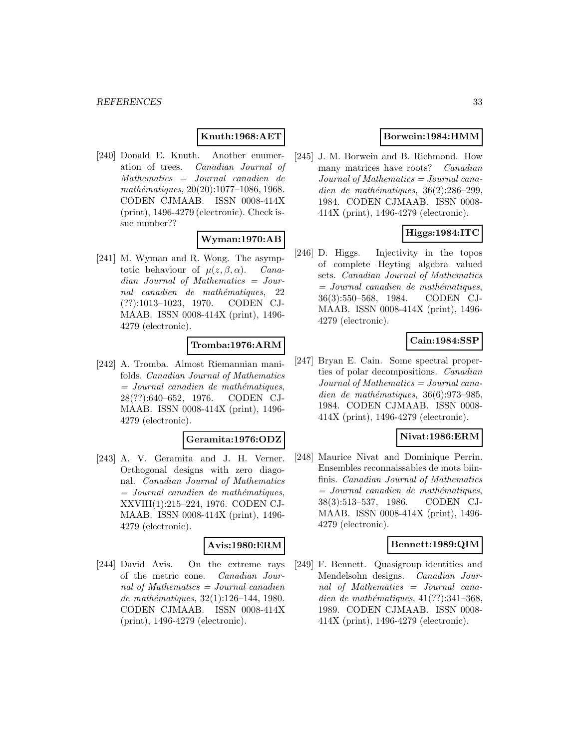**Knuth:1968:AET**

[240] Donald E. Knuth. Another enumeration of trees. *Canadian Journal of Mathematics = Journal canadien de mathématiques*, 20(20):1077–1086, 1968. CODEN CJMAAB. ISSN 0008-414X (print), 1496-4279 (electronic). Check issue number??

**Wyman:1970:AB**

[241] M. Wyman and R. Wong. The asymptotic behaviour of $\mu(z, \beta, \alpha)$. *Canadian Journal of Mathematics = Journal canadien de mathématiques*, 22 (??):1013–1023, 1970. CODEN CJMAAB. ISSN 0008-414X (print), 1496-4279 (electronic).

**Tromba:1976:ARM**

[242] A. Tromba. Almost Riemannian manifolds. *Canadian Journal of Mathematics = Journal canadien de mathématiques*, 28(??):640–652, 1976. CODEN CJMAAB. ISSN 0008-414X (print), 1496-4279 (electronic).

**Geramita:1976:ODZ**

[243] A. V. Geramita and J. H. Verner. Orthogonal designs with zero diagonal. *Canadian Journal of Mathematics = Journal canadien de mathématiques*, XXVIII(1):215–224, 1976. CODEN CJMAAB. ISSN 0008-414X (print), 1496-4279 (electronic).

**Avis:1980:ERM**

[244] David Avis. On the extreme rays of the metric cone. *Canadian Journal of Mathematics = Journal canadien de mathématiques*, 32(1):126–144, 1980. CODEN CJMAAB. ISSN 0008-414X (print), 1496-4279 (electronic).

**Borwein:1984:HMM**

[245] J. M. Borwein and B. Richmond. How many matrices have roots? *Canadian Journal of Mathematics = Journal canadien de mathématiques*, 36(2):286–299, 1984. CODEN CJMAAB. ISSN 0008-414X (print), 1496-4279 (electronic).

**Higgs:1984:ITC**

[246] D. Higgs. Injectivity in the topos of complete Heyting algebra valued sets. *Canadian Journal of Mathematics = Journal canadien de mathématiques*, 36(3):550–568, 1984. CODEN CJMAAB. ISSN 0008-414X (print), 1496-4279 (electronic).

**Cain:1984:SSP**

[247] Bryan E. Cain. Some spectral properties of polar decompositions. *Canadian Journal of Mathematics = Journal canadien de mathématiques*, 36(6):973–985, 1984. CODEN CJMAAB. ISSN 0008-414X (print), 1496-4279 (electronic).

**Nivat:1986:ERM**

[248] Maurice Nivat and Dominique Perrin. Ensembles reconnaissables de mots biinfinis. *Canadian Journal of Mathematics = Journal canadien de mathématiques*, 38(3):513–537, 1986. CODEN CJMAAB. ISSN 0008-414X (print), 1496-4279 (electronic).

**Bennett:1989:QIM**

[249] F. Bennett. Quasigroup identities and Mendelsohn designs. *Canadian Journal of Mathematics = Journal canadien de mathématiques*, 41(??):341–368, 1989. CODEN CJMAAB. ISSN 0008-414X (print), 1496-4279 (electronic).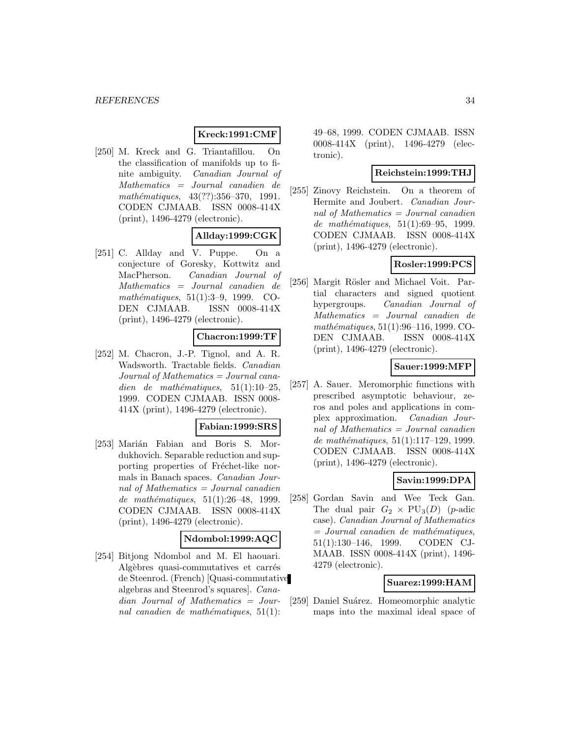**Kreck:1991:CMF**

[250] M. Kreck and G. Triantafillou. On the classification of manifolds up to finite ambiguity. *Canadian Journal of Mathematics = Journal canadien de mathématiques*, 43(??):356–370, 1991. CODEN CJMAAB. ISSN 0008-414X (print), 1496-4279 (electronic).

**Allday:1999:CGK**

[251] C. Allday and V. Puppe. On a conjecture of Goresky, Kottwitz and MacPherson. *Canadian Journal of Mathematics = Journal canadien de mathématiques*, 51(1):3–9, 1999. CODEN CJMAAB. ISSN 0008-414X (print), 1496-4279 (electronic).

**Chacron:1999:TF**

[252] M. Chacron, J.-P. Tignol, and A. R. Wadsworth. Tractable fields. *Canadian Journal of Mathematics = Journal canadien de mathématiques*, 51(1):10–25, 1999. CODEN CJMAAB. ISSN 0008-414X (print), 1496-4279 (electronic).

**Fabian:1999:SRS**

[253] Marián Fabian and Boris S. Mordukhovich. Separable reduction and supporting properties of Fréchet-like normals in Banach spaces. *Canadian Journal of Mathematics = Journal canadien de mathématiques*, 51(1):26–48, 1999. CODEN CJMAAB. ISSN 0008-414X (print), 1496-4279 (electronic).

**Ndombol:1999:AQC**

[254] Bitjong Ndombol and M. El haouari. Algèbres quasi-commutatives et carrés de Steenrod. (French) [Quasi-commutative algebras and Steenrod's squares]. *Canadian Journal of Mathematics = Journal canadien de mathématiques*, 51(1): 49–68, 1999. CODEN CJMAAB. ISSN 0008-414X (print), 1496-4279 (electronic).

**Reichstein:1999:THJ**

[255] Zinovy Reichstein. On a theorem of Hermite and Joubert. *Canadian Journal of Mathematics = Journal canadien de mathématiques*, 51(1):69–95, 1999. CODEN CJMAAB. ISSN 0008-414X (print), 1496-4279 (electronic).

**Rosler:1999:PCS**

[256] Margit Rösler and Michael Voit. Partial characters and signed quotient hypergroups. *Canadian Journal of Mathematics = Journal canadien de mathématiques*, 51(1):96–116, 1999. CODEN CJMAAB. ISSN 0008-414X (print), 1496-4279 (electronic).

**Sauer:1999:MFP**

[257] A. Sauer. Meromorphic functions with prescribed asymptotic behaviour, zeros and poles and applications in complex approximation. *Canadian Journal of Mathematics = Journal canadien de mathématiques*, 51(1):117–129, 1999. CODEN CJMAAB. ISSN 0008-414X (print), 1496-4279 (electronic).

**Savin:1999:DPA**

[258] Gordan Savin and Wee Teck Gan. The dual pair $G_2 \times \mathrm{PU}_3(D)$ ($p$-adic case). *Canadian Journal of Mathematics = Journal canadien de mathématiques*, 51(1):130–146, 1999. CODEN CJMAAB. ISSN 0008-414X (print), 1496-4279 (electronic).

**Suarez:1999:HAM**

[259] Daniel Suárez. Homeomorphic analytic maps into the maximal ideal space of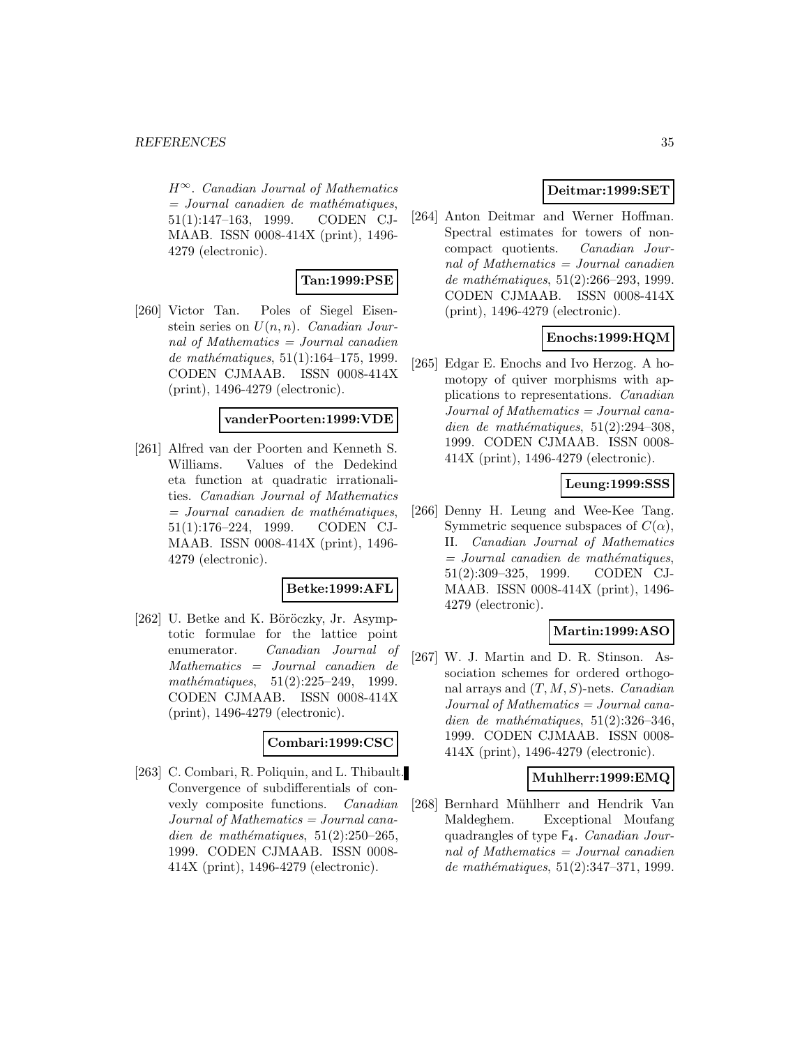$H^\infty$. *Canadian Journal of Mathematics = Journal canadien de mathématiques*, 51(1):147–163, 1999. CODEN CJMAAB. ISSN 0008-414X (print), 1496-4279 (electronic).

**Tan:1999:PSE**

[260] Victor Tan. Poles of Siegel Eisenstein series on $U(n, n)$. *Canadian Journal of Mathematics = Journal canadien de mathématiques*, 51(1):164–175, 1999. CODEN CJMAAB. ISSN 0008-414X (print), 1496-4279 (electronic).

**vanderPoorten:1999:VDE**

[261] Alfred van der Poorten and Kenneth S. Williams. Values of the Dedekind eta function at quadratic irrationalities. *Canadian Journal of Mathematics = Journal canadien de mathématiques*, 51(1):176–224, 1999. CODEN CJMAAB. ISSN 0008-414X (print), 1496-4279 (electronic).

**Betke:1999:AFL**

[262] U. Betke and K. Böröczky, Jr. Asymptotic formulae for the lattice point enumerator. *Canadian Journal of Mathematics = Journal canadien de mathématiques*, 51(2):225–249, 1999. CODEN CJMAAB. ISSN 0008-414X (print), 1496-4279 (electronic).

**Combari:1999:CSC**

[263] C. Combari, R. Poliquin, and L. Thibault. Convergence of subdifferentials of convexly composite functions. *Canadian Journal of Mathematics = Journal canadien de mathématiques*, 51(2):250–265, 1999. CODEN CJMAAB. ISSN 0008-414X (print), 1496-4279 (electronic).

**Deitmar:1999:SET**

[264] Anton Deitmar and Werner Hoffman. Spectral estimates for towers of noncompact quotients. *Canadian Journal of Mathematics = Journal canadien de mathématiques*, 51(2):266–293, 1999. CODEN CJMAAB. ISSN 0008-414X (print), 1496-4279 (electronic).

**Enochs:1999:HQM**

[265] Edgar E. Enochs and Ivo Herzog. A homotopy of quiver morphisms with applications to representations. *Canadian Journal of Mathematics = Journal canadien de mathématiques*, 51(2):294–308, 1999. CODEN CJMAAB. ISSN 0008-414X (print), 1496-4279 (electronic).

**Leung:1999:SSS**

[266] Denny H. Leung and Wee-Kee Tang. Symmetric sequence subspaces of $C(\alpha)$, II. *Canadian Journal of Mathematics = Journal canadien de mathématiques*, 51(2):309–325, 1999. CODEN CJMAAB. ISSN 0008-414X (print), 1496-4279 (electronic).

**Martin:1999:ASO**

[267] W. J. Martin and D. R. Stinson. Association schemes for ordered orthogonal arrays and $(T, M, S)$-nets. *Canadian Journal of Mathematics = Journal canadien de mathématiques*, 51(2):326–346, 1999. CODEN CJMAAB. ISSN 0008-414X (print), 1496-4279 (electronic).

**Muhlherr:1999:EMQ**

[268] Bernhard Mühlherr and Hendrik Van Maldeghem. Exceptional Moufang quadrangles of type $\mathsf{F}_4$. *Canadian Journal of Mathematics = Journal canadien de mathématiques*, 51(2):347–371, 1999.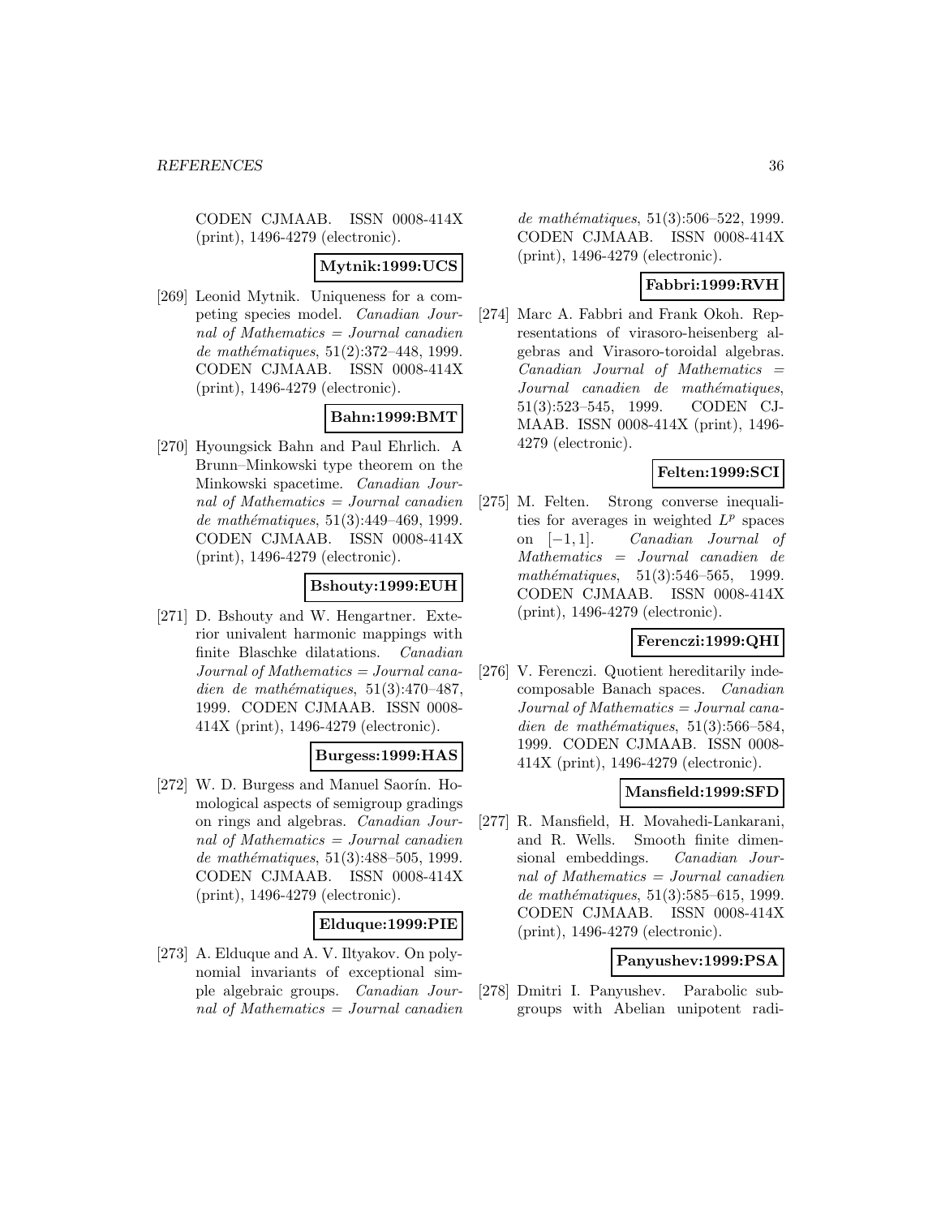CODEN CJMAAB. ISSN 0008-414X (print), 1496-4279 (electronic).

**Mytnik:1999:UCS**

[269] Leonid Mytnik. Uniqueness for a competing species model. *Canadian Journal of Mathematics = Journal canadien de mathématiques*, 51(2):372–448, 1999. CODEN CJMAAB. ISSN 0008-414X (print), 1496-4279 (electronic).

**Bahn:1999:BMT**

[270] Hyoungsick Bahn and Paul Ehrlich. A Brunn–Minkowski type theorem on the Minkowski spacetime. *Canadian Journal of Mathematics = Journal canadien de mathématiques*, 51(3):449–469, 1999. CODEN CJMAAB. ISSN 0008-414X (print), 1496-4279 (electronic).

**Bshouty:1999:EUH**

[271] D. Bshouty and W. Hengartner. Exterior univalent harmonic mappings with finite Blaschke dilatations. *Canadian Journal of Mathematics = Journal canadien de mathématiques*, 51(3):470–487, 1999. CODEN CJMAAB. ISSN 0008-414X (print), 1496-4279 (electronic).

**Burgess:1999:HAS**

[272] W. D. Burgess and Manuel Saorín. Homological aspects of semigroup gradings on rings and algebras. *Canadian Journal of Mathematics = Journal canadien de mathématiques*, 51(3):488–505, 1999. CODEN CJMAAB. ISSN 0008-414X (print), 1496-4279 (electronic).

**Elduque:1999:PIE**

[273] A. Elduque and A. V. Iltyakov. On polynomial invariants of exceptional simple algebraic groups. *Canadian Journal of Mathematics = Journal canadien de mathématiques*, 51(3):506–522, 1999. CODEN CJMAAB. ISSN 0008-414X (print), 1496-4279 (electronic).

**Fabbri:1999:RVH**

[274] Marc A. Fabbri and Frank Okoh. Representations of virasoro-heisenberg algebras and Virasoro-toroidal algebras. *Canadian Journal of Mathematics = Journal canadien de mathématiques*, 51(3):523–545, 1999. CODEN CJMAAB. ISSN 0008-414X (print), 1496-4279 (electronic).

**Felten:1999:SCI**

[275] M. Felten. Strong converse inequalities for averages in weighted $L^p$ spaces on $[-1, 1]$. *Canadian Journal of Mathematics = Journal canadien de mathématiques*, 51(3):546–565, 1999. CODEN CJMAAB. ISSN 0008-414X (print), 1496-4279 (electronic).

**Ferenczi:1999:QHI**

[276] V. Ferenczi. Quotient hereditarily indecomposable Banach spaces. *Canadian Journal of Mathematics = Journal canadien de mathématiques*, 51(3):566–584, 1999. CODEN CJMAAB. ISSN 0008-414X (print), 1496-4279 (electronic).

**Mansfield:1999:SFD**

[277] R. Mansfield, H. Movahedi-Lankarani, and R. Wells. Smooth finite dimensional embeddings. *Canadian Journal of Mathematics = Journal canadien de mathématiques*, 51(3):585–615, 1999. CODEN CJMAAB. ISSN 0008-414X (print), 1496-4279 (electronic).

**Panyushev:1999:PSA**

[278] Dmitri I. Panyushev. Parabolic subgroups with Abelian unipotent radi-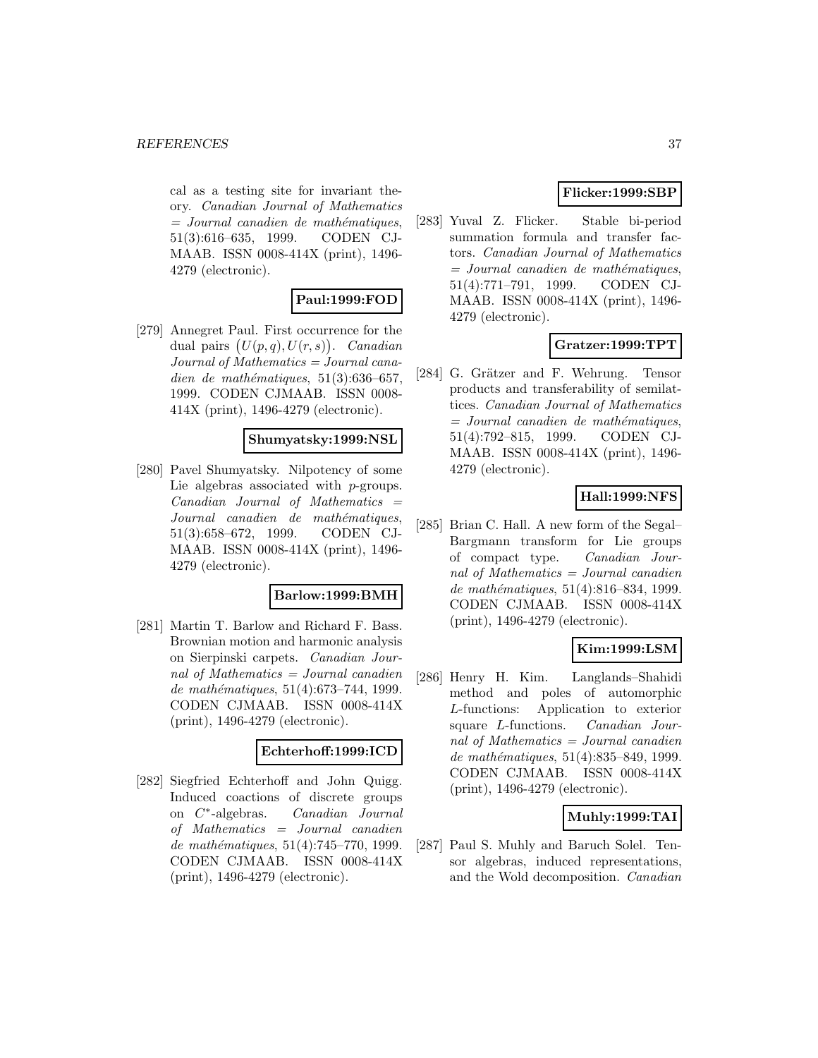cal as a testing site for invariant theory. *Canadian Journal of Mathematics = Journal canadien de mathématiques*, 51(3):616–635, 1999. CODEN CJMAAB. ISSN 0008-414X (print), 1496-4279 (electronic).

**Paul:1999:FOD**

[279] Annegret Paul. First occurrence for the dual pairs $(U(p,q), U(r,s))$. *Canadian Journal of Mathematics = Journal canadien de mathématiques*, 51(3):636–657, 1999. CODEN CJMAAB. ISSN 0008-414X (print), 1496-4279 (electronic).

**Shumyatsky:1999:NSL**

[280] Pavel Shumyatsky. Nilpotency of some Lie algebras associated with $p$-groups. *Canadian Journal of Mathematics = Journal canadien de mathématiques*, 51(3):658–672, 1999. CODEN CJMAAB. ISSN 0008-414X (print), 1496-4279 (electronic).

**Barlow:1999:BMH**

[281] Martin T. Barlow and Richard F. Bass. Brownian motion and harmonic analysis on Sierpinski carpets. *Canadian Journal of Mathematics = Journal canadien de mathématiques*, 51(4):673–744, 1999. CODEN CJMAAB. ISSN 0008-414X (print), 1496-4279 (electronic).

**Echterhoff:1999:ICD**

[282] Siegfried Echterhoff and John Quigg. Induced coactions of discrete groups on $C^*$-algebras. *Canadian Journal of Mathematics = Journal canadien de mathématiques*, 51(4):745–770, 1999. CODEN CJMAAB. ISSN 0008-414X (print), 1496-4279 (electronic).

**Flicker:1999:SBP**

[283] Yuval Z. Flicker. Stable bi-period summation formula and transfer factors. *Canadian Journal of Mathematics = Journal canadien de mathématiques*, 51(4):771–791, 1999. CODEN CJMAAB. ISSN 0008-414X (print), 1496-4279 (electronic).

**Gratzer:1999:TPT**

[284] G. Grätzer and F. Wehrung. Tensor products and transferability of semilattices. *Canadian Journal of Mathematics = Journal canadien de mathématiques*, 51(4):792–815, 1999. CODEN CJMAAB. ISSN 0008-414X (print), 1496-4279 (electronic).

**Hall:1999:NFS**

[285] Brian C. Hall. A new form of the Segal–Bargmann transform for Lie groups of compact type. *Canadian Journal of Mathematics = Journal canadien de mathématiques*, 51(4):816–834, 1999. CODEN CJMAAB. ISSN 0008-414X (print), 1496-4279 (electronic).

**Kim:1999:LSM**

[286] Henry H. Kim. Langlands–Shahidi method and poles of automorphic $L$-functions: Application to exterior square $L$-functions. *Canadian Journal of Mathematics = Journal canadien de mathématiques*, 51(4):835–849, 1999. CODEN CJMAAB. ISSN 0008-414X (print), 1496-4279 (electronic).

**Muhly:1999:TAI**

[287] Paul S. Muhly and Baruch Solel. Tensor algebras, induced representations, and the Wold decomposition. *Canadian*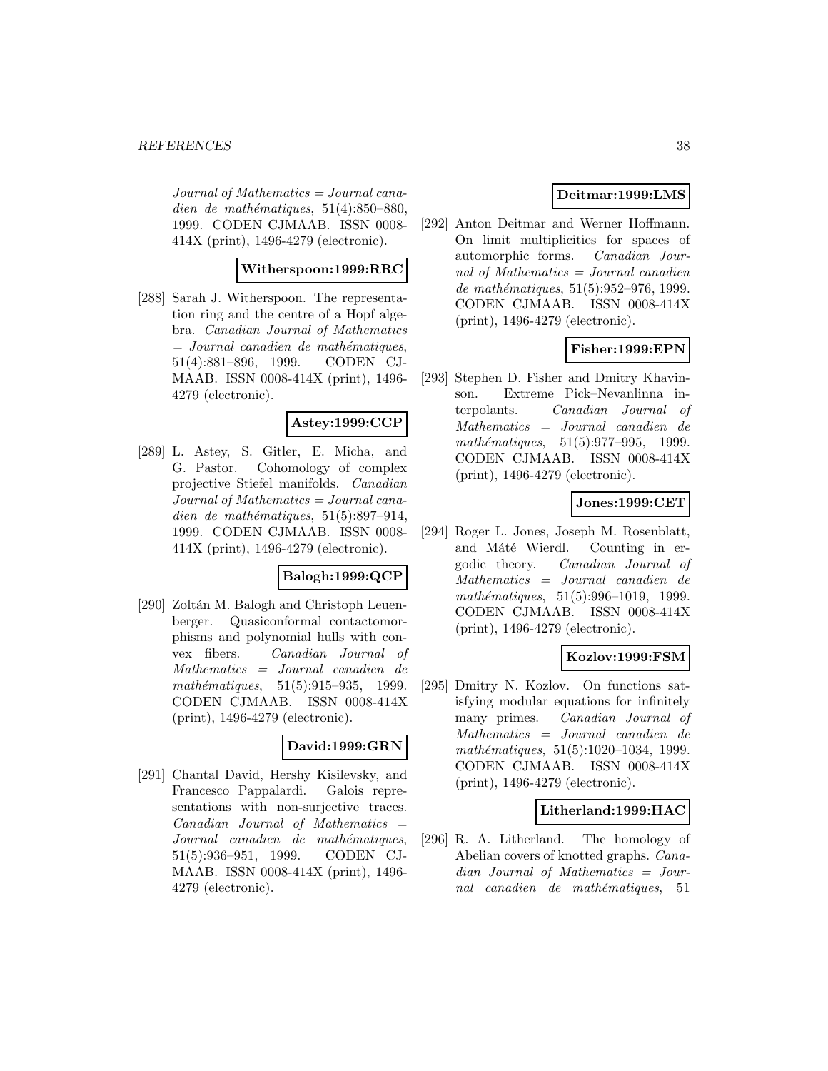*Journal of Mathematics = Journal canadien de mathématiques*, 51(4):850–880, 1999. CODEN CJMAAB. ISSN 0008-414X (print), 1496-4279 (electronic).

**Witherspoon:1999:RRC**

[288] Sarah J. Witherspoon. The representation ring and the centre of a Hopf algebra. *Canadian Journal of Mathematics = Journal canadien de mathématiques*, 51(4):881–896, 1999. CODEN CJMAAB. ISSN 0008-414X (print), 1496-4279 (electronic).

**Astey:1999:CCP**

[289] L. Astey, S. Gitler, E. Micha, and G. Pastor. Cohomology of complex projective Stiefel manifolds. *Canadian Journal of Mathematics = Journal canadien de mathématiques*, 51(5):897–914, 1999. CODEN CJMAAB. ISSN 0008-414X (print), 1496-4279 (electronic).

**Balogh:1999:QCP**

[290] Zoltán M. Balogh and Christoph Leuenberger. Quasiconformal contactomorphisms and polynomial hulls with convex fibers. *Canadian Journal of Mathematics = Journal canadien de mathématiques*, 51(5):915–935, 1999. CODEN CJMAAB. ISSN 0008-414X (print), 1496-4279 (electronic).

**David:1999:GRN**

[291] Chantal David, Hershy Kisilevsky, and Francesco Pappalardi. Galois representations with non-surjective traces. *Canadian Journal of Mathematics = Journal canadien de mathématiques*, 51(5):936–951, 1999. CODEN CJMAAB. ISSN 0008-414X (print), 1496-4279 (electronic).

**Deitmar:1999:LMS**

[292] Anton Deitmar and Werner Hoffmann. On limit multiplicities for spaces of automorphic forms. *Canadian Journal of Mathematics = Journal canadien de mathématiques*, 51(5):952–976, 1999. CODEN CJMAAB. ISSN 0008-414X (print), 1496-4279 (electronic).

**Fisher:1999:EPN**

[293] Stephen D. Fisher and Dmitry Khavinson. Extreme Pick–Nevanlinna interpolants. *Canadian Journal of Mathematics = Journal canadien de mathématiques*, 51(5):977–995, 1999. CODEN CJMAAB. ISSN 0008-414X (print), 1496-4279 (electronic).

**Jones:1999:CET**

[294] Roger L. Jones, Joseph M. Rosenblatt, and Máté Wierdl. Counting in ergodic theory. *Canadian Journal of Mathematics = Journal canadien de mathématiques*, 51(5):996–1019, 1999. CODEN CJMAAB. ISSN 0008-414X (print), 1496-4279 (electronic).

**Kozlov:1999:FSM**

[295] Dmitry N. Kozlov. On functions satisfying modular equations for infinitely many primes. *Canadian Journal of Mathematics = Journal canadien de mathématiques*, 51(5):1020–1034, 1999. CODEN CJMAAB. ISSN 0008-414X (print), 1496-4279 (electronic).

**Litherland:1999:HAC**

[296] R. A. Litherland. The homology of Abelian covers of knotted graphs. *Canadian Journal of Mathematics = Journal canadien de mathématiques*, 51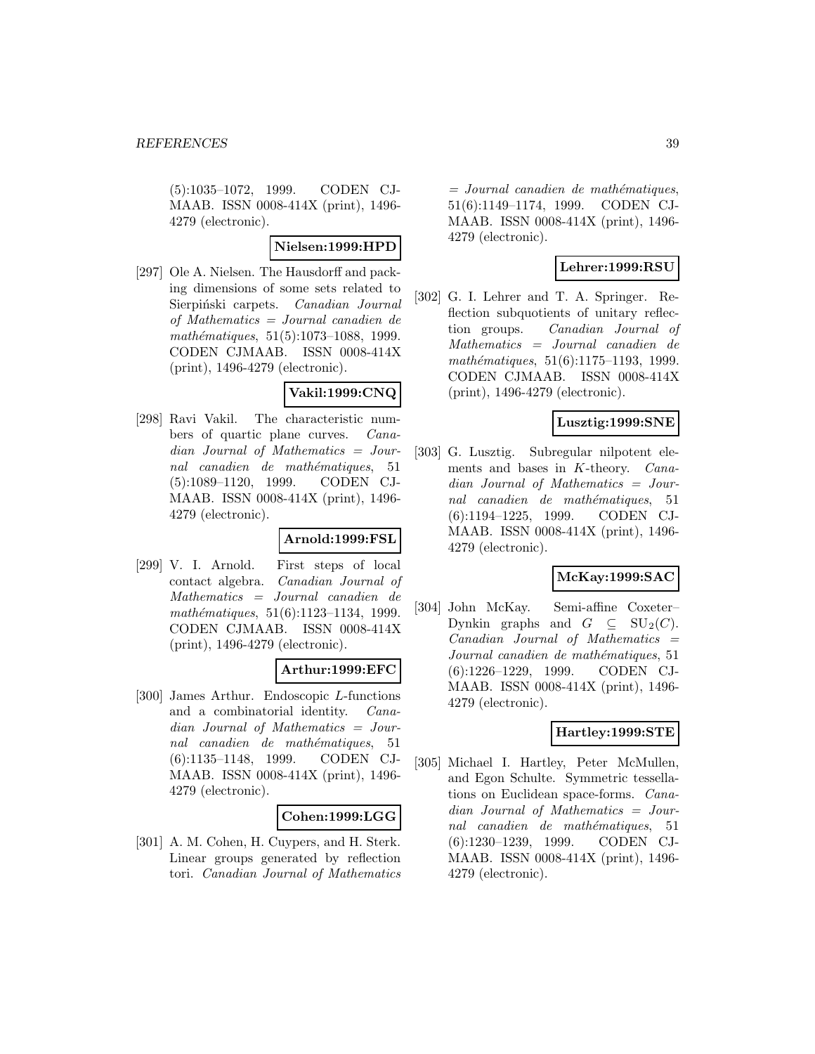(5):1035–1072, 1999. CODEN CJMAAB. ISSN 0008-414X (print), 1496-4279 (electronic).

**Nielsen:1999:HPD**

[297] Ole A. Nielsen. The Hausdorff and packing dimensions of some sets related to Sierpiński carpets. *Canadian Journal of Mathematics = Journal canadien de mathématiques*, 51(5):1073–1088, 1999. CODEN CJMAAB. ISSN 0008-414X (print), 1496-4279 (electronic).

**Vakil:1999:CNQ**

[298] Ravi Vakil. The characteristic numbers of quartic plane curves. *Canadian Journal of Mathematics = Journal canadien de mathématiques*, 51 (5):1089–1120, 1999. CODEN CJMAAB. ISSN 0008-414X (print), 1496-4279 (electronic).

**Arnold:1999:FSL**

[299] V. I. Arnold. First steps of local contact algebra. *Canadian Journal of Mathematics = Journal canadien de mathématiques*, 51(6):1123–1134, 1999. CODEN CJMAAB. ISSN 0008-414X (print), 1496-4279 (electronic).

**Arthur:1999:EFC**

[300] James Arthur. Endoscopic $L$-functions and a combinatorial identity. *Canadian Journal of Mathematics = Journal canadien de mathématiques*, 51 (6):1135–1148, 1999. CODEN CJMAAB. ISSN 0008-414X (print), 1496-4279 (electronic).

**Cohen:1999:LGG**

[301] A. M. Cohen, H. Cuypers, and H. Sterk. Linear groups generated by reflection tori. *Canadian Journal of Mathematics = Journal canadien de mathématiques*, 51(6):1149–1174, 1999. CODEN CJMAAB. ISSN 0008-414X (print), 1496-4279 (electronic).

**Lehrer:1999:RSU**

[302] G. I. Lehrer and T. A. Springer. Reflection subquotients of unitary reflection groups. *Canadian Journal of Mathematics = Journal canadien de mathématiques*, 51(6):1175–1193, 1999. CODEN CJMAAB. ISSN 0008-414X (print), 1496-4279 (electronic).

**Lusztig:1999:SNE**

[303] G. Lusztig. Subregular nilpotent elements and bases in $K$-theory. *Canadian Journal of Mathematics = Journal canadien de mathématiques*, 51 (6):1194–1225, 1999. CODEN CJMAAB. ISSN 0008-414X (print), 1496-4279 (electronic).

**McKay:1999:SAC**

[304] John McKay. Semi-affine Coxeter–Dynkin graphs and $G \subseteq \mathrm{SU}_2(C)$. *Canadian Journal of Mathematics = Journal canadien de mathématiques*, 51 (6):1226–1229, 1999. CODEN CJMAAB. ISSN 0008-414X (print), 1496-4279 (electronic).

**Hartley:1999:STE**

[305] Michael I. Hartley, Peter McMullen, and Egon Schulte. Symmetric tessellations on Euclidean space-forms. *Canadian Journal of Mathematics = Journal canadien de mathématiques*, 51 (6):1230–1239, 1999. CODEN CJMAAB. ISSN 0008-414X (print), 1496-4279 (electronic).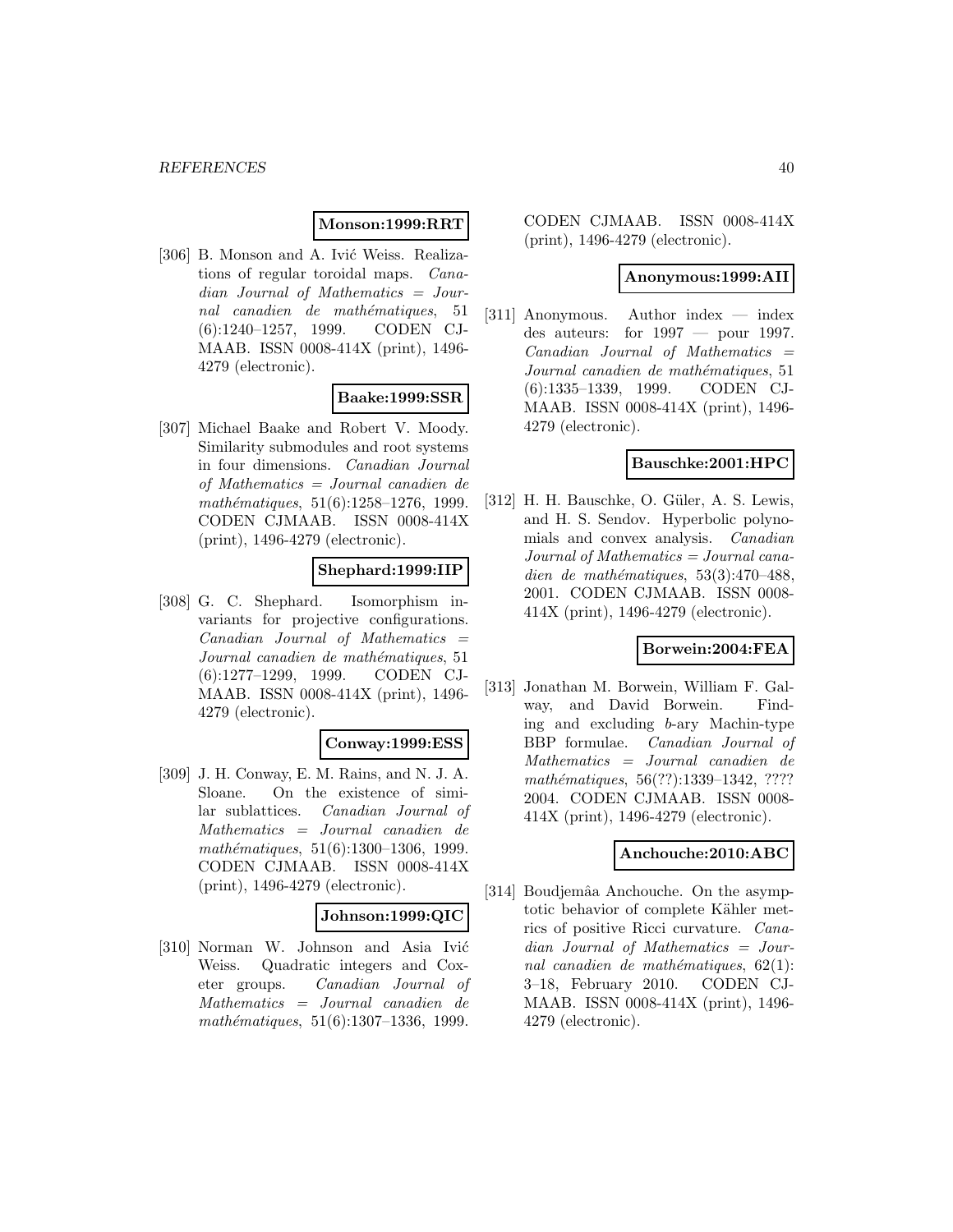**Monson:1999:RRT**

[306] B. Monson and A. Ivić Weiss. Realizations of regular toroidal maps. *Canadian Journal of Mathematics = Journal canadien de mathématiques*, 51 (6):1240–1257, 1999. CODEN CJMAAB. ISSN 0008-414X (print), 1496-4279 (electronic).

**Baake:1999:SSR**

[307] Michael Baake and Robert V. Moody. Similarity submodules and root systems in four dimensions. *Canadian Journal of Mathematics = Journal canadien de mathématiques*, 51(6):1258–1276, 1999. CODEN CJMAAB. ISSN 0008-414X (print), 1496-4279 (electronic).

**Shephard:1999:IIP**

[308] G. C. Shephard. Isomorphism invariants for projective configurations. *Canadian Journal of Mathematics = Journal canadien de mathématiques*, 51 (6):1277–1299, 1999. CODEN CJMAAB. ISSN 0008-414X (print), 1496-4279 (electronic).

**Conway:1999:ESS**

[309] J. H. Conway, E. M. Rains, and N. J. A. Sloane. On the existence of similar sublattices. *Canadian Journal of Mathematics = Journal canadien de mathématiques*, 51(6):1300–1306, 1999. CODEN CJMAAB. ISSN 0008-414X (print), 1496-4279 (electronic).

**Johnson:1999:QIC**

[310] Norman W. Johnson and Asia Ivić Weiss. Quadratic integers and Coxeter groups. *Canadian Journal of Mathematics = Journal canadien de mathématiques*, 51(6):1307–1336, 1999. CODEN CJMAAB. ISSN 0008-414X (print), 1496-4279 (electronic).

**Anonymous:1999:AII**

[311] Anonymous. Author index — index des auteurs: for 1997 — pour 1997. *Canadian Journal of Mathematics = Journal canadien de mathématiques*, 51 (6):1335–1339, 1999. CODEN CJMAAB. ISSN 0008-414X (print), 1496-4279 (electronic).

**Bauschke:2001:HPC**

[312] H. H. Bauschke, O. Güler, A. S. Lewis, and H. S. Sendov. Hyperbolic polynomials and convex analysis. *Canadian Journal of Mathematics = Journal canadien de mathématiques*, 53(3):470–488, 2001. CODEN CJMAAB. ISSN 0008-414X (print), 1496-4279 (electronic).

**Borwein:2004:FEA**

[313] Jonathan M. Borwein, William F. Galway, and David Borwein. Finding and excluding $b$-ary Machin-type BBP formulae. *Canadian Journal of Mathematics = Journal canadien de mathématiques*, 56(??):1339–1342, ???? 2004. CODEN CJMAAB. ISSN 0008-414X (print), 1496-4279 (electronic).

**Anchouche:2010:ABC**

[314] Boudjemâa Anchouche. On the asymptotic behavior of complete Kähler metrics of positive Ricci curvature. *Canadian Journal of Mathematics = Journal canadien de mathématiques*, 62(1): 3–18, February 2010. CODEN CJMAAB. ISSN 0008-414X (print), 1496-4279 (electronic).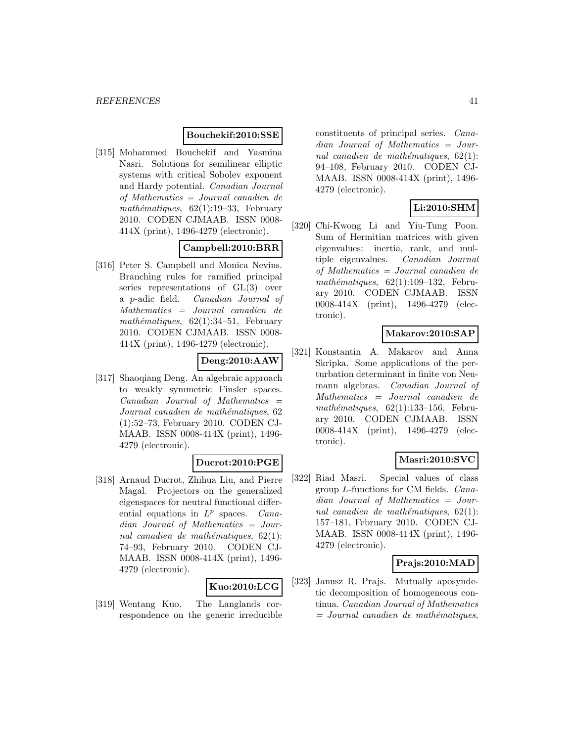**Bouchekif:2010:SSE**

[315] Mohammed Bouchekif and Yasmina Nasri. Solutions for semilinear elliptic systems with critical Sobolev exponent and Hardy potential. *Canadian Journal of Mathematics = Journal canadien de mathématiques*, 62(1):19–33, February 2010. CODEN CJMAAB. ISSN 0008-414X (print), 1496-4279 (electronic).

**Campbell:2010:BRR**

[316] Peter S. Campbell and Monica Nevins. Branching rules for ramified principal series representations of GL(3) over a $p$-adic field. *Canadian Journal of Mathematics = Journal canadien de mathématiques*, 62(1):34–51, February 2010. CODEN CJMAAB. ISSN 0008-414X (print), 1496-4279 (electronic).

**Deng:2010:AAW**

[317] Shaoqiang Deng. An algebraic approach to weakly symmetric Finsler spaces. *Canadian Journal of Mathematics = Journal canadien de mathématiques*, 62 (1):52–73, February 2010. CODEN CJMAAB. ISSN 0008-414X (print), 1496-4279 (electronic).

**Ducrot:2010:PGE**

[318] Arnaud Ducrot, Zhihua Liu, and Pierre Magal. Projectors on the generalized eigenspaces for neutral functional differential equations in $L^p$ spaces. *Canadian Journal of Mathematics = Journal canadien de mathématiques*, 62(1): 74–93, February 2010. CODEN CJMAAB. ISSN 0008-414X (print), 1496-4279 (electronic).

**Kuo:2010:LCG**

[319] Wentang Kuo. The Langlands correspondence on the generic irreducible constituents of principal series. *Canadian Journal of Mathematics = Journal canadien de mathématiques*, 62(1): 94–108, February 2010. CODEN CJMAAB. ISSN 0008-414X (print), 1496-4279 (electronic).

**Li:2010:SHM**

[320] Chi-Kwong Li and Yiu-Tung Poon. Sum of Hermitian matrices with given eigenvalues: inertia, rank, and multiple eigenvalues. *Canadian Journal of Mathematics = Journal canadien de mathématiques*, 62(1):109–132, February 2010. CODEN CJMAAB. ISSN 0008-414X (print), 1496-4279 (electronic).

**Makarov:2010:SAP**

[321] Konstantin A. Makarov and Anna Skripka. Some applications of the perturbation determinant in finite von Neumann algebras. *Canadian Journal of Mathematics = Journal canadien de mathématiques*, 62(1):133–156, February 2010. CODEN CJMAAB. ISSN 0008-414X (print), 1496-4279 (electronic).

**Masri:2010:SVC**

[322] Riad Masri. Special values of class group $L$-functions for CM fields. *Canadian Journal of Mathematics = Journal canadien de mathématiques*, 62(1): 157–181, February 2010. CODEN CJMAAB. ISSN 0008-414X (print), 1496-4279 (electronic).

**Prajs:2010:MAD**

[323] Janusz R. Prajs. Mutually aposyndetic decomposition of homogeneous continua. *Canadian Journal of Mathematics = Journal canadien de mathématiques*,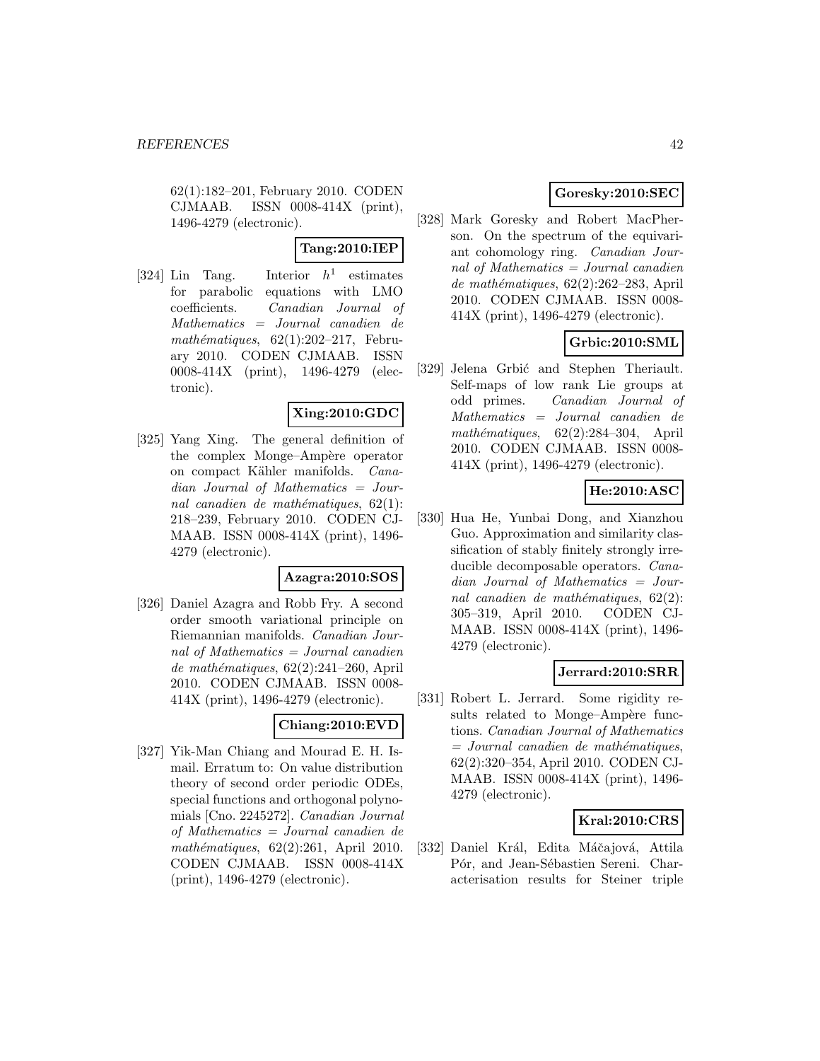62(1):182–201, February 2010. CODEN CJMAAB. ISSN 0008-414X (print), 1496-4279 (electronic).

**Tang:2010:IEP**

[324] Lin Tang. Interior $h^1$ estimates for parabolic equations with LMO coefficients. *Canadian Journal of Mathematics = Journal canadien de mathématiques*, 62(1):202–217, February 2010. CODEN CJMAAB. ISSN 0008-414X (print), 1496-4279 (electronic).

**Xing:2010:GDC**

[325] Yang Xing. The general definition of the complex Monge–Ampère operator on compact Kähler manifolds. *Canadian Journal of Mathematics = Journal canadien de mathématiques*, 62(1):218–239, February 2010. CODEN CJMAAB. ISSN 0008-414X (print), 1496-4279 (electronic).

**Azagra:2010:SOS**

[326] Daniel Azagra and Robb Fry. A second order smooth variational principle on Riemannian manifolds. *Canadian Journal of Mathematics = Journal canadien de mathématiques*, 62(2):241–260, April 2010. CODEN CJMAAB. ISSN 0008-414X (print), 1496-4279 (electronic).

**Chiang:2010:EVD**

[327] Yik-Man Chiang and Mourad E. H. Ismail. Erratum to: On value distribution theory of second order periodic ODEs, special functions and orthogonal polynomials [Cno. 2245272]. *Canadian Journal of Mathematics = Journal canadien de mathématiques*, 62(2):261, April 2010. CODEN CJMAAB. ISSN 0008-414X (print), 1496-4279 (electronic).

**Goresky:2010:SEC**

[328] Mark Goresky and Robert MacPherson. On the spectrum of the equivariant cohomology ring. *Canadian Journal of Mathematics = Journal canadien de mathématiques*, 62(2):262–283, April 2010. CODEN CJMAAB. ISSN 0008-414X (print), 1496-4279 (electronic).

**Grbic:2010:SML**

[329] Jelena Grbić and Stephen Theriault. Self-maps of low rank Lie groups at odd primes. *Canadian Journal of Mathematics = Journal canadien de mathématiques*, 62(2):284–304, April 2010. CODEN CJMAAB. ISSN 0008-414X (print), 1496-4279 (electronic).

**He:2010:ASC**

[330] Hua He, Yunbai Dong, and Xianzhou Guo. Approximation and similarity classification of stably finitely strongly irreducible decomposable operators. *Canadian Journal of Mathematics = Journal canadien de mathématiques*, 62(2):305–319, April 2010. CODEN CJMAAB. ISSN 0008-414X (print), 1496-4279 (electronic).

**Jerrard:2010:SRR**

[331] Robert L. Jerrard. Some rigidity results related to Monge–Ampère functions. *Canadian Journal of Mathematics = Journal canadien de mathématiques*, 62(2):320–354, April 2010. CODEN CJMAAB. ISSN 0008-414X (print), 1496-4279 (electronic).

**Kral:2010:CRS**

[332] Daniel Král, Edita Máčajová, Attila Pór, and Jean-Sébastien Sereni. Characterisation results for Steiner triple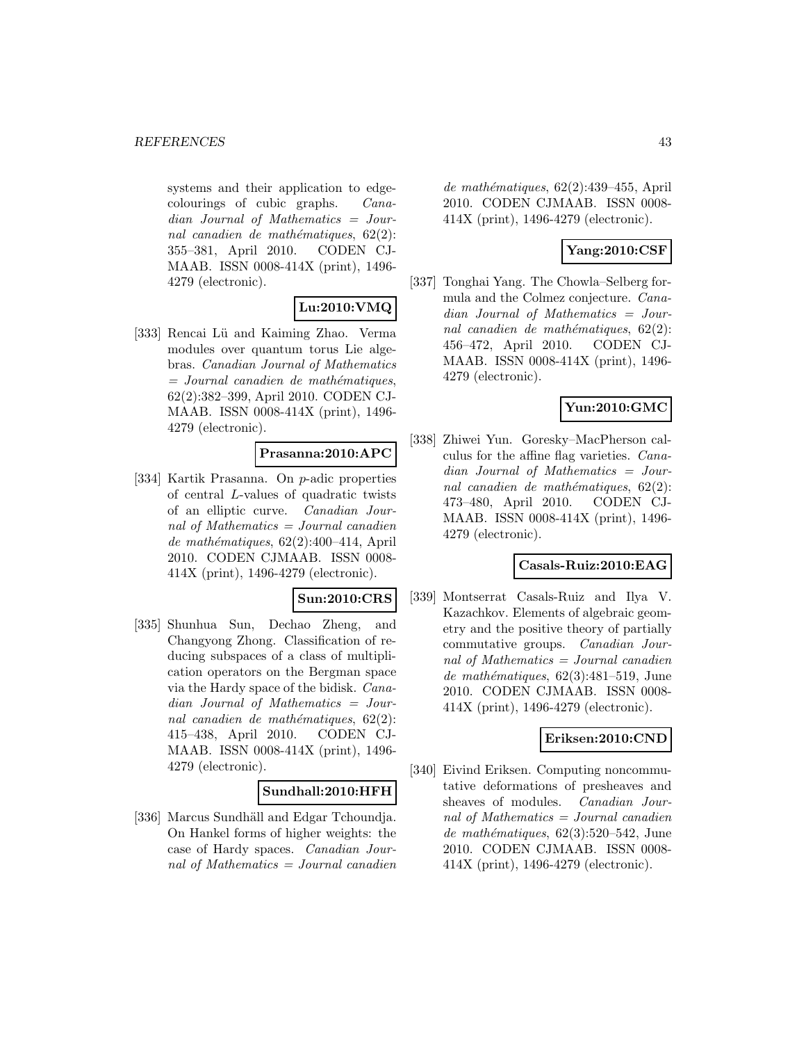systems and their application to edge-colourings of cubic graphs. *Canadian Journal of Mathematics = Journal canadien de mathématiques*, 62(2): 355–381, April 2010. CODEN CJMAAB. ISSN 0008-414X (print), 1496-4279 (electronic).

**Lu:2010:VMQ**

[333] Rencai Lü and Kaiming Zhao. Verma modules over quantum torus Lie algebras. *Canadian Journal of Mathematics = Journal canadien de mathématiques*, 62(2):382–399, April 2010. CODEN CJMAAB. ISSN 0008-414X (print), 1496-4279 (electronic).

**Prasanna:2010:APC**

[334] Kartik Prasanna. On $p$-adic properties of central $L$-values of quadratic twists of an elliptic curve. *Canadian Journal of Mathematics = Journal canadien de mathématiques*, 62(2):400–414, April 2010. CODEN CJMAAB. ISSN 0008-414X (print), 1496-4279 (electronic).

**Sun:2010:CRS**

[335] Shunhua Sun, Dechao Zheng, and Changyong Zhong. Classification of reducing subspaces of a class of multiplication operators on the Bergman space via the Hardy space of the bidisk. *Canadian Journal of Mathematics = Journal canadien de mathématiques*, 62(2): 415–438, April 2010. CODEN CJMAAB. ISSN 0008-414X (print), 1496-4279 (electronic).

**Sundhall:2010:HFH**

[336] Marcus Sundhäll and Edgar Tchoundja. On Hankel forms of higher weights: the case of Hardy spaces. *Canadian Journal of Mathematics = Journal canadien de mathématiques*, 62(2):439–455, April 2010. CODEN CJMAAB. ISSN 0008-414X (print), 1496-4279 (electronic).

**Yang:2010:CSF**

[337] Tonghai Yang. The Chowla–Selberg formula and the Colmez conjecture. *Canadian Journal of Mathematics = Journal canadien de mathématiques*, 62(2): 456–472, April 2010. CODEN CJMAAB. ISSN 0008-414X (print), 1496-4279 (electronic).

**Yun:2010:GMC**

[338] Zhiwei Yun. Goresky–MacPherson calculus for the affine flag varieties. *Canadian Journal of Mathematics = Journal canadien de mathématiques*, 62(2): 473–480, April 2010. CODEN CJMAAB. ISSN 0008-414X (print), 1496-4279 (electronic).

**Casals-Ruiz:2010:EAG**

[339] Montserrat Casals-Ruiz and Ilya V. Kazachkov. Elements of algebraic geometry and the positive theory of partially commutative groups. *Canadian Journal of Mathematics = Journal canadien de mathématiques*, 62(3):481–519, June 2010. CODEN CJMAAB. ISSN 0008-414X (print), 1496-4279 (electronic).

**Eriksen:2010:CND**

[340] Eivind Eriksen. Computing noncommutative deformations of presheaves and sheaves of modules. *Canadian Journal of Mathematics = Journal canadien de mathématiques*, 62(3):520–542, June 2010. CODEN CJMAAB. ISSN 0008-414X (print), 1496-4279 (electronic).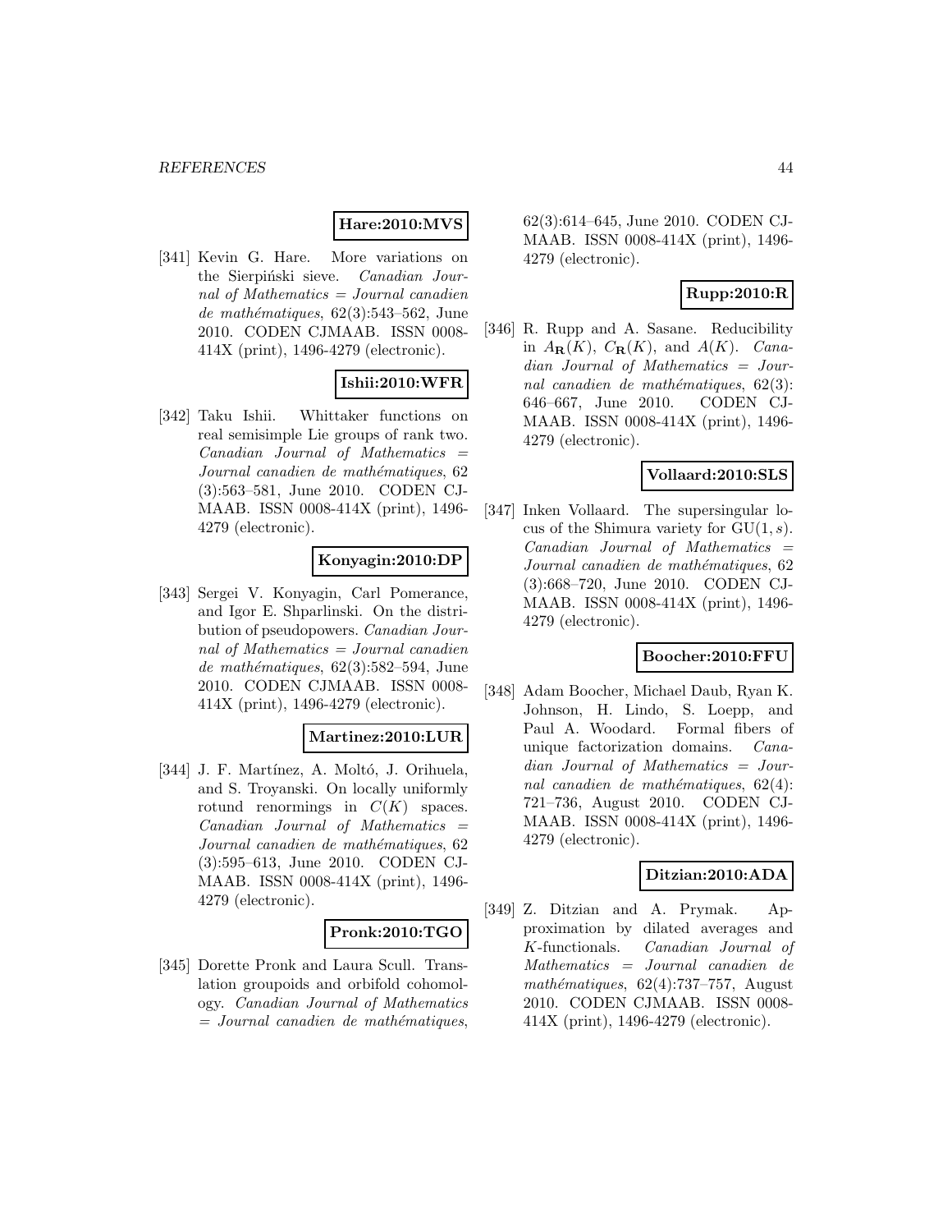**Hare:2010:MVS**

[341] Kevin G. Hare. More variations on the Sierpiński sieve. *Canadian Journal of Mathematics = Journal canadien de mathématiques*, 62(3):543–562, June 2010. CODEN CJMAAB. ISSN 0008-414X (print), 1496-4279 (electronic).

**Ishii:2010:WFR**

[342] Taku Ishii. Whittaker functions on real semisimple Lie groups of rank two. *Canadian Journal of Mathematics = Journal canadien de mathématiques*, 62 (3):563–581, June 2010. CODEN CJMAAB. ISSN 0008-414X (print), 1496-4279 (electronic).

**Konyagin:2010:DP**

[343] Sergei V. Konyagin, Carl Pomerance, and Igor E. Shparlinski. On the distribution of pseudopowers. *Canadian Journal of Mathematics = Journal canadien de mathématiques*, 62(3):582–594, June 2010. CODEN CJMAAB. ISSN 0008-414X (print), 1496-4279 (electronic).

**Martinez:2010:LUR**

[344] J. F. Martínez, A. Moltó, J. Orihuela, and S. Troyanski. On locally uniformly rotund renormings in $C(K)$ spaces. *Canadian Journal of Mathematics = Journal canadien de mathématiques*, 62 (3):595–613, June 2010. CODEN CJMAAB. ISSN 0008-414X (print), 1496-4279 (electronic).

**Pronk:2010:TGO**

[345] Dorette Pronk and Laura Scull. Translation groupoids and orbifold cohomology. *Canadian Journal of Mathematics = Journal canadien de mathématiques*, 62(3):614–645, June 2010. CODEN CJMAAB. ISSN 0008-414X (print), 1496-4279 (electronic).

**Rupp:2010:R**

[346] R. Rupp and A. Sasane. Reducibility in $A_{\mathbf{R}}(K)$, $C_{\mathbf{R}}(K)$, and $A(K)$. *Canadian Journal of Mathematics = Journal canadien de mathématiques*, 62(3): 646–667, June 2010. CODEN CJMAAB. ISSN 0008-414X (print), 1496-4279 (electronic).

**Vollaard:2010:SLS**

[347] Inken Vollaard. The supersingular locus of the Shimura variety for $\mathrm{GU}(1, s)$. *Canadian Journal of Mathematics = Journal canadien de mathématiques*, 62 (3):668–720, June 2010. CODEN CJMAAB. ISSN 0008-414X (print), 1496-4279 (electronic).

**Boocher:2010:FFU**

[348] Adam Boocher, Michael Daub, Ryan K. Johnson, H. Lindo, S. Loepp, and Paul A. Woodard. Formal fibers of unique factorization domains. *Canadian Journal of Mathematics = Journal canadien de mathématiques*, 62(4): 721–736, August 2010. CODEN CJMAAB. ISSN 0008-414X (print), 1496-4279 (electronic).

**Ditzian:2010:ADA**

[349] Z. Ditzian and A. Prymak. Approximation by dilated averages and $K$-functionals. *Canadian Journal of Mathematics = Journal canadien de mathématiques*, 62(4):737–757, August 2010. CODEN CJMAAB. ISSN 0008-414X (print), 1496-4279 (electronic).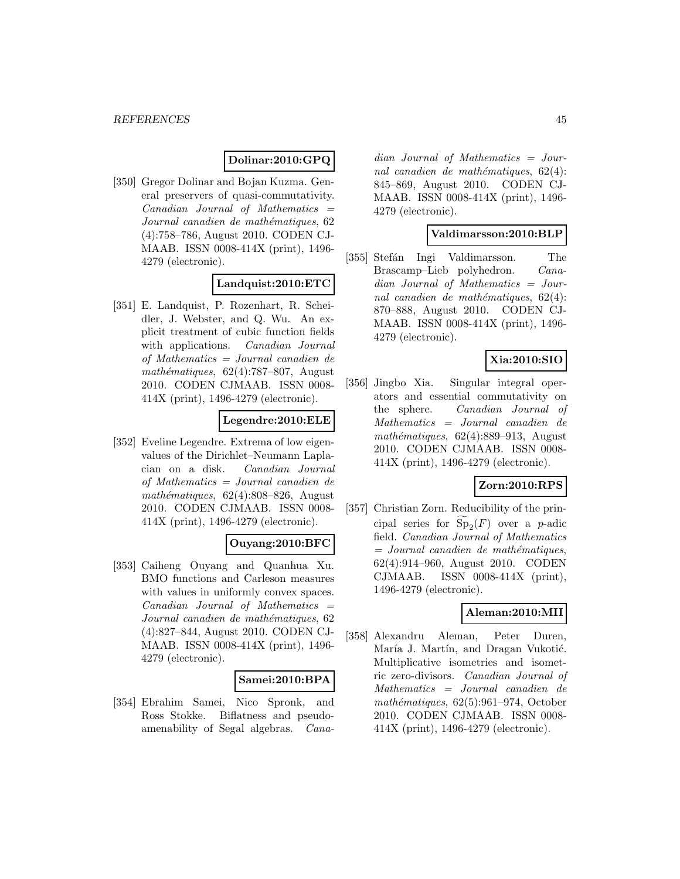**Dolinar:2010:GPQ**

[350] Gregor Dolinar and Bojan Kuzma. General preservers of quasi-commutativity. *Canadian Journal of Mathematics = Journal canadien de mathématiques*, 62 (4):758–786, August 2010. CODEN CJMAAB. ISSN 0008-414X (print), 1496-4279 (electronic).

**Landquist:2010:ETC**

[351] E. Landquist, P. Rozenhart, R. Scheidler, J. Webster, and Q. Wu. An explicit treatment of cubic function fields with applications. *Canadian Journal of Mathematics = Journal canadien de mathématiques*, 62(4):787–807, August 2010. CODEN CJMAAB. ISSN 0008-414X (print), 1496-4279 (electronic).

**Legendre:2010:ELE**

[352] Eveline Legendre. Extrema of low eigenvalues of the Dirichlet–Neumann Laplacian on a disk. *Canadian Journal of Mathematics = Journal canadien de mathématiques*, 62(4):808–826, August 2010. CODEN CJMAAB. ISSN 0008-414X (print), 1496-4279 (electronic).

**Ouyang:2010:BFC**

[353] Caiheng Ouyang and Quanhua Xu. BMO functions and Carleson measures with values in uniformly convex spaces. *Canadian Journal of Mathematics = Journal canadien de mathématiques*, 62 (4):827–844, August 2010. CODEN CJMAAB. ISSN 0008-414X (print), 1496-4279 (electronic).

**Samei:2010:BPA**

[354] Ebrahim Samei, Nico Spronk, and Ross Stokke. Biflatness and pseudo-amenability of Segal algebras. *Canadian Journal of Mathematics = Journal canadien de mathématiques*, 62(4): 845–869, August 2010. CODEN CJMAAB. ISSN 0008-414X (print), 1496-4279 (electronic).

**Valdimarsson:2010:BLP**

[355] Stefán Ingi Valdimarsson. The Brascamp–Lieb polyhedron. *Canadian Journal of Mathematics = Journal canadien de mathématiques*, 62(4): 870–888, August 2010. CODEN CJMAAB. ISSN 0008-414X (print), 1496-4279 (electronic).

**Xia:2010:SIO**

[356] Jingbo Xia. Singular integral operators and essential commutativity on the sphere. *Canadian Journal of Mathematics = Journal canadien de mathématiques*, 62(4):889–913, August 2010. CODEN CJMAAB. ISSN 0008-414X (print), 1496-4279 (electronic).

**Zorn:2010:RPS**

[357] Christian Zorn. Reducibility of the principal series for $\widetilde{\mathrm{Sp}}_2(F)$ over a $p$-adic field. *Canadian Journal of Mathematics = Journal canadien de mathématiques*, 62(4):914–960, August 2010. CODEN CJMAAB. ISSN 0008-414X (print), 1496-4279 (electronic).

**Aleman:2010:MII**

[358] Alexandru Aleman, Peter Duren, María J. Martín, and Dragan Vukotić. Multiplicative isometries and isometric zero-divisors. *Canadian Journal of Mathematics = Journal canadien de mathématiques*, 62(5):961–974, October 2010. CODEN CJMAAB. ISSN 0008-414X (print), 1496-4279 (electronic).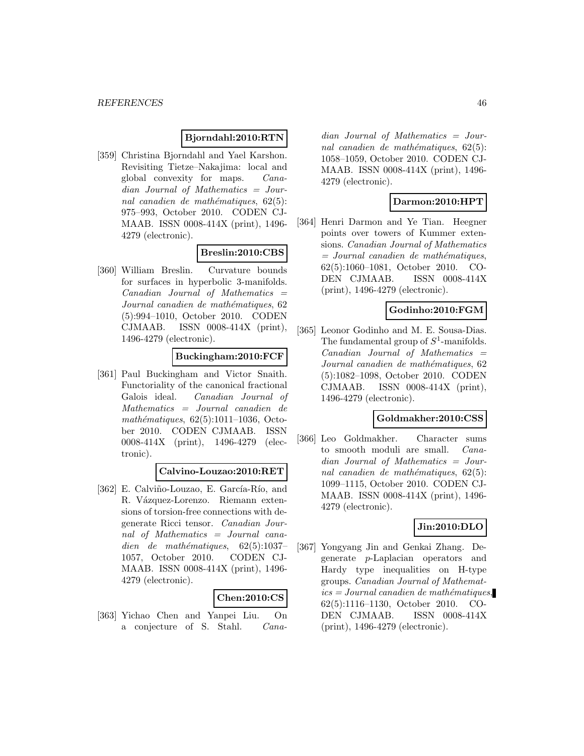**Bjorndahl:2010:RTN**

[359] Christina Bjorndahl and Yael Karshon. Revisiting Tietze–Nakajima: local and global convexity for maps. *Canadian Journal of Mathematics = Journal canadien de mathématiques*, 62(5): 975–993, October 2010. CODEN CJMAAB. ISSN 0008-414X (print), 1496-4279 (electronic).

**Breslin:2010:CBS**

[360] William Breslin. Curvature bounds for surfaces in hyperbolic 3-manifolds. *Canadian Journal of Mathematics = Journal canadien de mathématiques*, 62 (5):994–1010, October 2010. CODEN CJMAAB. ISSN 0008-414X (print), 1496-4279 (electronic).

**Buckingham:2010:FCF**

[361] Paul Buckingham and Victor Snaith. Functoriality of the canonical fractional Galois ideal. *Canadian Journal of Mathematics = Journal canadien de mathématiques*, 62(5):1011–1036, October 2010. CODEN CJMAAB. ISSN 0008-414X (print), 1496-4279 (electronic).

**Calvino-Louzao:2010:RET**

[362] E. Calviño-Louzao, E. García-Río, and R. Vázquez-Lorenzo. Riemann extensions of torsion-free connections with degenerate Ricci tensor. *Canadian Journal of Mathematics = Journal canadien de mathématiques*, 62(5):1037–1057, October 2010. CODEN CJMAAB. ISSN 0008-414X (print), 1496-4279 (electronic).

**Chen:2010:CS**

[363] Yichao Chen and Yanpei Liu. On a conjecture of S. Stahl. *Canadian Journal of Mathematics = Journal canadien de mathématiques*, 62(5): 1058–1059, October 2010. CODEN CJMAAB. ISSN 0008-414X (print), 1496-4279 (electronic).

**Darmon:2010:HPT**

[364] Henri Darmon and Ye Tian. Heegner points over towers of Kummer extensions. *Canadian Journal of Mathematics = Journal canadien de mathématiques*, 62(5):1060–1081, October 2010. CODEN CJMAAB. ISSN 0008-414X (print), 1496-4279 (electronic).

**Godinho:2010:FGM**

[365] Leonor Godinho and M. E. Sousa-Dias. The fundamental group of $S^1$-manifolds. *Canadian Journal of Mathematics = Journal canadien de mathématiques*, 62 (5):1082–1098, October 2010. CODEN CJMAAB. ISSN 0008-414X (print), 1496-4279 (electronic).

**Goldmakher:2010:CSS**

[366] Leo Goldmakher. Character sums to smooth moduli are small. *Canadian Journal of Mathematics = Journal canadien de mathématiques*, 62(5): 1099–1115, October 2010. CODEN CJMAAB. ISSN 0008-414X (print), 1496-4279 (electronic).

**Jin:2010:DLO**

[367] Yongyang Jin and Genkai Zhang. Degenerate $p$-Laplacian operators and Hardy type inequalities on H-type groups. *Canadian Journal of Mathematics = Journal canadien de mathématiques*, 62(5):1116–1130, October 2010. CODEN CJMAAB. ISSN 0008-414X (print), 1496-4279 (electronic).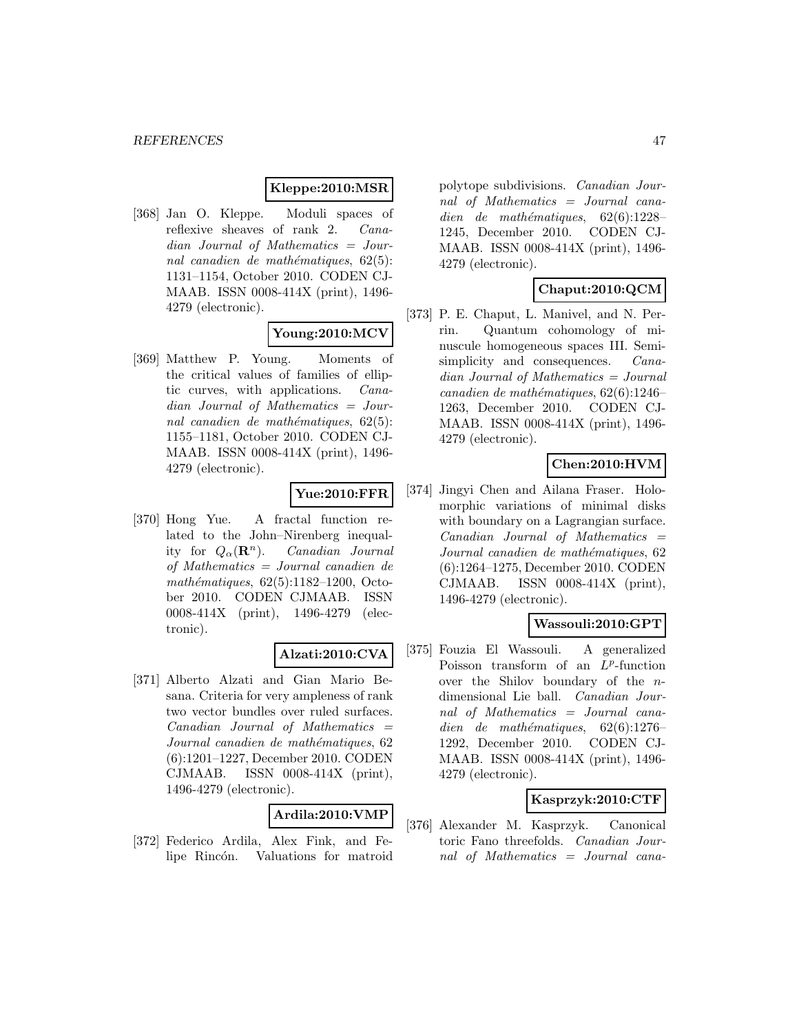**Kleppe:2010:MSR**

[368] Jan O. Kleppe. Moduli spaces of reflexive sheaves of rank 2. *Canadian Journal of Mathematics = Journal canadien de mathématiques*, 62(5): 1131–1154, October 2010. CODEN CJMAAB. ISSN 0008-414X (print), 1496-4279 (electronic).

**Young:2010:MCV**

[369] Matthew P. Young. Moments of the critical values of families of elliptic curves, with applications. *Canadian Journal of Mathematics = Journal canadien de mathématiques*, 62(5): 1155–1181, October 2010. CODEN CJMAAB. ISSN 0008-414X (print), 1496-4279 (electronic).

**Yue:2010:FFR**

[370] Hong Yue. A fractal function related to the John–Nirenberg inequality for $Q_\alpha(\mathbf{R}^n)$. *Canadian Journal of Mathematics = Journal canadien de mathématiques*, 62(5):1182–1200, October 2010. CODEN CJMAAB. ISSN 0008-414X (print), 1496-4279 (electronic).

**Alzati:2010:CVA**

[371] Alberto Alzati and Gian Mario Besana. Criteria for very ampleness of rank two vector bundles over ruled surfaces. *Canadian Journal of Mathematics = Journal canadien de mathématiques*, 62 (6):1201–1227, December 2010. CODEN CJMAAB. ISSN 0008-414X (print), 1496-4279 (electronic).

**Ardila:2010:VMP**

[372] Federico Ardila, Alex Fink, and Felipe Rincón. Valuations for matroid polytope subdivisions. *Canadian Journal of Mathematics = Journal canadien de mathématiques*, 62(6):1228–1245, December 2010. CODEN CJMAAB. ISSN 0008-414X (print), 1496-4279 (electronic).

**Chaput:2010:QCM**

[373] P. E. Chaput, L. Manivel, and N. Perrin. Quantum cohomology of minuscule homogeneous spaces III. Semisimplicity and consequences. *Canadian Journal of Mathematics = Journal canadien de mathématiques*, 62(6):1246–1263, December 2010. CODEN CJMAAB. ISSN 0008-414X (print), 1496-4279 (electronic).

**Chen:2010:HVM**

[374] Jingyi Chen and Ailana Fraser. Holomorphic variations of minimal disks with boundary on a Lagrangian surface. *Canadian Journal of Mathematics = Journal canadien de mathématiques*, 62 (6):1264–1275, December 2010. CODEN CJMAAB. ISSN 0008-414X (print), 1496-4279 (electronic).

**Wassouli:2010:GPT**

[375] Fouzia El Wassouli. A generalized Poisson transform of an $L^p$-function over the Shilov boundary of the $n$-dimensional Lie ball. *Canadian Journal of Mathematics = Journal canadien de mathématiques*, 62(6):1276–1292, December 2010. CODEN CJMAAB. ISSN 0008-414X (print), 1496-4279 (electronic).

**Kasprzyk:2010:CTF**

[376] Alexander M. Kasprzyk. Canonical toric Fano threefolds. *Canadian Journal of Mathematics = Journal cana-*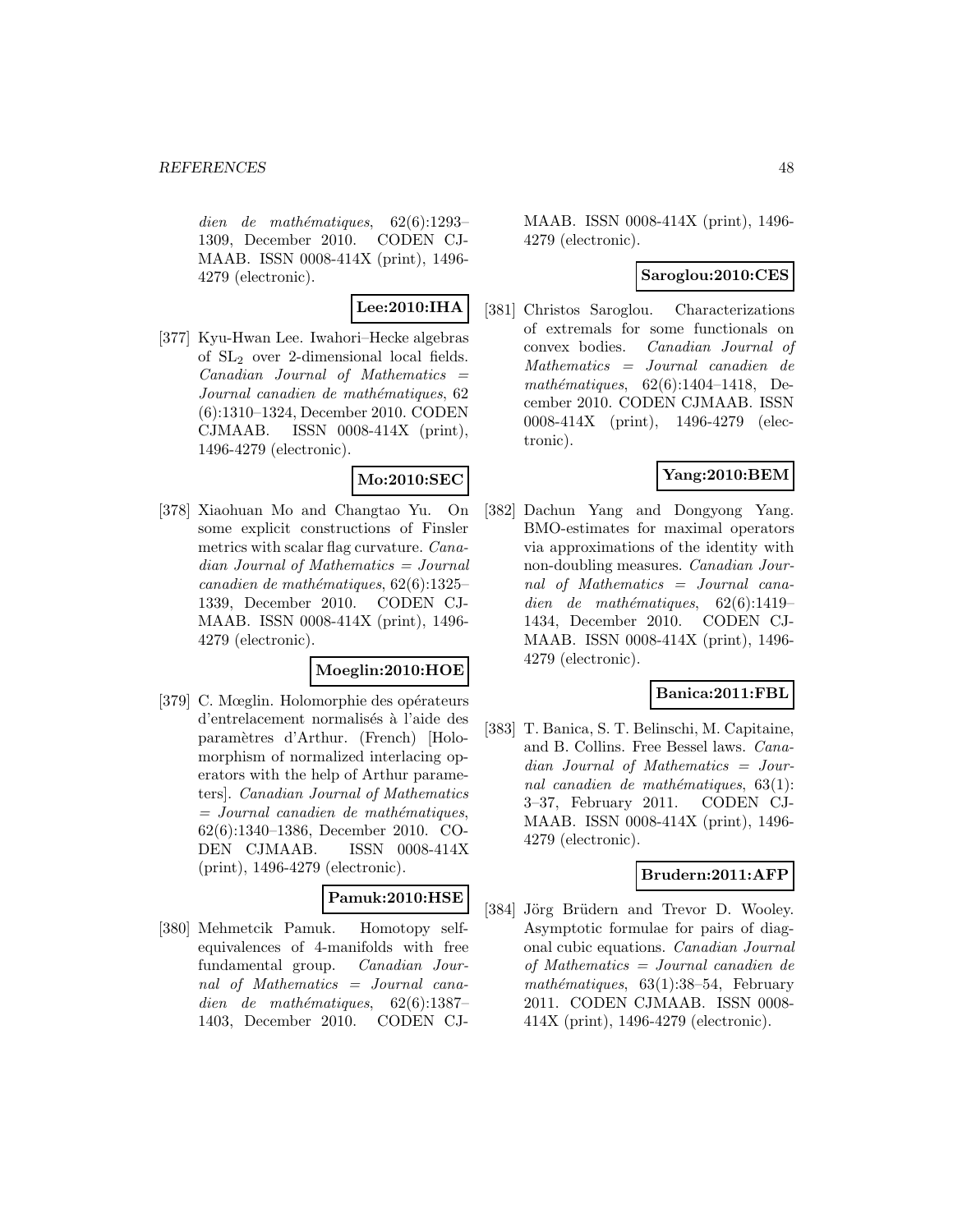*dien de mathématiques*, 62(6):1293–1309, December 2010. CODEN CJMAAB. ISSN 0008-414X (print), 1496-4279 (electronic).

**Lee:2010:IHA**

[377] Kyu-Hwan Lee. Iwahori–Hecke algebras of $SL_2$ over 2-dimensional local fields. *Canadian Journal of Mathematics = Journal canadien de mathématiques*, 62 (6):1310–1324, December 2010. CODEN CJMAAB. ISSN 0008-414X (print), 1496-4279 (electronic).

**Mo:2010:SEC**

[378] Xiaohuan Mo and Changtao Yu. On some explicit constructions of Finsler metrics with scalar flag curvature. *Canadian Journal of Mathematics = Journal canadien de mathématiques*, 62(6):1325–1339, December 2010. CODEN CJMAAB. ISSN 0008-414X (print), 1496-4279 (electronic).

**Moeglin:2010:HOE**

[379] C. Mœglin. Holomorphie des opérateurs d'entrelacement normalisés à l'aide des paramètres d'Arthur. (French) [Holomorphism of normalized interlacing operators with the help of Arthur parameters]. *Canadian Journal of Mathematics = Journal canadien de mathématiques*, 62(6):1340–1386, December 2010. CODEN CJMAAB. ISSN 0008-414X (print), 1496-4279 (electronic).

**Pamuk:2010:HSE**

[380] Mehmetcik Pamuk. Homotopy self-equivalences of 4-manifolds with free fundamental group. *Canadian Journal of Mathematics = Journal canadien de mathématiques*, 62(6):1387–1403, December 2010. CODEN CJMAAB. ISSN 0008-414X (print), 1496-4279 (electronic).

**Saroglou:2010:CES**

[381] Christos Saroglou. Characterizations of extremals for some functionals on convex bodies. *Canadian Journal of Mathematics = Journal canadien de mathématiques*, 62(6):1404–1418, December 2010. CODEN CJMAAB. ISSN 0008-414X (print), 1496-4279 (electronic).

**Yang:2010:BEM**

[382] Dachun Yang and Dongyong Yang. BMO-estimates for maximal operators via approximations of the identity with non-doubling measures. *Canadian Journal of Mathematics = Journal canadien de mathématiques*, 62(6):1419–1434, December 2010. CODEN CJMAAB. ISSN 0008-414X (print), 1496-4279 (electronic).

**Banica:2011:FBL**

[383] T. Banica, S. T. Belinschi, M. Capitaine, and B. Collins. Free Bessel laws. *Canadian Journal of Mathematics = Journal canadien de mathématiques*, 63(1):3–37, February 2011. CODEN CJMAAB. ISSN 0008-414X (print), 1496-4279 (electronic).

**Brudern:2011:AFP**

[384] Jörg Brüdern and Trevor D. Wooley. Asymptotic formulae for pairs of diagonal cubic equations. *Canadian Journal of Mathematics = Journal canadien de mathématiques*, 63(1):38–54, February 2011. CODEN CJMAAB. ISSN 0008-414X (print), 1496-4279 (electronic).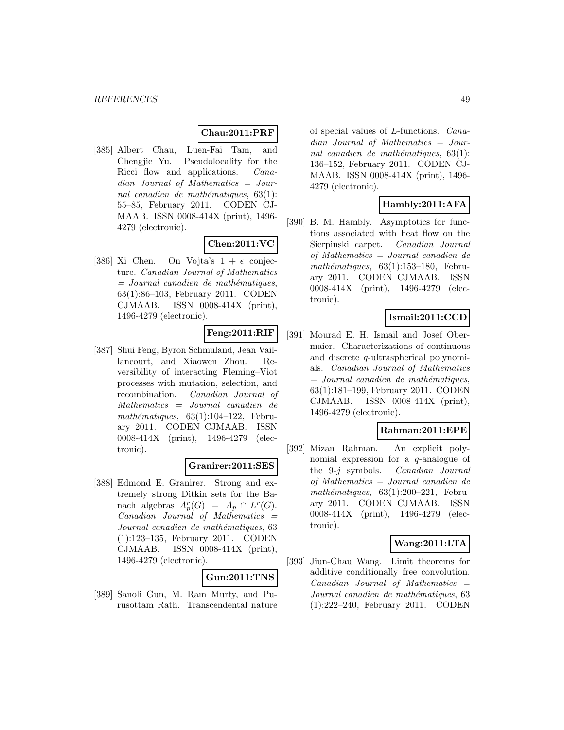**Chau:2011:PRF**

[385] Albert Chau, Luen-Fai Tam, and Chengjie Yu. Pseudolocality for the Ricci flow and applications. *Canadian Journal of Mathematics = Journal canadien de mathématiques*, 63(1): 55–85, February 2011. CODEN CJMAAB. ISSN 0008-414X (print), 1496-4279 (electronic).

**Chen:2011:VC**

[386] Xi Chen. On Vojta's $1 + \epsilon$ conjecture. *Canadian Journal of Mathematics = Journal canadien de mathématiques*, 63(1):86–103, February 2011. CODEN CJMAAB. ISSN 0008-414X (print), 1496-4279 (electronic).

**Feng:2011:RIF**

[387] Shui Feng, Byron Schmuland, Jean Vaillancourt, and Xiaowen Zhou. Reversibility of interacting Fleming–Viot processes with mutation, selection, and recombination. *Canadian Journal of Mathematics = Journal canadien de mathématiques*, 63(1):104–122, February 2011. CODEN CJMAAB. ISSN 0008-414X (print), 1496-4279 (electronic).

**Granirer:2011:SES**

[388] Edmond E. Granirer. Strong and extremely strong Ditkin sets for the Banach algebras $A_p^r(G) = A_p \cap L^r(G)$. *Canadian Journal of Mathematics = Journal canadien de mathématiques*, 63 (1):123–135, February 2011. CODEN CJMAAB. ISSN 0008-414X (print), 1496-4279 (electronic).

**Gun:2011:TNS**

[389] Sanoli Gun, M. Ram Murty, and Purusottam Rath. Transcendental nature of special values of $L$-functions. *Canadian Journal of Mathematics = Journal canadien de mathématiques*, 63(1): 136–152, February 2011. CODEN CJMAAB. ISSN 0008-414X (print), 1496-4279 (electronic).

**Hambly:2011:AFA**

[390] B. M. Hambly. Asymptotics for functions associated with heat flow on the Sierpinski carpet. *Canadian Journal of Mathematics = Journal canadien de mathématiques*, 63(1):153–180, February 2011. CODEN CJMAAB. ISSN 0008-414X (print), 1496-4279 (electronic).

**Ismail:2011:CCD**

[391] Mourad E. H. Ismail and Josef Obermaier. Characterizations of continuous and discrete $q$-ultraspherical polynomials. *Canadian Journal of Mathematics = Journal canadien de mathématiques*, 63(1):181–199, February 2011. CODEN CJMAAB. ISSN 0008-414X (print), 1496-4279 (electronic).

**Rahman:2011:EPE**

[392] Mizan Rahman. An explicit polynomial expression for a $q$-analogue of the 9-$j$ symbols. *Canadian Journal of Mathematics = Journal canadien de mathématiques*, 63(1):200–221, February 2011. CODEN CJMAAB. ISSN 0008-414X (print), 1496-4279 (electronic).

**Wang:2011:LTA**

[393] Jiun-Chau Wang. Limit theorems for additive conditionally free convolution. *Canadian Journal of Mathematics = Journal canadien de mathématiques*, 63 (1):222–240, February 2011. CODEN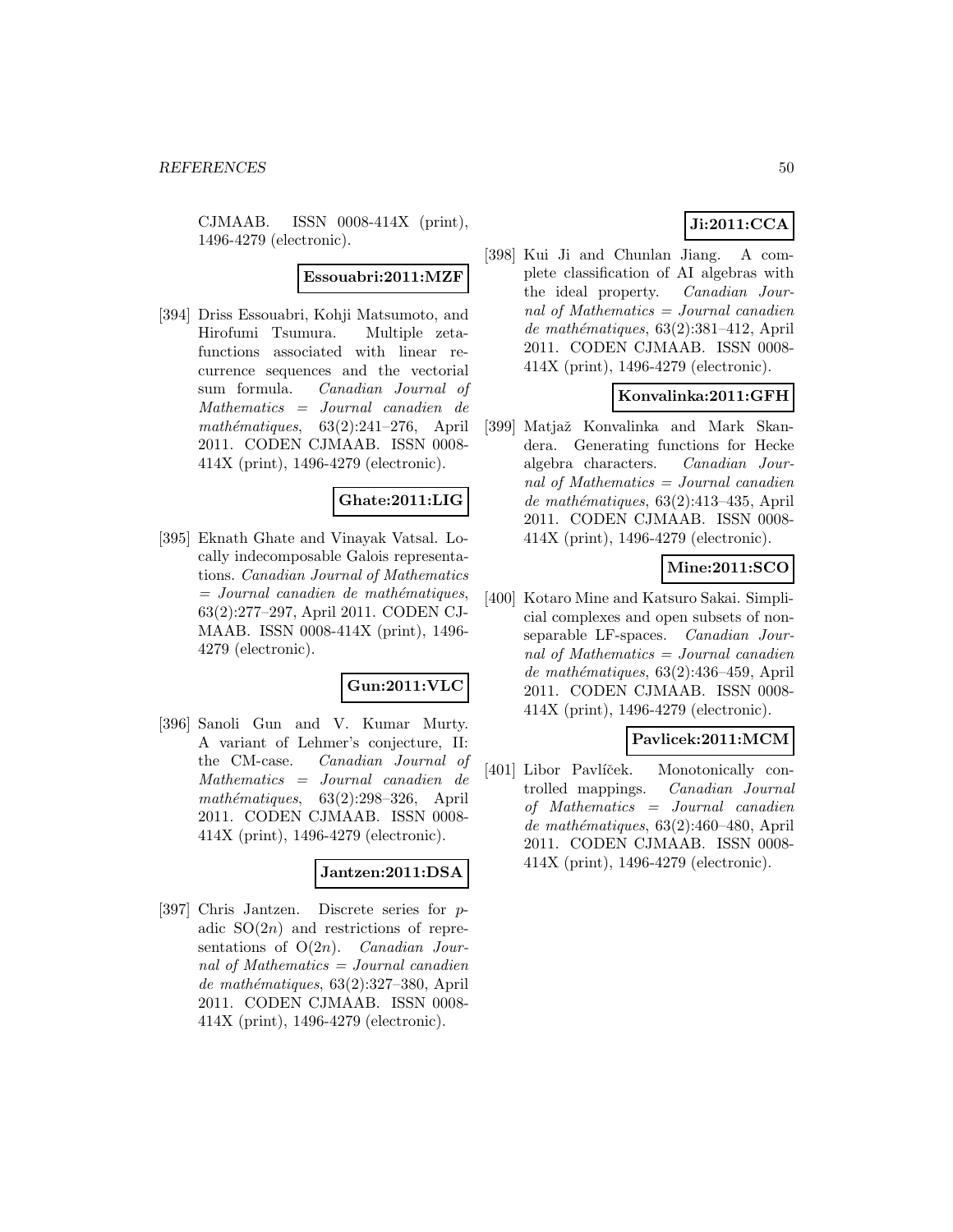CJMAAB. ISSN 0008-414X (print), 1496-4279 (electronic).

**Essouabri:2011:MZF**

[394] Driss Essouabri, Kohji Matsumoto, and Hirofumi Tsumura. Multiple zeta-functions associated with linear recurrence sequences and the vectorial sum formula. *Canadian Journal of Mathematics = Journal canadien de mathématiques*, 63(2):241–276, April 2011. CODEN CJMAAB. ISSN 0008-414X (print), 1496-4279 (electronic).

**Ghate:2011:LIG**

[395] Eknath Ghate and Vinayak Vatsal. Locally indecomposable Galois representations. *Canadian Journal of Mathematics = Journal canadien de mathématiques*, 63(2):277–297, April 2011. CODEN CJMAAB. ISSN 0008-414X (print), 1496-4279 (electronic).

**Gun:2011:VLC**

[396] Sanoli Gun and V. Kumar Murty. A variant of Lehmer's conjecture, II: the CM-case. *Canadian Journal of Mathematics = Journal canadien de mathématiques*, 63(2):298–326, April 2011. CODEN CJMAAB. ISSN 0008-414X (print), 1496-4279 (electronic).

**Jantzen:2011:DSA**

[397] Chris Jantzen. Discrete series for $p$-adic $SO(2n)$ and restrictions of representations of $O(2n)$. *Canadian Journal of Mathematics = Journal canadien de mathématiques*, 63(2):327–380, April 2011. CODEN CJMAAB. ISSN 0008-414X (print), 1496-4279 (electronic).

**Ji:2011:CCA**

[398] Kui Ji and Chunlan Jiang. A complete classification of AI algebras with the ideal property. *Canadian Journal of Mathematics = Journal canadien de mathématiques*, 63(2):381–412, April 2011. CODEN CJMAAB. ISSN 0008-414X (print), 1496-4279 (electronic).

**Konvalinka:2011:GFH**

[399] Matjaž Konvalinka and Mark Skandera. Generating functions for Hecke algebra characters. *Canadian Journal of Mathematics = Journal canadien de mathématiques*, 63(2):413–435, April 2011. CODEN CJMAAB. ISSN 0008-414X (print), 1496-4279 (electronic).

**Mine:2011:SCO**

[400] Kotaro Mine and Katsuro Sakai. Simplicial complexes and open subsets of non-separable LF-spaces. *Canadian Journal of Mathematics = Journal canadien de mathématiques*, 63(2):436–459, April 2011. CODEN CJMAAB. ISSN 0008-414X (print), 1496-4279 (electronic).

**Pavlicek:2011:MCM**

[401] Libor Pavlíček. Monotonically controlled mappings. *Canadian Journal of Mathematics = Journal canadien de mathématiques*, 63(2):460–480, April 2011. CODEN CJMAAB. ISSN 0008-414X (print), 1496-4279 (electronic).